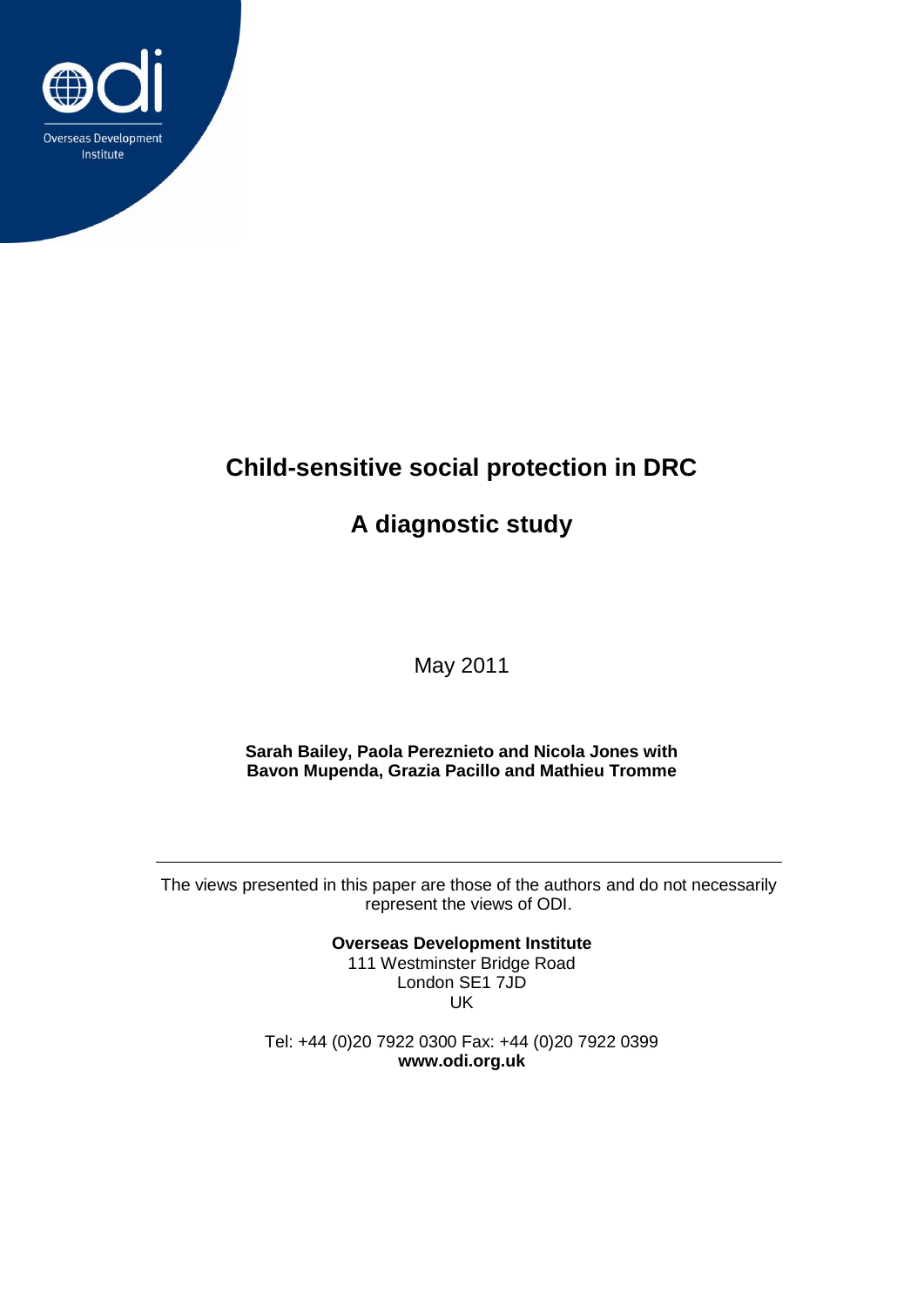Overseas Development Institute

# Child-sensitive social protection in DRC

# A diagnostic study

May 2011

**Sarah Bailey, Paola Pereznieto and Nicola Jones with Bavon Mupenda, Grazia Pacillo and Mathieu Tromme**

---

The views presented in this paper are those of the authors and do not necessarily represent the views of ODI.

**Overseas Development Institute**
111 Westminster Bridge Road
London SE1 7JD
UK

Tel: +44 (0)20 7922 0300 Fax: +44 (0)20 7922 0399
**www.odi.org.uk**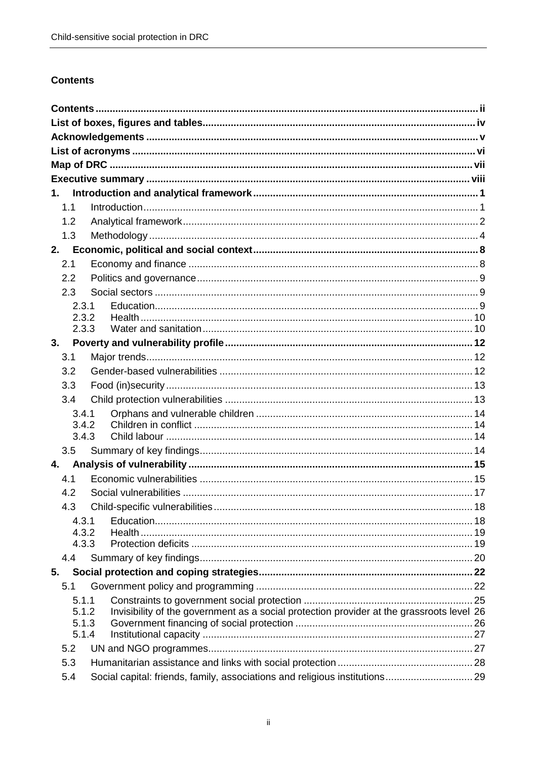## Contents

| | | |
|---|---|---|
| **Contents** | | **ii** |
| **List of boxes, figures and tables** | | **iv** |
| **Acknowledgements** | | **v** |
| **List of acronyms** | | **vi** |
| **Map of DRC** | | **vii** |
| **Executive summary** | | **viii** |
| **1.** | **Introduction and analytical framework** | **1** |
| 1.1 | Introduction | 1 |
| 1.2 | Analytical framework | 2 |
| 1.3 | Methodology | 4 |
| **2.** | **Economic, political and social context** | **8** |
| 2.1 | Economy and finance | 8 |
| 2.2 | Politics and governance | 9 |
| 2.3 | Social sectors | 9 |
| 2.3.1 | Education | 9 |
| 2.3.2 | Health | 10 |
| 2.3.3 | Water and sanitation | 10 |
| **3.** | **Poverty and vulnerability profile** | **12** |
| 3.1 | Major trends | 12 |
| 3.2 | Gender-based vulnerabilities | 12 |
| 3.3 | Food (in)security | 13 |
| 3.4 | Child protection vulnerabilities | 13 |
| 3.4.1 | Orphans and vulnerable children | 14 |
| 3.4.2 | Children in conflict | 14 |
| 3.4.3 | Child labour | 14 |
| 3.5 | Summary of key findings | 14 |
| **4.** | **Analysis of vulnerability** | **15** |
| 4.1 | Economic vulnerabilities | 15 |
| 4.2 | Social vulnerabilities | 17 |
| 4.3 | Child-specific vulnerabilities | 18 |
| 4.3.1 | Education | 18 |
| 4.3.2 | Health | 19 |
| 4.3.3 | Protection deficits | 19 |
| 4.4 | Summary of key findings | 20 |
| **5.** | **Social protection and coping strategies** | **22** |
| 5.1 | Government policy and programming | 22 |
| 5.1.1 | Constraints to government social protection | 25 |
| 5.1.2 | Invisibility of the government as a social protection provider at the grassroots level | 26 |
| 5.1.3 | Government financing of social protection | 26 |
| 5.1.4 | Institutional capacity | 27 |
| 5.2 | UN and NGO programmes | 27 |
| 5.3 | Humanitarian assistance and links with social protection | 28 |
| 5.4 | Social capital: friends, family, associations and religious institutions | 29 |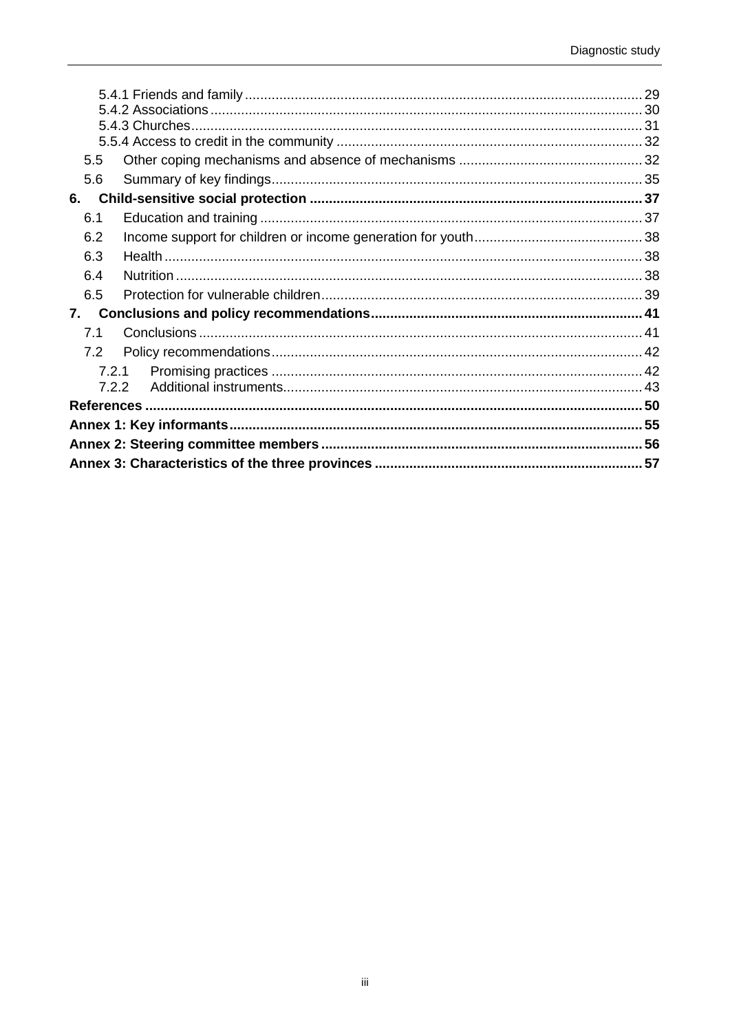5.4.1 Friends and family ........................................................................................................ 29
5.4.2 Associations ................................................................................................................. 30
5.4.3 Churches ...................................................................................................................... 31
5.5.4 Access to credit in the community ............................................................................... 32

5.5 Other coping mechanisms and absence of mechanisms ................................................. 32

5.6 Summary of key findings ................................................................................................. 35

**6. Child-sensitive social protection ...................................................................................... 37**

6.1 Education and training .................................................................................................... 37

6.2 Income support for children or income generation for youth ............................................ 38

6.3 Health .............................................................................................................................. 38

6.4 Nutrition ........................................................................................................................... 38

6.5 Protection for vulnerable children .................................................................................... 39

**7. Conclusions and policy recommendations ....................................................................... 41**

7.1 Conclusions ..................................................................................................................... 41

7.2 Policy recommendations ................................................................................................. 42

7.2.1 Promising practices .................................................................................................. 42
7.2.2 Additional instruments ............................................................................................... 43

**References ............................................................................................................................... 50**

**Annex 1: Key informants .......................................................................................................... 55**

**Annex 2: Steering committee members ................................................................................... 56**

**Annex 3: Characteristics of the three provinces ...................................................................... 57**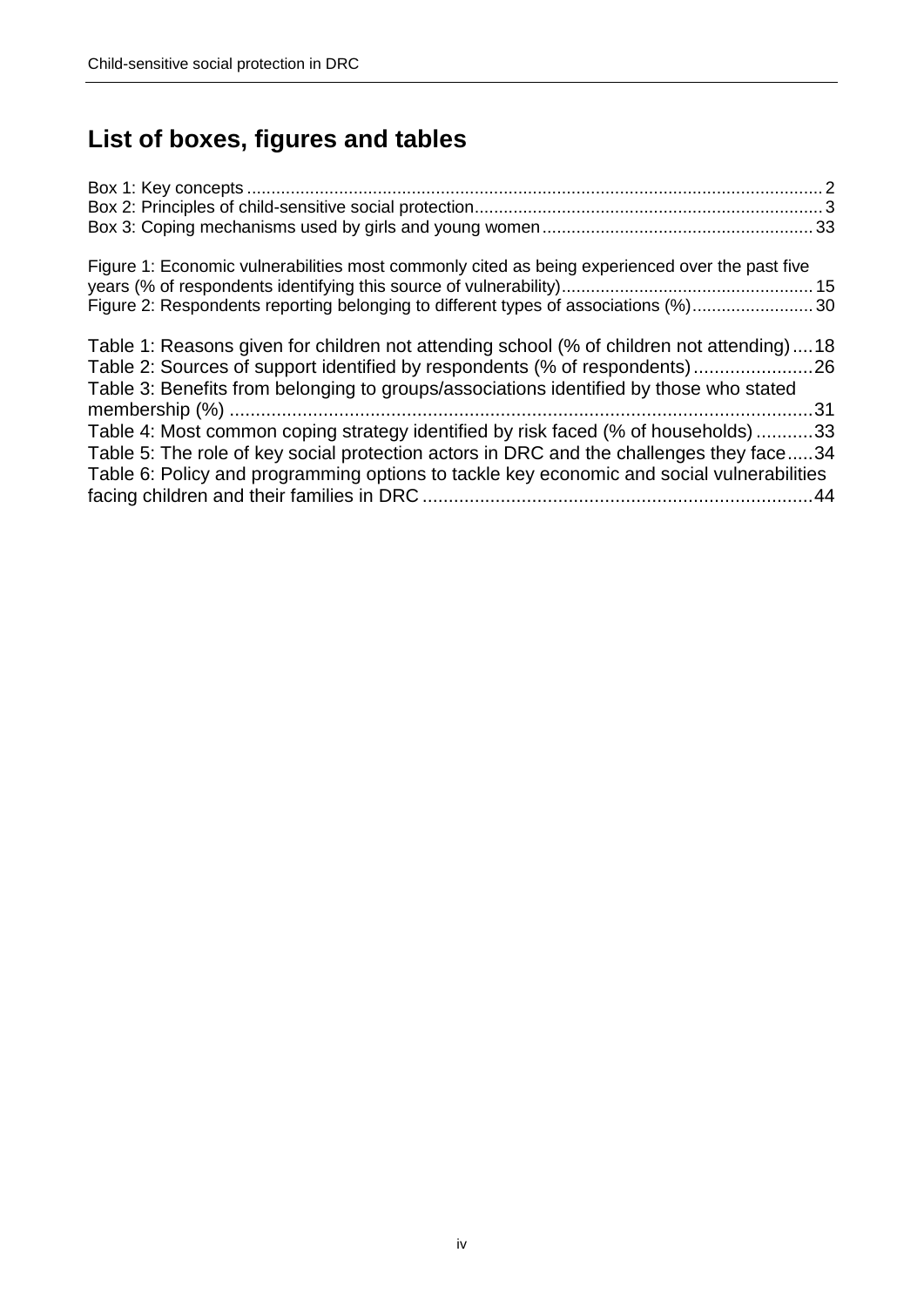# List of boxes, figures and tables

Box 1: Key concepts ........................................................................................................................ 2
Box 2: Principles of child-sensitive social protection........................................................................ 3
Box 3: Coping mechanisms used by girls and young women........................................................ 33

Figure 1: Economic vulnerabilities most commonly cited as being experienced over the past five years (% of respondents identifying this source of vulnerability).................................................... 15
Figure 2: Respondents reporting belonging to different types of associations (%)......................... 30

Table 1: Reasons given for children not attending school (% of children not attending)....18
Table 2: Sources of support identified by respondents (% of respondents).......................26
Table 3: Benefits from belonging to groups/associations identified by those who stated membership (%) .................................................................................................................31
Table 4: Most common coping strategy identified by risk faced (% of households)...........33
Table 5: The role of key social protection actors in DRC and the challenges they face.....34
Table 6: Policy and programming options to tackle key economic and social vulnerabilities facing children and their families in DRC ...........................................................................44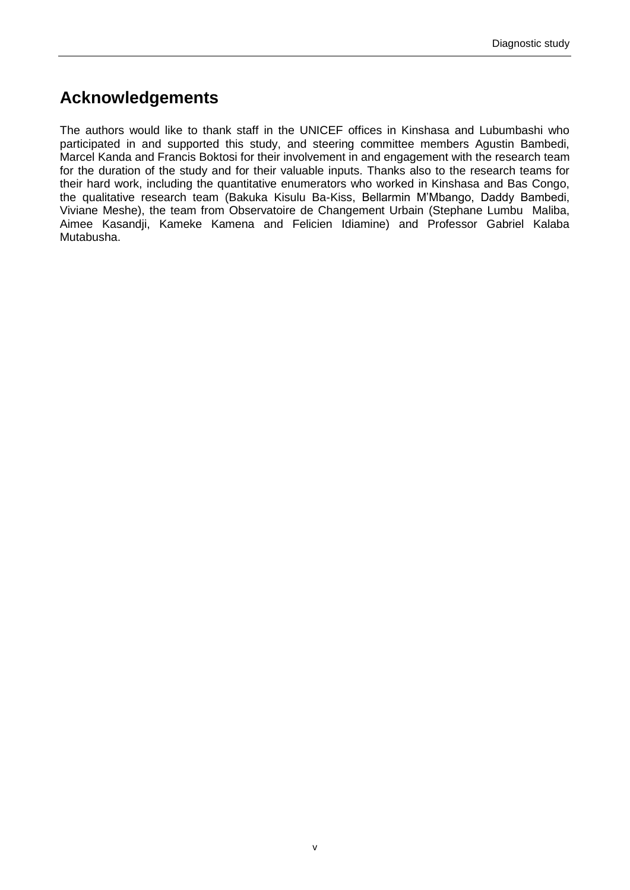## Acknowledgements

The authors would like to thank staff in the UNICEF offices in Kinshasa and Lubumbashi who participated in and supported this study, and steering committee members Agustin Bambedi, Marcel Kanda and Francis Boktosi for their involvement in and engagement with the research team for the duration of the study and for their valuable inputs. Thanks also to the research teams for their hard work, including the quantitative enumerators who worked in Kinshasa and Bas Congo, the qualitative research team (Bakuka Kisulu Ba-Kiss, Bellarmin M'Mbango, Daddy Bambedi, Viviane Meshe), the team from Observatoire de Changement Urbain (Stephane Lumbu Maliba, Aimee Kasandji, Kameke Kamena and Felicien Idiamine) and Professor Gabriel Kalaba Mutabusha.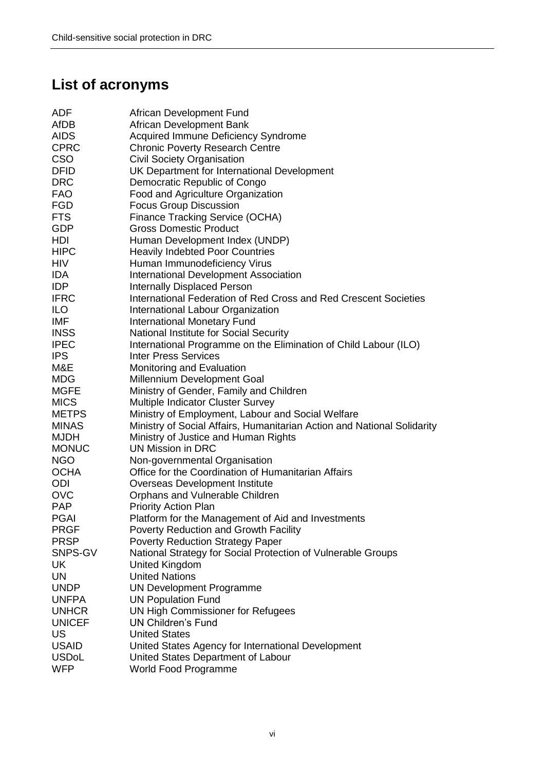## List of acronyms

| | |
|---|---|
| ADF | African Development Fund |
| AfDB | African Development Bank |
| AIDS | Acquired Immune Deficiency Syndrome |
| CPRC | Chronic Poverty Research Centre |
| CSO | Civil Society Organisation |
| DFID | UK Department for International Development |
| DRC | Democratic Republic of Congo |
| FAO | Food and Agriculture Organization |
| FGD | Focus Group Discussion |
| FTS | Finance Tracking Service (OCHA) |
| GDP | Gross Domestic Product |
| HDI | Human Development Index (UNDP) |
| HIPC | Heavily Indebted Poor Countries |
| HIV | Human Immunodeficiency Virus |
| IDA | International Development Association |
| IDP | Internally Displaced Person |
| IFRC | International Federation of Red Cross and Red Crescent Societies |
| ILO | International Labour Organization |
| IMF | International Monetary Fund |
| INSS | National Institute for Social Security |
| IPEC | International Programme on the Elimination of Child Labour (ILO) |
| IPS | Inter Press Services |
| M&E | Monitoring and Evaluation |
| MDG | Millennium Development Goal |
| MGFE | Ministry of Gender, Family and Children |
| MICS | Multiple Indicator Cluster Survey |
| METPS | Ministry of Employment, Labour and Social Welfare |
| MINAS | Ministry of Social Affairs, Humanitarian Action and National Solidarity |
| MJDH | Ministry of Justice and Human Rights |
| MONUC | UN Mission in DRC |
| NGO | Non-governmental Organisation |
| OCHA | Office for the Coordination of Humanitarian Affairs |
| ODI | Overseas Development Institute |
| OVC | Orphans and Vulnerable Children |
| PAP | Priority Action Plan |
| PGAI | Platform for the Management of Aid and Investments |
| PRGF | Poverty Reduction and Growth Facility |
| PRSP | Poverty Reduction Strategy Paper |
| SNPS-GV | National Strategy for Social Protection of Vulnerable Groups |
| UK | United Kingdom |
| UN | United Nations |
| UNDP | UN Development Programme |
| UNFPA | UN Population Fund |
| UNHCR | UN High Commissioner for Refugees |
| UNICEF | UN Children's Fund |
| US | United States |
| USAID | United States Agency for International Development |
| USDoL | United States Department of Labour |
| WFP | World Food Programme |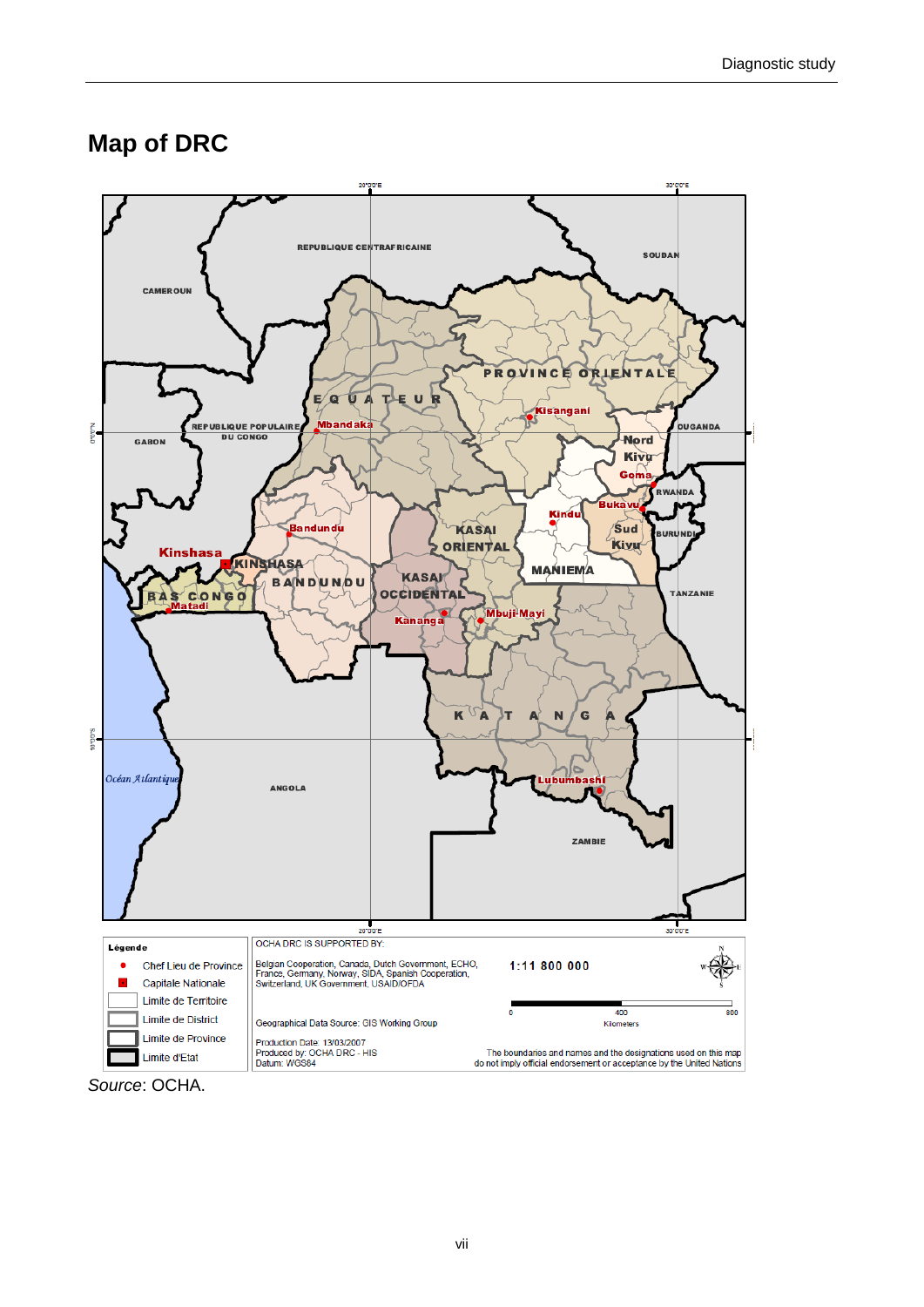# Map of DRC

20°0'0"E
30°0'0"E
0°0'0"N
10°0'0"S

REPUBLIQUE CENTRAFRICAINE
SOUDAN
CAMEROUN
PROVINCE ORIENTALE
EQUATEUR
Kisangani
REPUBLIQUE POPULAIRE DU CONGO
Mbandaka
OUGANDA
GABON
Nord Kivu
Goma
RWANDA
Bukavu
Kindu
Sud Kivu
BURUNDI
Bandundu
KASAI ORIENTAL
Kinshasa
KINSHASA
MANIEMA
KASAI OCCIDENTAL
BANDUNDU
TANZANIE
BAS CONGO
Matadi
Kananga
Mbuji-Mayi
KATANGA
Océan Atlantique
ANGOLA
Lubumbashi
ZAMBIE

Légende
- Chef Lieu de Province
- Capitale Nationale
- Limite de Territoire
- Limite de District
- Limite de Province
- Limite d'Etat

OCHA DRC IS SUPPORTED BY:
Belgian Cooperation, Canada, Dutch Government, ECHO, France, Germany, Norway, SIDA, Spanish Cooperation, Switzerland, UK Government, USAID/OFDA

1:11 800 000

0 400 800
Kilometers

Geographical Data Source: GIS Working Group

Production Date: 13/03/2007
Produced by: OCHA DRC - HIS
Datum: WGS84

The boundaries and names and the designations used on this map do not imply official endorsement or acceptance by the United Nations

*Source*: OCHA.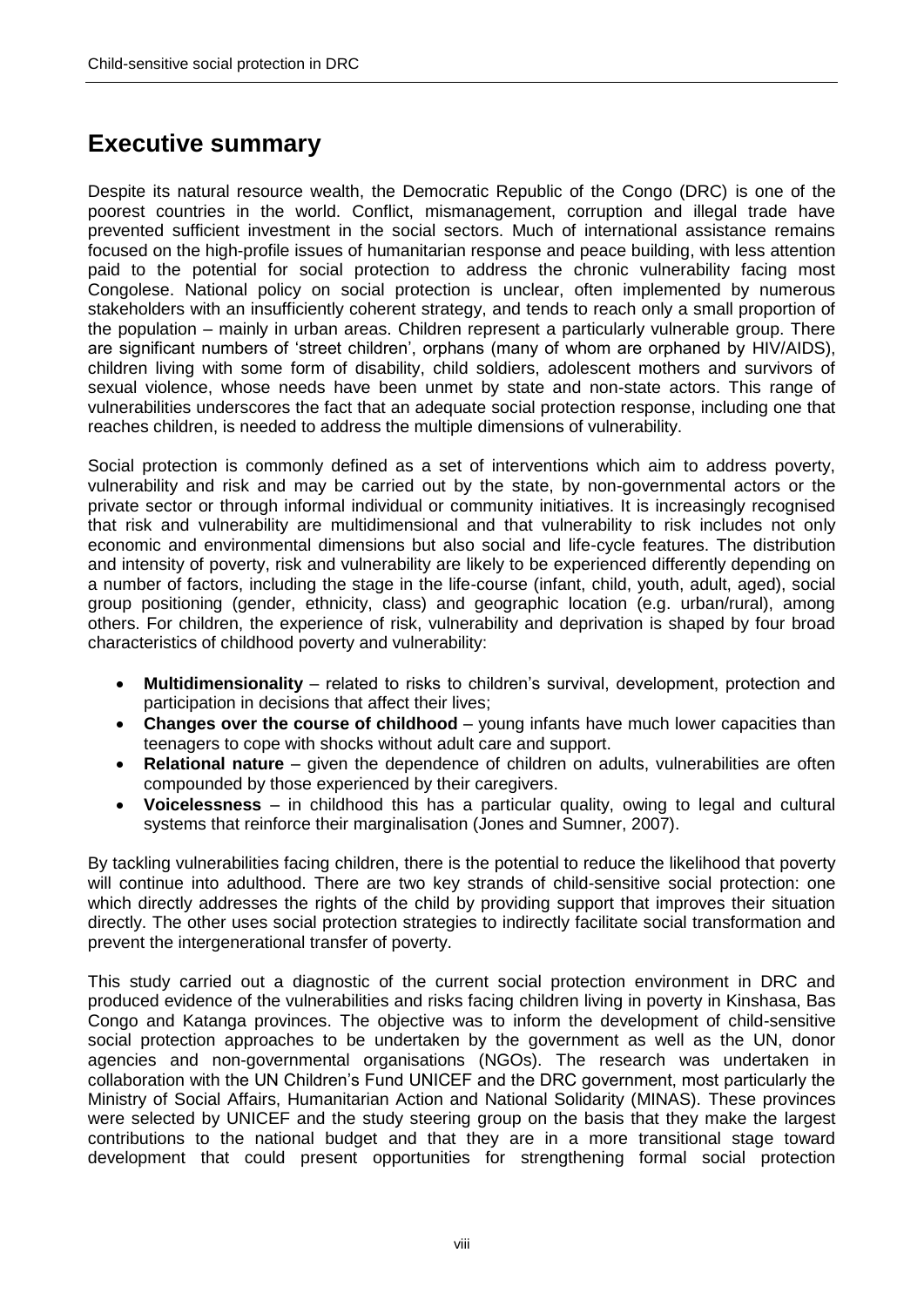# Executive summary

Despite its natural resource wealth, the Democratic Republic of the Congo (DRC) is one of the poorest countries in the world. Conflict, mismanagement, corruption and illegal trade have prevented sufficient investment in the social sectors. Much of international assistance remains focused on the high-profile issues of humanitarian response and peace building, with less attention paid to the potential for social protection to address the chronic vulnerability facing most Congolese. National policy on social protection is unclear, often implemented by numerous stakeholders with an insufficiently coherent strategy, and tends to reach only a small proportion of the population – mainly in urban areas. Children represent a particularly vulnerable group. There are significant numbers of 'street children', orphans (many of whom are orphaned by HIV/AIDS), children living with some form of disability, child soldiers, adolescent mothers and survivors of sexual violence, whose needs have been unmet by state and non-state actors. This range of vulnerabilities underscores the fact that an adequate social protection response, including one that reaches children, is needed to address the multiple dimensions of vulnerability.

Social protection is commonly defined as a set of interventions which aim to address poverty, vulnerability and risk and may be carried out by the state, by non-governmental actors or the private sector or through informal individual or community initiatives. It is increasingly recognised that risk and vulnerability are multidimensional and that vulnerability to risk includes not only economic and environmental dimensions but also social and life-cycle features. The distribution and intensity of poverty, risk and vulnerability are likely to be experienced differently depending on a number of factors, including the stage in the life-course (infant, child, youth, adult, aged), social group positioning (gender, ethnicity, class) and geographic location (e.g. urban/rural), among others. For children, the experience of risk, vulnerability and deprivation is shaped by four broad characteristics of childhood poverty and vulnerability:

- **Multidimensionality** – related to risks to children's survival, development, protection and participation in decisions that affect their lives;
- **Changes over the course of childhood** – young infants have much lower capacities than teenagers to cope with shocks without adult care and support.
- **Relational nature** – given the dependence of children on adults, vulnerabilities are often compounded by those experienced by their caregivers.
- **Voicelessness** – in childhood this has a particular quality, owing to legal and cultural systems that reinforce their marginalisation (Jones and Sumner, 2007).

By tackling vulnerabilities facing children, there is the potential to reduce the likelihood that poverty will continue into adulthood. There are two key strands of child-sensitive social protection: one which directly addresses the rights of the child by providing support that improves their situation directly. The other uses social protection strategies to indirectly facilitate social transformation and prevent the intergenerational transfer of poverty.

This study carried out a diagnostic of the current social protection environment in DRC and produced evidence of the vulnerabilities and risks facing children living in poverty in Kinshasa, Bas Congo and Katanga provinces. The objective was to inform the development of child-sensitive social protection approaches to be undertaken by the government as well as the UN, donor agencies and non-governmental organisations (NGOs). The research was undertaken in collaboration with the UN Children's Fund UNICEF and the DRC government, most particularly the Ministry of Social Affairs, Humanitarian Action and National Solidarity (MINAS). These provinces were selected by UNICEF and the study steering group on the basis that they make the largest contributions to the national budget and that they are in a more transitional stage toward development that could present opportunities for strengthening formal social protection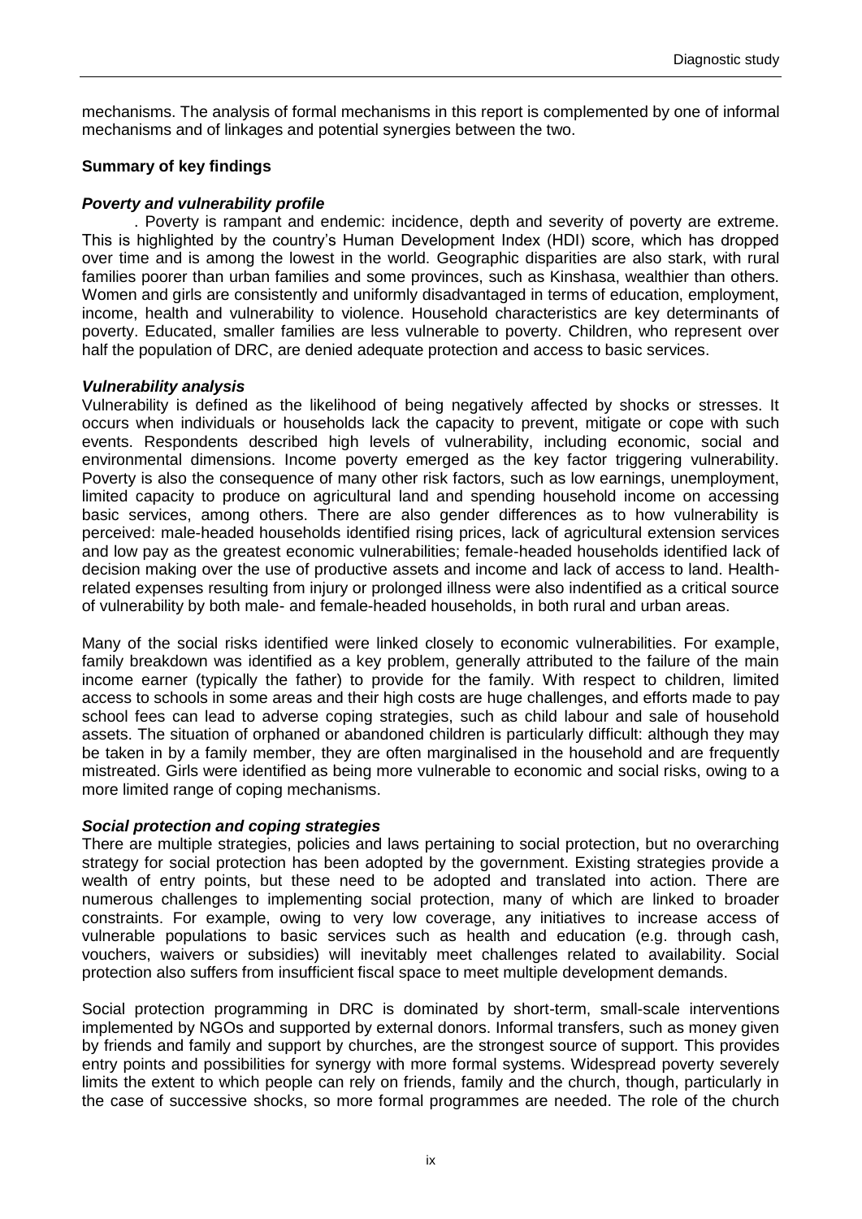mechanisms. The analysis of formal mechanisms in this report is complemented by one of informal mechanisms and of linkages and potential synergies between the two.

**Summary of key findings**

***Poverty and vulnerability profile***

. Poverty is rampant and endemic: incidence, depth and severity of poverty are extreme. This is highlighted by the country's Human Development Index (HDI) score, which has dropped over time and is among the lowest in the world. Geographic disparities are also stark, with rural families poorer than urban families and some provinces, such as Kinshasa, wealthier than others. Women and girls are consistently and uniformly disadvantaged in terms of education, employment, income, health and vulnerability to violence. Household characteristics are key determinants of poverty. Educated, smaller families are less vulnerable to poverty. Children, who represent over half the population of DRC, are denied adequate protection and access to basic services.

***Vulnerability analysis***

Vulnerability is defined as the likelihood of being negatively affected by shocks or stresses. It occurs when individuals or households lack the capacity to prevent, mitigate or cope with such events. Respondents described high levels of vulnerability, including economic, social and environmental dimensions. Income poverty emerged as the key factor triggering vulnerability. Poverty is also the consequence of many other risk factors, such as low earnings, unemployment, limited capacity to produce on agricultural land and spending household income on accessing basic services, among others. There are also gender differences as to how vulnerability is perceived: male-headed households identified rising prices, lack of agricultural extension services and low pay as the greatest economic vulnerabilities; female-headed households identified lack of decision making over the use of productive assets and income and lack of access to land. Health-related expenses resulting from injury or prolonged illness were also indentified as a critical source of vulnerability by both male- and female-headed households, in both rural and urban areas.

Many of the social risks identified were linked closely to economic vulnerabilities. For example, family breakdown was identified as a key problem, generally attributed to the failure of the main income earner (typically the father) to provide for the family. With respect to children, limited access to schools in some areas and their high costs are huge challenges, and efforts made to pay school fees can lead to adverse coping strategies, such as child labour and sale of household assets. The situation of orphaned or abandoned children is particularly difficult: although they may be taken in by a family member, they are often marginalised in the household and are frequently mistreated. Girls were identified as being more vulnerable to economic and social risks, owing to a more limited range of coping mechanisms.

***Social protection and coping strategies***

There are multiple strategies, policies and laws pertaining to social protection, but no overarching strategy for social protection has been adopted by the government. Existing strategies provide a wealth of entry points, but these need to be adopted and translated into action. There are numerous challenges to implementing social protection, many of which are linked to broader constraints. For example, owing to very low coverage, any initiatives to increase access of vulnerable populations to basic services such as health and education (e.g. through cash, vouchers, waivers or subsidies) will inevitably meet challenges related to availability. Social protection also suffers from insufficient fiscal space to meet multiple development demands.

Social protection programming in DRC is dominated by short-term, small-scale interventions implemented by NGOs and supported by external donors. Informal transfers, such as money given by friends and family and support by churches, are the strongest source of support. This provides entry points and possibilities for synergy with more formal systems. Widespread poverty severely limits the extent to which people can rely on friends, family and the church, though, particularly in the case of successive shocks, so more formal programmes are needed. The role of the church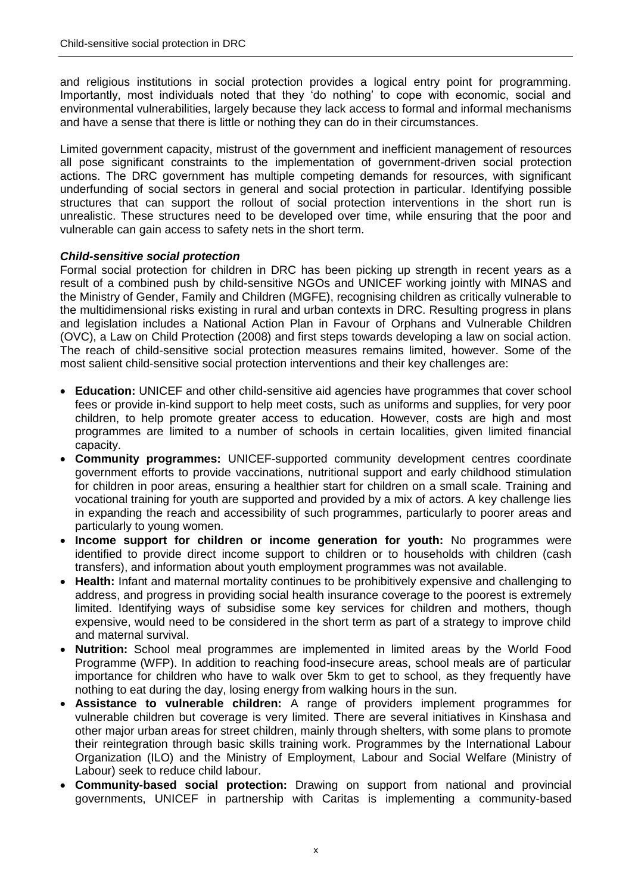and religious institutions in social protection provides a logical entry point for programming. Importantly, most individuals noted that they 'do nothing' to cope with economic, social and environmental vulnerabilities, largely because they lack access to formal and informal mechanisms and have a sense that there is little or nothing they can do in their circumstances.

Limited government capacity, mistrust of the government and inefficient management of resources all pose significant constraints to the implementation of government-driven social protection actions. The DRC government has multiple competing demands for resources, with significant underfunding of social sectors in general and social protection in particular. Identifying possible structures that can support the rollout of social protection interventions in the short run is unrealistic. These structures need to be developed over time, while ensuring that the poor and vulnerable can gain access to safety nets in the short term.

***Child-sensitive social protection***

Formal social protection for children in DRC has been picking up strength in recent years as a result of a combined push by child-sensitive NGOs and UNICEF working jointly with MINAS and the Ministry of Gender, Family and Children (MGFE), recognising children as critically vulnerable to the multidimensional risks existing in rural and urban contexts in DRC. Resulting progress in plans and legislation includes a National Action Plan in Favour of Orphans and Vulnerable Children (OVC), a Law on Child Protection (2008) and first steps towards developing a law on social action. The reach of child-sensitive social protection measures remains limited, however. Some of the most salient child-sensitive social protection interventions and their key challenges are:

- **Education:** UNICEF and other child-sensitive aid agencies have programmes that cover school fees or provide in-kind support to help meet costs, such as uniforms and supplies, for very poor children, to help promote greater access to education. However, costs are high and most programmes are limited to a number of schools in certain localities, given limited financial capacity.
- **Community programmes:** UNICEF-supported community development centres coordinate government efforts to provide vaccinations, nutritional support and early childhood stimulation for children in poor areas, ensuring a healthier start for children on a small scale. Training and vocational training for youth are supported and provided by a mix of actors. A key challenge lies in expanding the reach and accessibility of such programmes, particularly to poorer areas and particularly to young women.
- **Income support for children or income generation for youth:** No programmes were identified to provide direct income support to children or to households with children (cash transfers), and information about youth employment programmes was not available.
- **Health:** Infant and maternal mortality continues to be prohibitively expensive and challenging to address, and progress in providing social health insurance coverage to the poorest is extremely limited. Identifying ways of subsidise some key services for children and mothers, though expensive, would need to be considered in the short term as part of a strategy to improve child and maternal survival.
- **Nutrition:** School meal programmes are implemented in limited areas by the World Food Programme (WFP). In addition to reaching food-insecure areas, school meals are of particular importance for children who have to walk over 5km to get to school, as they frequently have nothing to eat during the day, losing energy from walking hours in the sun.
- **Assistance to vulnerable children:** A range of providers implement programmes for vulnerable children but coverage is very limited. There are several initiatives in Kinshasa and other major urban areas for street children, mainly through shelters, with some plans to promote their reintegration through basic skills training work. Programmes by the International Labour Organization (ILO) and the Ministry of Employment, Labour and Social Welfare (Ministry of Labour) seek to reduce child labour.
- **Community-based social protection:** Drawing on support from national and provincial governments, UNICEF in partnership with Caritas is implementing a community-based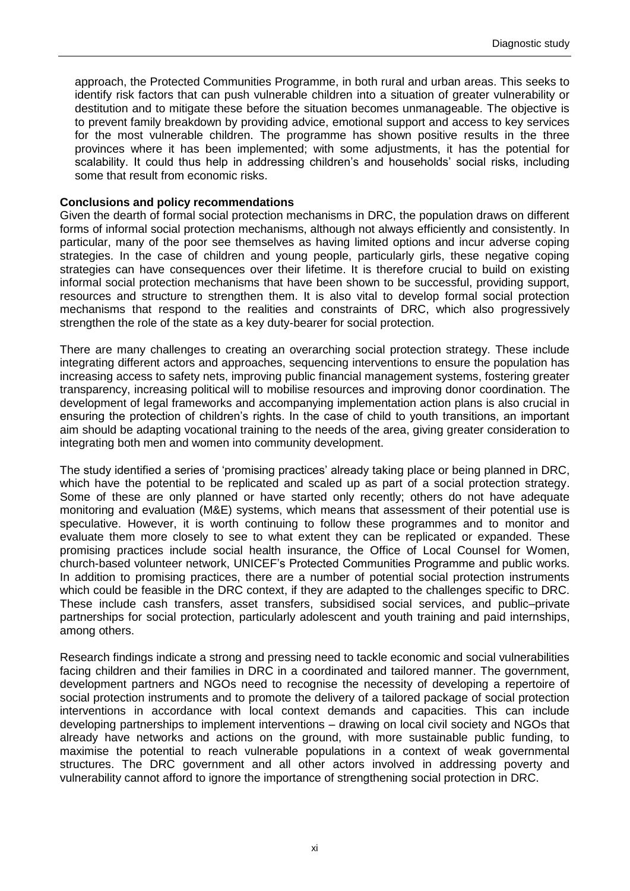approach, the Protected Communities Programme, in both rural and urban areas. This seeks to identify risk factors that can push vulnerable children into a situation of greater vulnerability or destitution and to mitigate these before the situation becomes unmanageable. The objective is to prevent family breakdown by providing advice, emotional support and access to key services for the most vulnerable children. The programme has shown positive results in the three provinces where it has been implemented; with some adjustments, it has the potential for scalability. It could thus help in addressing children's and households' social risks, including some that result from economic risks.

**Conclusions and policy recommendations**

Given the dearth of formal social protection mechanisms in DRC, the population draws on different forms of informal social protection mechanisms, although not always efficiently and consistently. In particular, many of the poor see themselves as having limited options and incur adverse coping strategies. In the case of children and young people, particularly girls, these negative coping strategies can have consequences over their lifetime. It is therefore crucial to build on existing informal social protection mechanisms that have been shown to be successful, providing support, resources and structure to strengthen them. It is also vital to develop formal social protection mechanisms that respond to the realities and constraints of DRC, which also progressively strengthen the role of the state as a key duty-bearer for social protection.

There are many challenges to creating an overarching social protection strategy. These include integrating different actors and approaches, sequencing interventions to ensure the population has increasing access to safety nets, improving public financial management systems, fostering greater transparency, increasing political will to mobilise resources and improving donor coordination. The development of legal frameworks and accompanying implementation action plans is also crucial in ensuring the protection of children's rights. In the case of child to youth transitions, an important aim should be adapting vocational training to the needs of the area, giving greater consideration to integrating both men and women into community development.

The study identified a series of 'promising practices' already taking place or being planned in DRC, which have the potential to be replicated and scaled up as part of a social protection strategy. Some of these are only planned or have started only recently; others do not have adequate monitoring and evaluation (M&E) systems, which means that assessment of their potential use is speculative. However, it is worth continuing to follow these programmes and to monitor and evaluate them more closely to see to what extent they can be replicated or expanded. These promising practices include social health insurance, the Office of Local Counsel for Women, church-based volunteer network, UNICEF's Protected Communities Programme and public works. In addition to promising practices, there are a number of potential social protection instruments which could be feasible in the DRC context, if they are adapted to the challenges specific to DRC. These include cash transfers, asset transfers, subsidised social services, and public–private partnerships for social protection, particularly adolescent and youth training and paid internships, among others.

Research findings indicate a strong and pressing need to tackle economic and social vulnerabilities facing children and their families in DRC in a coordinated and tailored manner. The government, development partners and NGOs need to recognise the necessity of developing a repertoire of social protection instruments and to promote the delivery of a tailored package of social protection interventions in accordance with local context demands and capacities. This can include developing partnerships to implement interventions – drawing on local civil society and NGOs that already have networks and actions on the ground, with more sustainable public funding, to maximise the potential to reach vulnerable populations in a context of weak governmental structures. The DRC government and all other actors involved in addressing poverty and vulnerability cannot afford to ignore the importance of strengthening social protection in DRC.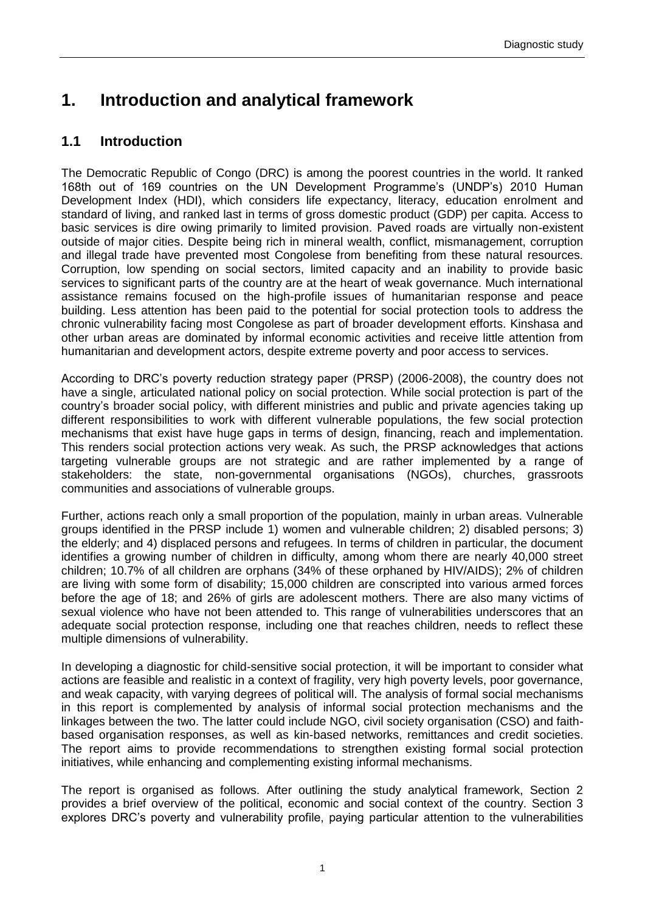# 1. Introduction and analytical framework

## 1.1 Introduction

The Democratic Republic of Congo (DRC) is among the poorest countries in the world. It ranked 168th out of 169 countries on the UN Development Programme's (UNDP's) 2010 Human Development Index (HDI), which considers life expectancy, literacy, education enrolment and standard of living, and ranked last in terms of gross domestic product (GDP) per capita. Access to basic services is dire owing primarily to limited provision. Paved roads are virtually non-existent outside of major cities. Despite being rich in mineral wealth, conflict, mismanagement, corruption and illegal trade have prevented most Congolese from benefiting from these natural resources. Corruption, low spending on social sectors, limited capacity and an inability to provide basic services to significant parts of the country are at the heart of weak governance. Much international assistance remains focused on the high-profile issues of humanitarian response and peace building. Less attention has been paid to the potential for social protection tools to address the chronic vulnerability facing most Congolese as part of broader development efforts. Kinshasa and other urban areas are dominated by informal economic activities and receive little attention from humanitarian and development actors, despite extreme poverty and poor access to services.

According to DRC's poverty reduction strategy paper (PRSP) (2006-2008), the country does not have a single, articulated national policy on social protection. While social protection is part of the country's broader social policy, with different ministries and public and private agencies taking up different responsibilities to work with different vulnerable populations, the few social protection mechanisms that exist have huge gaps in terms of design, financing, reach and implementation. This renders social protection actions very weak. As such, the PRSP acknowledges that actions targeting vulnerable groups are not strategic and are rather implemented by a range of stakeholders: the state, non-governmental organisations (NGOs), churches, grassroots communities and associations of vulnerable groups.

Further, actions reach only a small proportion of the population, mainly in urban areas. Vulnerable groups identified in the PRSP include 1) women and vulnerable children; 2) disabled persons; 3) the elderly; and 4) displaced persons and refugees. In terms of children in particular, the document identifies a growing number of children in difficulty, among whom there are nearly 40,000 street children; 10.7% of all children are orphans (34% of these orphaned by HIV/AIDS); 2% of children are living with some form of disability; 15,000 children are conscripted into various armed forces before the age of 18; and 26% of girls are adolescent mothers. There are also many victims of sexual violence who have not been attended to. This range of vulnerabilities underscores that an adequate social protection response, including one that reaches children, needs to reflect these multiple dimensions of vulnerability.

In developing a diagnostic for child-sensitive social protection, it will be important to consider what actions are feasible and realistic in a context of fragility, very high poverty levels, poor governance, and weak capacity, with varying degrees of political will. The analysis of formal social mechanisms in this report is complemented by analysis of informal social protection mechanisms and the linkages between the two. The latter could include NGO, civil society organisation (CSO) and faith-based organisation responses, as well as kin-based networks, remittances and credit societies. The report aims to provide recommendations to strengthen existing formal social protection initiatives, while enhancing and complementing existing informal mechanisms.

The report is organised as follows. After outlining the study analytical framework, Section 2 provides a brief overview of the political, economic and social context of the country. Section 3 explores DRC's poverty and vulnerability profile, paying particular attention to the vulnerabilities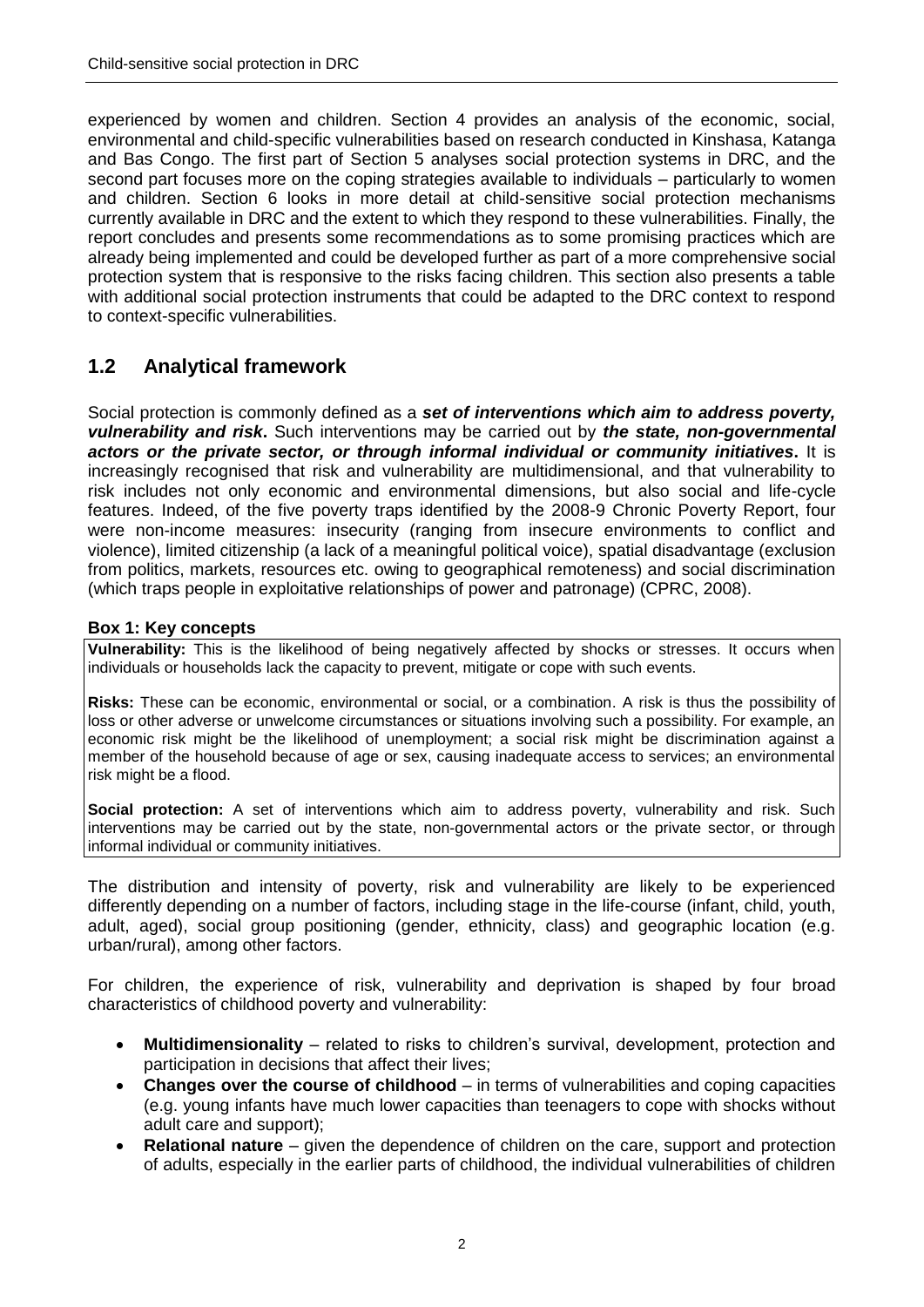experienced by women and children. Section 4 provides an analysis of the economic, social, environmental and child-specific vulnerabilities based on research conducted in Kinshasa, Katanga and Bas Congo. The first part of Section 5 analyses social protection systems in DRC, and the second part focuses more on the coping strategies available to individuals – particularly to women and children. Section 6 looks in more detail at child-sensitive social protection mechanisms currently available in DRC and the extent to which they respond to these vulnerabilities. Finally, the report concludes and presents some recommendations as to some promising practices which are already being implemented and could be developed further as part of a more comprehensive social protection system that is responsive to the risks facing children. This section also presents a table with additional social protection instruments that could be adapted to the DRC context to respond to context-specific vulnerabilities.

## 1.2 Analytical framework

Social protection is commonly defined as a ***set of interventions which aim to address poverty, vulnerability and risk***. Such interventions may be carried out by ***the state, non-governmental actors or the private sector, or through informal individual or community initiatives***. It is increasingly recognised that risk and vulnerability are multidimensional, and that vulnerability to risk includes not only economic and environmental dimensions, but also social and life-cycle features. Indeed, of the five poverty traps identified by the 2008-9 Chronic Poverty Report, four were non-income measures: insecurity (ranging from insecure environments to conflict and violence), limited citizenship (a lack of a meaningful political voice), spatial disadvantage (exclusion from politics, markets, resources etc. owing to geographical remoteness) and social discrimination (which traps people in exploitative relationships of power and patronage) (CPRC, 2008).

**Box 1: Key concepts**

**Vulnerability:** This is the likelihood of being negatively affected by shocks or stresses. It occurs when individuals or households lack the capacity to prevent, mitigate or cope with such events.

**Risks:** These can be economic, environmental or social, or a combination. A risk is thus the possibility of loss or other adverse or unwelcome circumstances or situations involving such a possibility. For example, an economic risk might be the likelihood of unemployment; a social risk might be discrimination against a member of the household because of age or sex, causing inadequate access to services; an environmental risk might be a flood.

**Social protection:** A set of interventions which aim to address poverty, vulnerability and risk. Such interventions may be carried out by the state, non-governmental actors or the private sector, or through informal individual or community initiatives.

The distribution and intensity of poverty, risk and vulnerability are likely to be experienced differently depending on a number of factors, including stage in the life-course (infant, child, youth, adult, aged), social group positioning (gender, ethnicity, class) and geographic location (e.g. urban/rural), among other factors.

For children, the experience of risk, vulnerability and deprivation is shaped by four broad characteristics of childhood poverty and vulnerability:

- **Multidimensionality** – related to risks to children's survival, development, protection and participation in decisions that affect their lives;
- **Changes over the course of childhood** – in terms of vulnerabilities and coping capacities (e.g. young infants have much lower capacities than teenagers to cope with shocks without adult care and support);
- **Relational nature** – given the dependence of children on the care, support and protection of adults, especially in the earlier parts of childhood, the individual vulnerabilities of children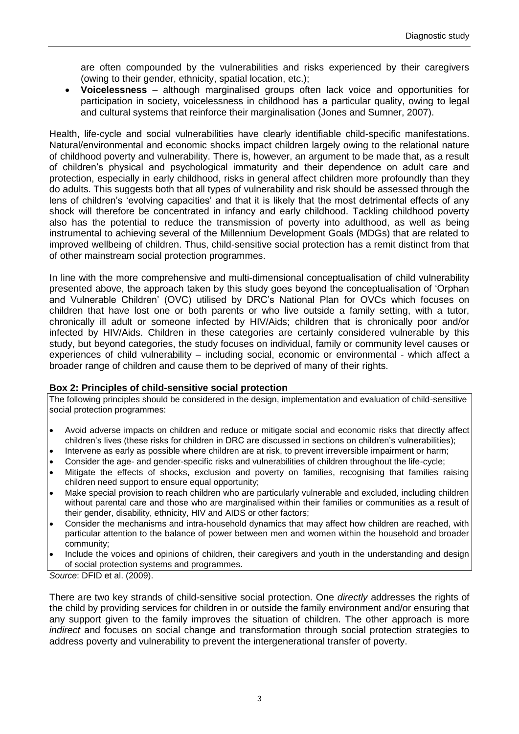are often compounded by the vulnerabilities and risks experienced by their caregivers (owing to their gender, ethnicity, spatial location, etc.);

- **Voicelessness** – although marginalised groups often lack voice and opportunities for participation in society, voicelessness in childhood has a particular quality, owing to legal and cultural systems that reinforce their marginalisation (Jones and Sumner, 2007).

Health, life-cycle and social vulnerabilities have clearly identifiable child-specific manifestations. Natural/environmental and economic shocks impact children largely owing to the relational nature of childhood poverty and vulnerability. There is, however, an argument to be made that, as a result of children's physical and psychological immaturity and their dependence on adult care and protection, especially in early childhood, risks in general affect children more profoundly than they do adults. This suggests both that all types of vulnerability and risk should be assessed through the lens of children's 'evolving capacities' and that it is likely that the most detrimental effects of any shock will therefore be concentrated in infancy and early childhood. Tackling childhood poverty also has the potential to reduce the transmission of poverty into adulthood, as well as being instrumental to achieving several of the Millennium Development Goals (MDGs) that are related to improved wellbeing of children. Thus, child-sensitive social protection has a remit distinct from that of other mainstream social protection programmes.

In line with the more comprehensive and multi-dimensional conceptualisation of child vulnerability presented above, the approach taken by this study goes beyond the conceptualisation of 'Orphan and Vulnerable Children' (OVC) utilised by DRC's National Plan for OVCs which focuses on children that have lost one or both parents or who live outside a family setting, with a tutor, chronically ill adult or someone infected by HIV/Aids; children that is chronically poor and/or infected by HIV/Aids. Children in these categories are certainly considered vulnerable by this study, but beyond categories, the study focuses on individual, family or community level causes or experiences of child vulnerability – including social, economic or environmental - which affect a broader range of children and cause them to be deprived of many of their rights.

**Box 2: Principles of child-sensitive social protection**

The following principles should be considered in the design, implementation and evaluation of child-sensitive social protection programmes:

- Avoid adverse impacts on children and reduce or mitigate social and economic risks that directly affect children's lives (these risks for children in DRC are discussed in sections on children's vulnerabilities);
- Intervene as early as possible where children are at risk, to prevent irreversible impairment or harm;
- Consider the age- and gender-specific risks and vulnerabilities of children throughout the life-cycle;
- Mitigate the effects of shocks, exclusion and poverty on families, recognising that families raising children need support to ensure equal opportunity;
- Make special provision to reach children who are particularly vulnerable and excluded, including children without parental care and those who are marginalised within their families or communities as a result of their gender, disability, ethnicity, HIV and AIDS or other factors;
- Consider the mechanisms and intra-household dynamics that may affect how children are reached, with particular attention to the balance of power between men and women within the household and broader community;
- Include the voices and opinions of children, their caregivers and youth in the understanding and design of social protection systems and programmes.

*Source*: DFID et al. (2009).

There are two key strands of child-sensitive social protection. One *directly* addresses the rights of the child by providing services for children in or outside the family environment and/or ensuring that any support given to the family improves the situation of children. The other approach is more *indirect* and focuses on social change and transformation through social protection strategies to address poverty and vulnerability to prevent the intergenerational transfer of poverty.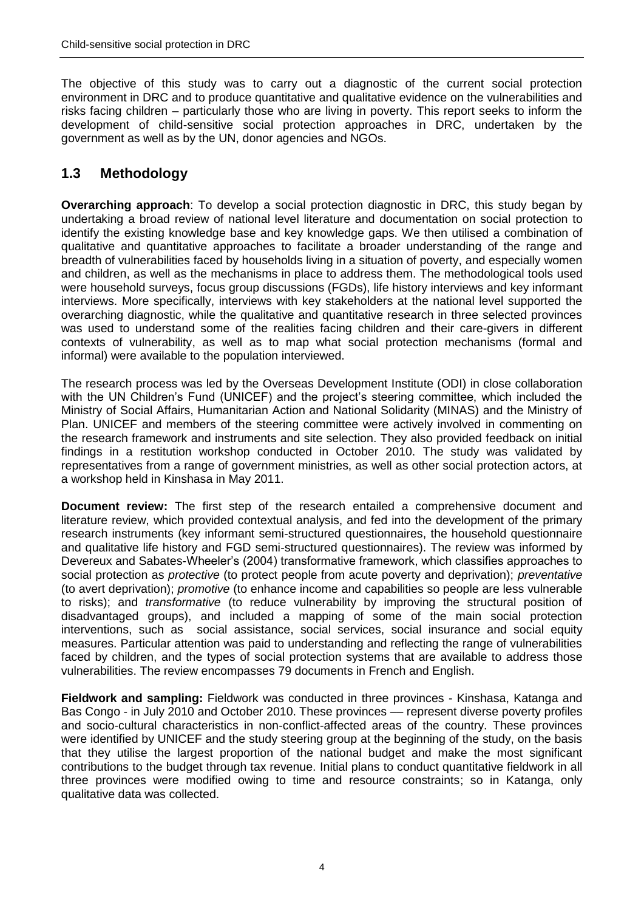The objective of this study was to carry out a diagnostic of the current social protection environment in DRC and to produce quantitative and qualitative evidence on the vulnerabilities and risks facing children – particularly those who are living in poverty. This report seeks to inform the development of child-sensitive social protection approaches in DRC, undertaken by the government as well as by the UN, donor agencies and NGOs.

## 1.3 Methodology

**Overarching approach**: To develop a social protection diagnostic in DRC, this study began by undertaking a broad review of national level literature and documentation on social protection to identify the existing knowledge base and key knowledge gaps. We then utilised a combination of qualitative and quantitative approaches to facilitate a broader understanding of the range and breadth of vulnerabilities faced by households living in a situation of poverty, and especially women and children, as well as the mechanisms in place to address them. The methodological tools used were household surveys, focus group discussions (FGDs), life history interviews and key informant interviews. More specifically, interviews with key stakeholders at the national level supported the overarching diagnostic, while the qualitative and quantitative research in three selected provinces was used to understand some of the realities facing children and their care-givers in different contexts of vulnerability, as well as to map what social protection mechanisms (formal and informal) were available to the population interviewed.

The research process was led by the Overseas Development Institute (ODI) in close collaboration with the UN Children's Fund (UNICEF) and the project's steering committee, which included the Ministry of Social Affairs, Humanitarian Action and National Solidarity (MINAS) and the Ministry of Plan. UNICEF and members of the steering committee were actively involved in commenting on the research framework and instruments and site selection. They also provided feedback on initial findings in a restitution workshop conducted in October 2010. The study was validated by representatives from a range of government ministries, as well as other social protection actors, at a workshop held in Kinshasa in May 2011.

**Document review:** The first step of the research entailed a comprehensive document and literature review, which provided contextual analysis, and fed into the development of the primary research instruments (key informant semi-structured questionnaires, the household questionnaire and qualitative life history and FGD semi-structured questionnaires). The review was informed by Devereux and Sabates-Wheeler's (2004) transformative framework, which classifies approaches to social protection as *protective* (to protect people from acute poverty and deprivation); *preventative* (to avert deprivation); *promotive* (to enhance income and capabilities so people are less vulnerable to risks); and *transformative* (to reduce vulnerability by improving the structural position of disadvantaged groups), and included a mapping of some of the main social protection interventions, such as social assistance, social services, social insurance and social equity measures. Particular attention was paid to understanding and reflecting the range of vulnerabilities faced by children, and the types of social protection systems that are available to address those vulnerabilities. The review encompasses 79 documents in French and English.

**Fieldwork and sampling:** Fieldwork was conducted in three provinces - Kinshasa, Katanga and Bas Congo - in July 2010 and October 2010. These provinces — represent diverse poverty profiles and socio-cultural characteristics in non-conflict-affected areas of the country. These provinces were identified by UNICEF and the study steering group at the beginning of the study, on the basis that they utilise the largest proportion of the national budget and make the most significant contributions to the budget through tax revenue. Initial plans to conduct quantitative fieldwork in all three provinces were modified owing to time and resource constraints; so in Katanga, only qualitative data was collected.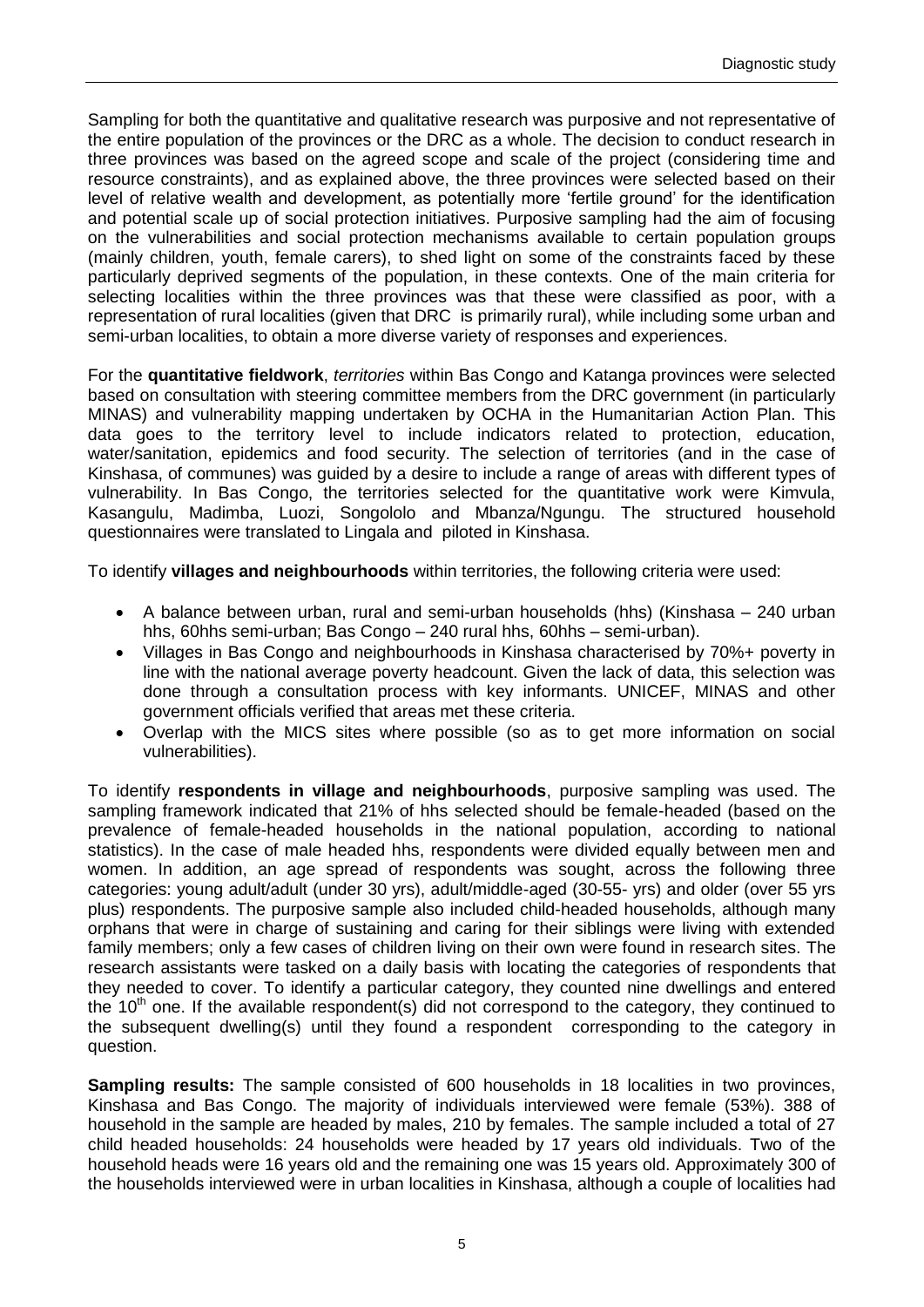Sampling for both the quantitative and qualitative research was purposive and not representative of the entire population of the provinces or the DRC as a whole. The decision to conduct research in three provinces was based on the agreed scope and scale of the project (considering time and resource constraints), and as explained above, the three provinces were selected based on their level of relative wealth and development, as potentially more 'fertile ground' for the identification and potential scale up of social protection initiatives. Purposive sampling had the aim of focusing on the vulnerabilities and social protection mechanisms available to certain population groups (mainly children, youth, female carers), to shed light on some of the constraints faced by these particularly deprived segments of the population, in these contexts. One of the main criteria for selecting localities within the three provinces was that these were classified as poor, with a representation of rural localities (given that DRC is primarily rural), while including some urban and semi-urban localities, to obtain a more diverse variety of responses and experiences.

For the **quantitative fieldwork**, *territories* within Bas Congo and Katanga provinces were selected based on consultation with steering committee members from the DRC government (in particularly MINAS) and vulnerability mapping undertaken by OCHA in the Humanitarian Action Plan. This data goes to the territory level to include indicators related to protection, education, water/sanitation, epidemics and food security. The selection of territories (and in the case of Kinshasa, of communes) was guided by a desire to include a range of areas with different types of vulnerability. In Bas Congo, the territories selected for the quantitative work were Kimvula, Kasangulu, Madimba, Luozi, Songololo and Mbanza/Ngungu. The structured household questionnaires were translated to Lingala and piloted in Kinshasa.

To identify **villages and neighbourhoods** within territories, the following criteria were used:

- A balance between urban, rural and semi-urban households (hhs) (Kinshasa – 240 urban hhs, 60hhs semi-urban; Bas Congo – 240 rural hhs, 60hhs – semi-urban).
- Villages in Bas Congo and neighbourhoods in Kinshasa characterised by 70%+ poverty in line with the national average poverty headcount. Given the lack of data, this selection was done through a consultation process with key informants. UNICEF, MINAS and other government officials verified that areas met these criteria.
- Overlap with the MICS sites where possible (so as to get more information on social vulnerabilities).

To identify **respondents in village and neighbourhoods**, purposive sampling was used. The sampling framework indicated that 21% of hhs selected should be female-headed (based on the prevalence of female-headed households in the national population, according to national statistics). In the case of male headed hhs, respondents were divided equally between men and women. In addition, an age spread of respondents was sought, across the following three categories: young adult/adult (under 30 yrs), adult/middle-aged (30-55- yrs) and older (over 55 yrs plus) respondents. The purposive sample also included child-headed households, although many orphans that were in charge of sustaining and caring for their siblings were living with extended family members; only a few cases of children living on their own were found in research sites. The research assistants were tasked on a daily basis with locating the categories of respondents that they needed to cover. To identify a particular category, they counted nine dwellings and entered the 10th one. If the available respondent(s) did not correspond to the category, they continued to the subsequent dwelling(s) until they found a respondent corresponding to the category in question.

**Sampling results:** The sample consisted of 600 households in 18 localities in two provinces, Kinshasa and Bas Congo. The majority of individuals interviewed were female (53%). 388 of household in the sample are headed by males, 210 by females. The sample included a total of 27 child headed households: 24 households were headed by 17 years old individuals. Two of the household heads were 16 years old and the remaining one was 15 years old. Approximately 300 of the households interviewed were in urban localities in Kinshasa, although a couple of localities had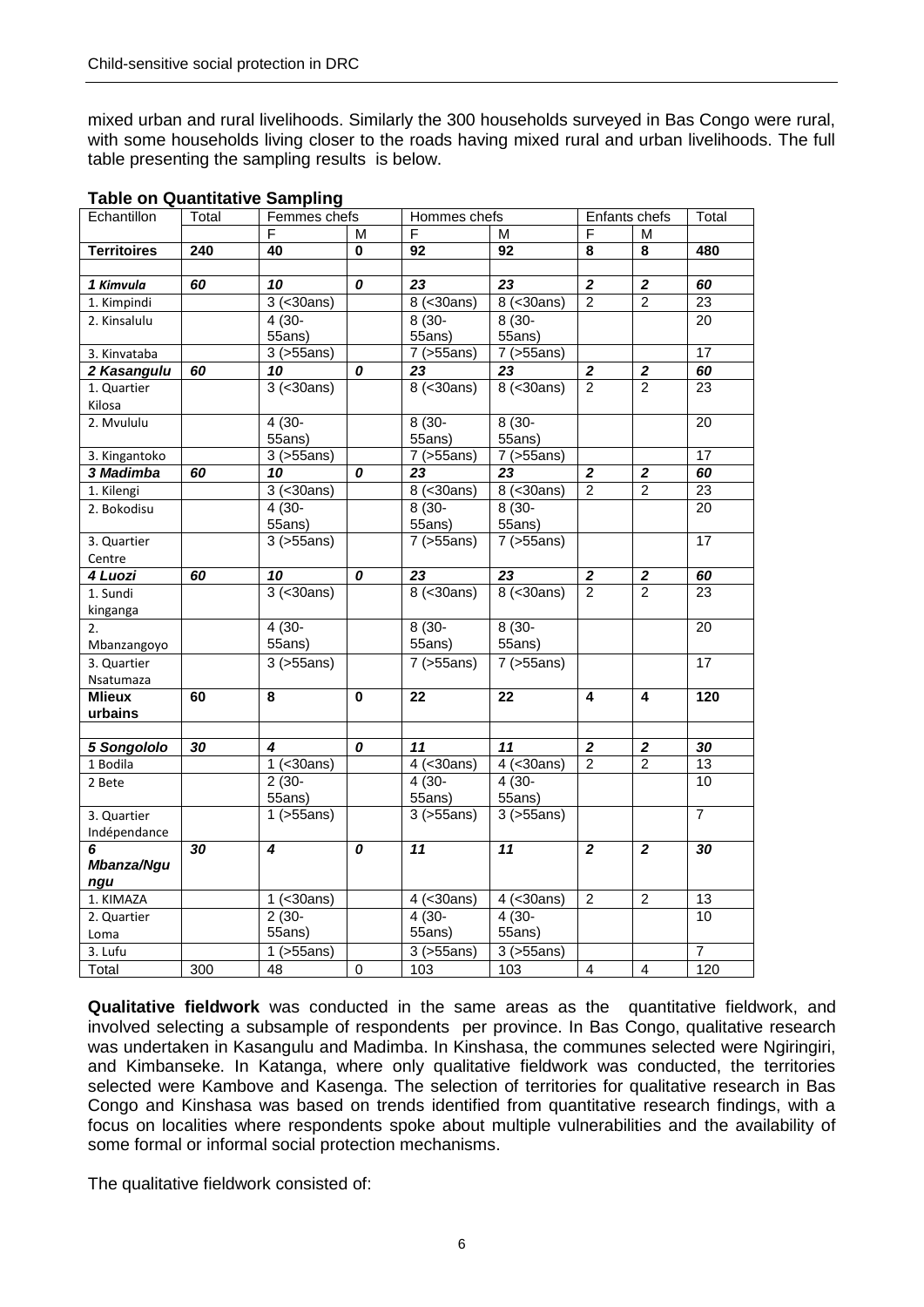mixed urban and rural livelihoods. Similarly the 300 households surveyed in Bas Congo were rural, with some households living closer to the roads having mixed rural and urban livelihoods. The full table presenting the sampling results is below.

**Table on Quantitative Sampling**

| Echantillon | Total | Femmes chefs | | Hommes chefs | | Enfants chefs | | Total |
|---|---|---|---|---|---|---|---|---|
| | | F | M | F | M | F | M | |
| **Territoires** | **240** | **40** | **0** | **92** | **92** | **8** | **8** | **480** |
| | | | | | | | | |
| ***1 Kimvula*** | ***60*** | ***10*** | ***0*** | ***23*** | ***23*** | ***2*** | ***2*** | ***60*** |
| 1. Kimpindi | | 3 (<30ans) | | 8 (<30ans) | 8 (<30ans) | 2 | 2 | 23 |
| 2. Kinsalulu | | 4 (30-55ans) | | 8 (30-55ans) | 8 (30-55ans) | | | 20 |
| 3. Kinvataba | | 3 (>55ans) | | 7 (>55ans) | 7 (>55ans) | | | 17 |
| ***2 Kasangulu*** | ***60*** | ***10*** | ***0*** | ***23*** | ***23*** | ***2*** | ***2*** | ***60*** |
| 1. Quartier Kilosa | | 3 (<30ans) | | 8 (<30ans) | 8 (<30ans) | 2 | 2 | 23 |
| 2. Mvululu | | 4 (30-55ans) | | 8 (30-55ans) | 8 (30-55ans) | | | 20 |
| 3. Kingantoko | | 3 (>55ans) | | 7 (>55ans) | 7 (>55ans) | | | 17 |
| ***3 Madimba*** | ***60*** | ***10*** | ***0*** | ***23*** | ***23*** | ***2*** | ***2*** | ***60*** |
| 1. Kilengi | | 3 (<30ans) | | 8 (<30ans) | 8 (<30ans) | 2 | 2 | 23 |
| 2. Bokodisu | | 4 (30-55ans) | | 8 (30-55ans) | 8 (30-55ans) | | | 20 |
| 3. Quartier Centre | | 3 (>55ans) | | 7 (>55ans) | 7 (>55ans) | | | 17 |
| ***4 Luozi*** | ***60*** | ***10*** | ***0*** | ***23*** | ***23*** | ***2*** | ***2*** | ***60*** |
| 1. Sundi kinganga | | 3 (<30ans) | | 8 (<30ans) | 8 (<30ans) | 2 | 2 | 23 |
| 2. Mbanzangoyo | | 4 (30-55ans) | | 8 (30-55ans) | 8 (30-55ans) | | | 20 |
| 3. Quartier Nsatumaza | | 3 (>55ans) | | 7 (>55ans) | 7 (>55ans) | | | 17 |
| **Mlieux urbains** | **60** | **8** | **0** | **22** | **22** | **4** | **4** | **120** |
| | | | | | | | | |
| ***5 Songololo*** | ***30*** | ***4*** | ***0*** | ***11*** | ***11*** | ***2*** | ***2*** | ***30*** |
| 1 Bodila | | 1 (<30ans) | | 4 (<30ans) | 4 (<30ans) | 2 | 2 | 13 |
| 2 Bete | | 2 (30-55ans) | | 4 (30-55ans) | 4 (30-55ans) | | | 10 |
| 3. Quartier Indépendance | | 1 (>55ans) | | 3 (>55ans) | 3 (>55ans) | | | 7 |
| ***6 Mbanza/Ngungu*** | ***30*** | ***4*** | ***0*** | ***11*** | ***11*** | ***2*** | ***2*** | ***30*** |
| 1. KIMAZA | | 1 (<30ans) | | 4 (<30ans) | 4 (<30ans) | 2 | 2 | 13 |
| 2. Quartier Loma | | 2 (30-55ans) | | 4 (30-55ans) | 4 (30-55ans) | | | 10 |
| 3. Lufu | | 1 (>55ans) | | 3 (>55ans) | 3 (>55ans) | | | 7 |
| Total | 300 | 48 | 0 | 103 | 103 | 4 | 4 | 120 |

**Qualitative fieldwork** was conducted in the same areas as the quantitative fieldwork, and involved selecting a subsample of respondents per province. In Bas Congo, qualitative research was undertaken in Kasangulu and Madimba. In Kinshasa, the communes selected were Ngiringiri, and Kimbanseke. In Katanga, where only qualitative fieldwork was conducted, the territories selected were Kambove and Kasenga. The selection of territories for qualitative research in Bas Congo and Kinshasa was based on trends identified from quantitative research findings, with a focus on localities where respondents spoke about multiple vulnerabilities and the availability of some formal or informal social protection mechanisms.

The qualitative fieldwork consisted of: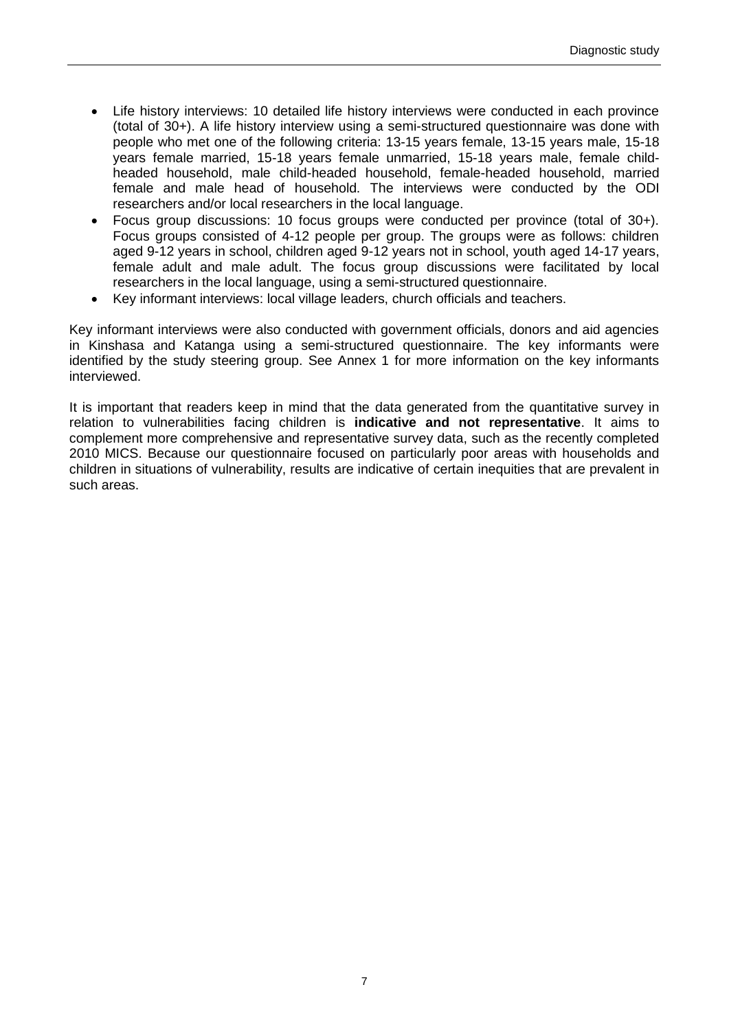- Life history interviews: 10 detailed life history interviews were conducted in each province (total of 30+). A life history interview using a semi-structured questionnaire was done with people who met one of the following criteria: 13-15 years female, 13-15 years male, 15-18 years female married, 15-18 years female unmarried, 15-18 years male, female child-headed household, male child-headed household, female-headed household, married female and male head of household. The interviews were conducted by the ODI researchers and/or local researchers in the local language.
- Focus group discussions: 10 focus groups were conducted per province (total of 30+). Focus groups consisted of 4-12 people per group. The groups were as follows: children aged 9-12 years in school, children aged 9-12 years not in school, youth aged 14-17 years, female adult and male adult. The focus group discussions were facilitated by local researchers in the local language, using a semi-structured questionnaire.
- Key informant interviews: local village leaders, church officials and teachers.

Key informant interviews were also conducted with government officials, donors and aid agencies in Kinshasa and Katanga using a semi-structured questionnaire. The key informants were identified by the study steering group. See Annex 1 for more information on the key informants interviewed.

It is important that readers keep in mind that the data generated from the quantitative survey in relation to vulnerabilities facing children is **indicative and not representative**. It aims to complement more comprehensive and representative survey data, such as the recently completed 2010 MICS. Because our questionnaire focused on particularly poor areas with households and children in situations of vulnerability, results are indicative of certain inequities that are prevalent in such areas.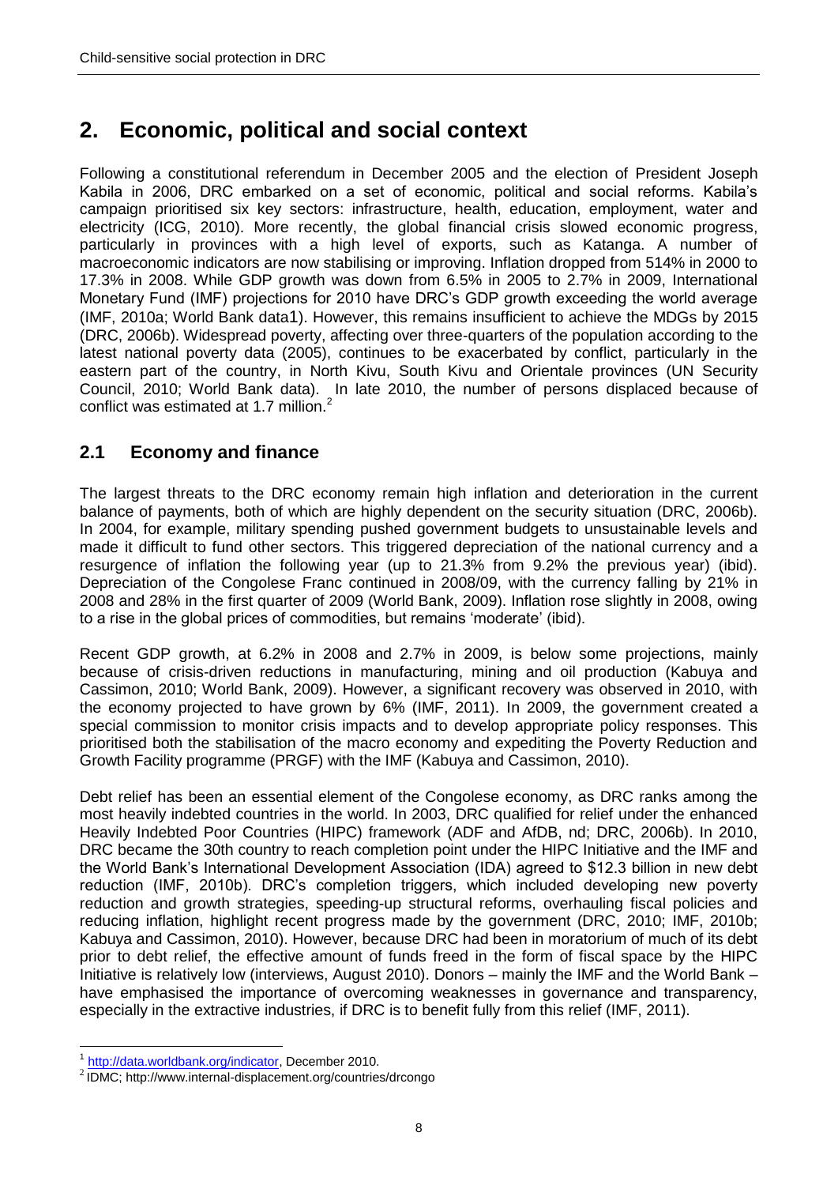# 2. Economic, political and social context

Following a constitutional referendum in December 2005 and the election of President Joseph Kabila in 2006, DRC embarked on a set of economic, political and social reforms. Kabila's campaign prioritised six key sectors: infrastructure, health, education, employment, water and electricity (ICG, 2010). More recently, the global financial crisis slowed economic progress, particularly in provinces with a high level of exports, such as Katanga. A number of macroeconomic indicators are now stabilising or improving. Inflation dropped from 514% in 2000 to 17.3% in 2008. While GDP growth was down from 6.5% in 2005 to 2.7% in 2009, International Monetary Fund (IMF) projections for 2010 have DRC's GDP growth exceeding the world average (IMF, 2010a; World Bank data1). However, this remains insufficient to achieve the MDGs by 2015 (DRC, 2006b). Widespread poverty, affecting over three-quarters of the population according to the latest national poverty data (2005), continues to be exacerbated by conflict, particularly in the eastern part of the country, in North Kivu, South Kivu and Orientale provinces (UN Security Council, 2010; World Bank data). In late 2010, the number of persons displaced because of conflict was estimated at 1.7 million.[2]

## 2.1 Economy and finance

The largest threats to the DRC economy remain high inflation and deterioration in the current balance of payments, both of which are highly dependent on the security situation (DRC, 2006b). In 2004, for example, military spending pushed government budgets to unsustainable levels and made it difficult to fund other sectors. This triggered depreciation of the national currency and a resurgence of inflation the following year (up to 21.3% from 9.2% the previous year) (ibid). Depreciation of the Congolese Franc continued in 2008/09, with the currency falling by 21% in 2008 and 28% in the first quarter of 2009 (World Bank, 2009). Inflation rose slightly in 2008, owing to a rise in the global prices of commodities, but remains 'moderate' (ibid).

Recent GDP growth, at 6.2% in 2008 and 2.7% in 2009, is below some projections, mainly because of crisis-driven reductions in manufacturing, mining and oil production (Kabuya and Cassimon, 2010; World Bank, 2009). However, a significant recovery was observed in 2010, with the economy projected to have grown by 6% (IMF, 2011). In 2009, the government created a special commission to monitor crisis impacts and to develop appropriate policy responses. This prioritised both the stabilisation of the macro economy and expediting the Poverty Reduction and Growth Facility programme (PRGF) with the IMF (Kabuya and Cassimon, 2010).

Debt relief has been an essential element of the Congolese economy, as DRC ranks among the most heavily indebted countries in the world. In 2003, DRC qualified for relief under the enhanced Heavily Indebted Poor Countries (HIPC) framework (ADF and AfDB, nd; DRC, 2006b). In 2010, DRC became the 30th country to reach completion point under the HIPC Initiative and the IMF and the World Bank's International Development Association (IDA) agreed to $12.3 billion in new debt reduction (IMF, 2010b). DRC's completion triggers, which included developing new poverty reduction and growth strategies, speeding-up structural reforms, overhauling fiscal policies and reducing inflation, highlight recent progress made by the government (DRC, 2010; IMF, 2010b; Kabuya and Cassimon, 2010). However, because DRC had been in moratorium of much of its debt prior to debt relief, the effective amount of funds freed in the form of fiscal space by the HIPC Initiative is relatively low (interviews, August 2010). Donors – mainly the IMF and the World Bank – have emphasised the importance of overcoming weaknesses in governance and transparency, especially in the extractive industries, if DRC is to benefit fully from this relief (IMF, 2011).

[1] http://data.worldbank.org/indicator, December 2010.
[2] IDMC; http://www.internal-displacement.org/countries/drcongo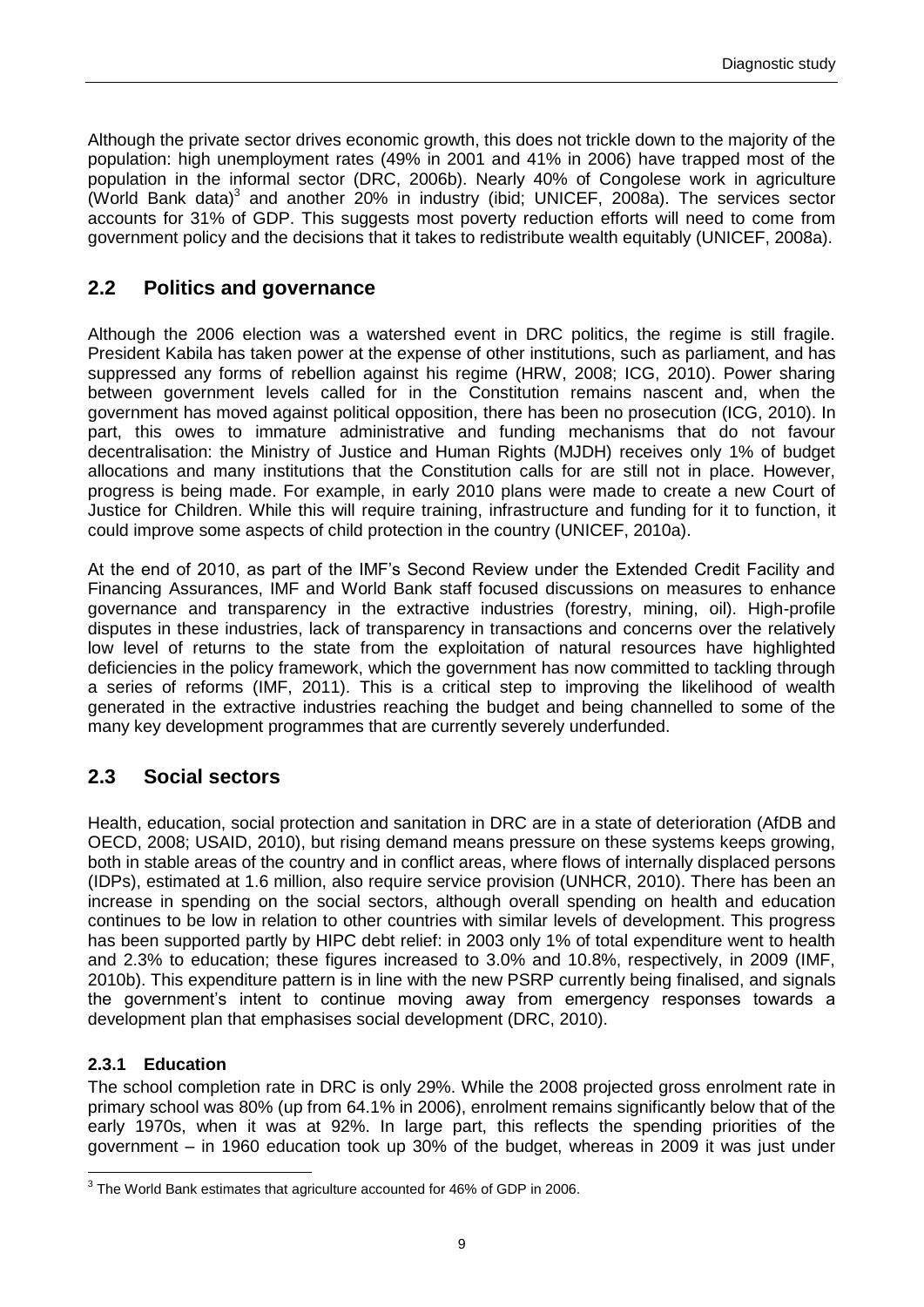Although the private sector drives economic growth, this does not trickle down to the majority of the population: high unemployment rates (49% in 2001 and 41% in 2006) have trapped most of the population in the informal sector (DRC, 2006b). Nearly 40% of Congolese work in agriculture (World Bank data)[3] and another 20% in industry (ibid; UNICEF, 2008a). The services sector accounts for 31% of GDP. This suggests most poverty reduction efforts will need to come from government policy and the decisions that it takes to redistribute wealth equitably (UNICEF, 2008a).

## 2.2 Politics and governance

Although the 2006 election was a watershed event in DRC politics, the regime is still fragile. President Kabila has taken power at the expense of other institutions, such as parliament, and has suppressed any forms of rebellion against his regime (HRW, 2008; ICG, 2010). Power sharing between government levels called for in the Constitution remains nascent and, when the government has moved against political opposition, there has been no prosecution (ICG, 2010). In part, this owes to immature administrative and funding mechanisms that do not favour decentralisation: the Ministry of Justice and Human Rights (MJDH) receives only 1% of budget allocations and many institutions that the Constitution calls for are still not in place. However, progress is being made. For example, in early 2010 plans were made to create a new Court of Justice for Children. While this will require training, infrastructure and funding for it to function, it could improve some aspects of child protection in the country (UNICEF, 2010a).

At the end of 2010, as part of the IMF's Second Review under the Extended Credit Facility and Financing Assurances, IMF and World Bank staff focused discussions on measures to enhance governance and transparency in the extractive industries (forestry, mining, oil). High-profile disputes in these industries, lack of transparency in transactions and concerns over the relatively low level of returns to the state from the exploitation of natural resources have highlighted deficiencies in the policy framework, which the government has now committed to tackling through a series of reforms (IMF, 2011). This is a critical step to improving the likelihood of wealth generated in the extractive industries reaching the budget and being channelled to some of the many key development programmes that are currently severely underfunded.

## 2.3 Social sectors

Health, education, social protection and sanitation in DRC are in a state of deterioration (AfDB and OECD, 2008; USAID, 2010), but rising demand means pressure on these systems keeps growing, both in stable areas of the country and in conflict areas, where flows of internally displaced persons (IDPs), estimated at 1.6 million, also require service provision (UNHCR, 2010). There has been an increase in spending on the social sectors, although overall spending on health and education continues to be low in relation to other countries with similar levels of development. This progress has been supported partly by HIPC debt relief: in 2003 only 1% of total expenditure went to health and 2.3% to education; these figures increased to 3.0% and 10.8%, respectively, in 2009 (IMF, 2010b). This expenditure pattern is in line with the new PSRP currently being finalised, and signals the government's intent to continue moving away from emergency responses towards a development plan that emphasises social development (DRC, 2010).

### 2.3.1 Education

The school completion rate in DRC is only 29%. While the 2008 projected gross enrolment rate in primary school was 80% (up from 64.1% in 2006), enrolment remains significantly below that of the early 1970s, when it was at 92%. In large part, this reflects the spending priorities of the government – in 1960 education took up 30% of the budget, whereas in 2009 it was just under

[3] The World Bank estimates that agriculture accounted for 46% of GDP in 2006.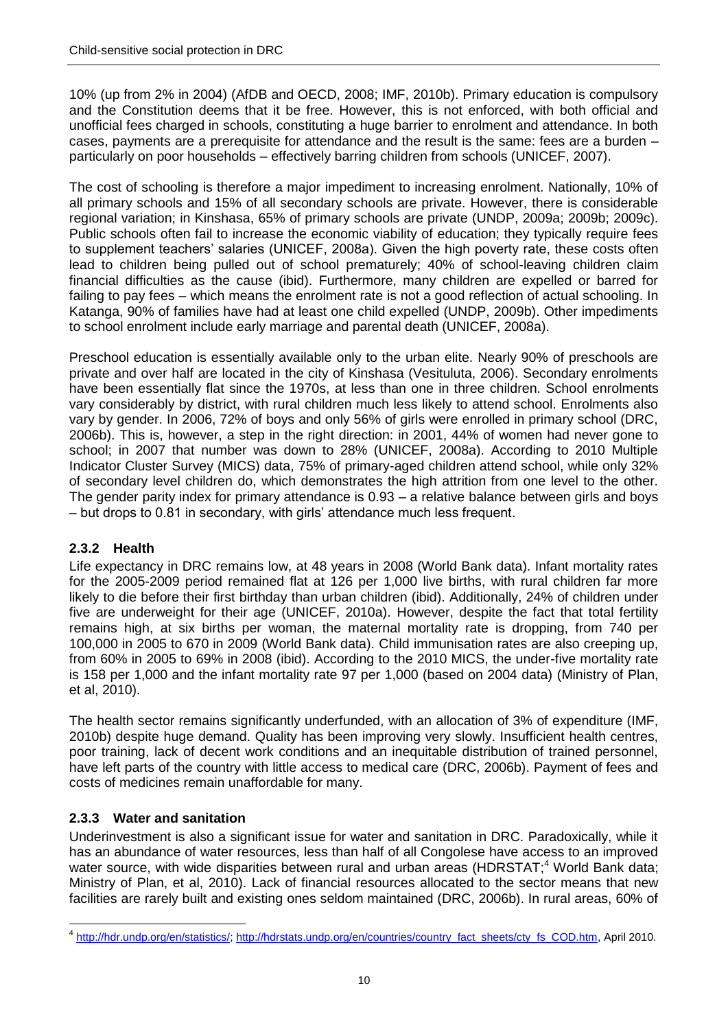10% (up from 2% in 2004) (AfDB and OECD, 2008; IMF, 2010b). Primary education is compulsory and the Constitution deems that it be free. However, this is not enforced, with both official and unofficial fees charged in schools, constituting a huge barrier to enrolment and attendance. In both cases, payments are a prerequisite for attendance and the result is the same: fees are a burden – particularly on poor households – effectively barring children from schools (UNICEF, 2007).

The cost of schooling is therefore a major impediment to increasing enrolment. Nationally, 10% of all primary schools and 15% of all secondary schools are private. However, there is considerable regional variation; in Kinshasa, 65% of primary schools are private (UNDP, 2009a; 2009b; 2009c). Public schools often fail to increase the economic viability of education; they typically require fees to supplement teachers' salaries (UNICEF, 2008a). Given the high poverty rate, these costs often lead to children being pulled out of school prematurely; 40% of school-leaving children claim financial difficulties as the cause (ibid). Furthermore, many children are expelled or barred for failing to pay fees – which means the enrolment rate is not a good reflection of actual schooling. In Katanga, 90% of families have had at least one child expelled (UNDP, 2009b). Other impediments to school enrolment include early marriage and parental death (UNICEF, 2008a).

Preschool education is essentially available only to the urban elite. Nearly 90% of preschools are private and over half are located in the city of Kinshasa (Vesituluta, 2006). Secondary enrolments have been essentially flat since the 1970s, at less than one in three children. School enrolments vary considerably by district, with rural children much less likely to attend school. Enrolments also vary by gender. In 2006, 72% of boys and only 56% of girls were enrolled in primary school (DRC, 2006b). This is, however, a step in the right direction: in 2001, 44% of women had never gone to school; in 2007 that number was down to 28% (UNICEF, 2008a). According to 2010 Multiple Indicator Cluster Survey (MICS) data, 75% of primary-aged children attend school, while only 32% of secondary level children do, which demonstrates the high attrition from one level to the other. The gender parity index for primary attendance is 0.93 – a relative balance between girls and boys – but drops to 0.81 in secondary, with girls' attendance much less frequent.

### 2.3.2 Health

Life expectancy in DRC remains low, at 48 years in 2008 (World Bank data). Infant mortality rates for the 2005-2009 period remained flat at 126 per 1,000 live births, with rural children far more likely to die before their first birthday than urban children (ibid). Additionally, 24% of children under five are underweight for their age (UNICEF, 2010a). However, despite the fact that total fertility remains high, at six births per woman, the maternal mortality rate is dropping, from 740 per 100,000 in 2005 to 670 in 2009 (World Bank data). Child immunisation rates are also creeping up, from 60% in 2005 to 69% in 2008 (ibid). According to the 2010 MICS, the under-five mortality rate is 158 per 1,000 and the infant mortality rate 97 per 1,000 (based on 2004 data) (Ministry of Plan, et al, 2010).

The health sector remains significantly underfunded, with an allocation of 3% of expenditure (IMF, 2010b) despite huge demand. Quality has been improving very slowly. Insufficient health centres, poor training, lack of decent work conditions and an inequitable distribution of trained personnel, have left parts of the country with little access to medical care (DRC, 2006b). Payment of fees and costs of medicines remain unaffordable for many.

### 2.3.3 Water and sanitation

Underinvestment is also a significant issue for water and sanitation in DRC. Paradoxically, while it has an abundance of water resources, less than half of all Congolese have access to an improved water source, with wide disparities between rural and urban areas (HDRSTAT;[4] World Bank data; Ministry of Plan, et al, 2010). Lack of financial resources allocated to the sector means that new facilities are rarely built and existing ones seldom maintained (DRC, 2006b). In rural areas, 60% of

[4] http://hdr.undp.org/en/statistics/; http://hdrstats.undp.org/en/countries/country_fact_sheets/cty_fs_COD.htm, April 2010.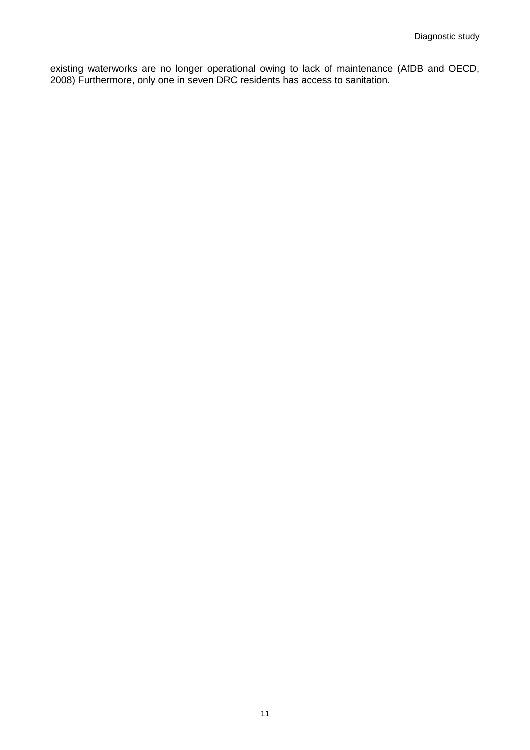existing waterworks are no longer operational owing to lack of maintenance (AfDB and OECD, 2008) Furthermore, only one in seven DRC residents has access to sanitation.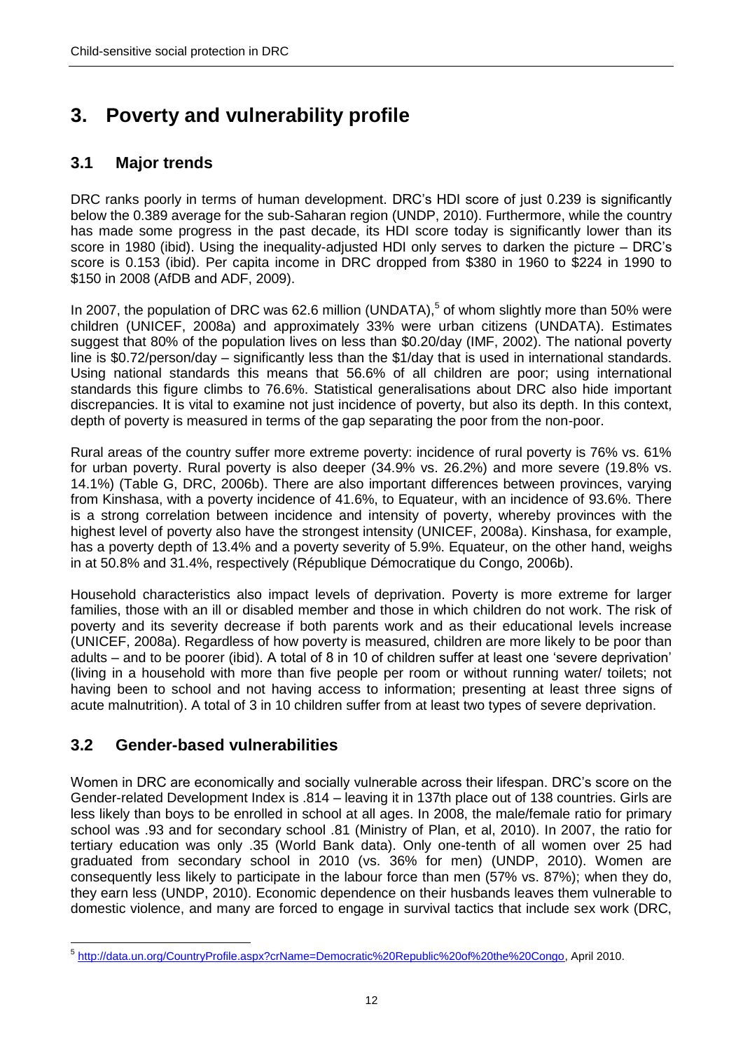# 3. Poverty and vulnerability profile

## 3.1 Major trends

DRC ranks poorly in terms of human development. DRC's HDI score of just 0.239 is significantly below the 0.389 average for the sub-Saharan region (UNDP, 2010). Furthermore, while the country has made some progress in the past decade, its HDI score today is significantly lower than its score in 1980 (ibid). Using the inequality-adjusted HDI only serves to darken the picture – DRC's score is 0.153 (ibid). Per capita income in DRC dropped from $380 in 1960 to $224 in 1990 to $150 in 2008 (AfDB and ADF, 2009).

In 2007, the population of DRC was 62.6 million (UNDATA),[5] of whom slightly more than 50% were children (UNICEF, 2008a) and approximately 33% were urban citizens (UNDATA). Estimates suggest that 80% of the population lives on less than $0.20/day (IMF, 2002). The national poverty line is $0.72/person/day – significantly less than the $1/day that is used in international standards. Using national standards this means that 56.6% of all children are poor; using international standards this figure climbs to 76.6%. Statistical generalisations about DRC also hide important discrepancies. It is vital to examine not just incidence of poverty, but also its depth. In this context, depth of poverty is measured in terms of the gap separating the poor from the non-poor.

Rural areas of the country suffer more extreme poverty: incidence of rural poverty is 76% vs. 61% for urban poverty. Rural poverty is also deeper (34.9% vs. 26.2%) and more severe (19.8% vs. 14.1%) (Table G, DRC, 2006b). There are also important differences between provinces, varying from Kinshasa, with a poverty incidence of 41.6%, to Equateur, with an incidence of 93.6%. There is a strong correlation between incidence and intensity of poverty, whereby provinces with the highest level of poverty also have the strongest intensity (UNICEF, 2008a). Kinshasa, for example, has a poverty depth of 13.4% and a poverty severity of 5.9%. Equateur, on the other hand, weighs in at 50.8% and 31.4%, respectively (République Démocratique du Congo, 2006b).

Household characteristics also impact levels of deprivation. Poverty is more extreme for larger families, those with an ill or disabled member and those in which children do not work. The risk of poverty and its severity decrease if both parents work and as their educational levels increase (UNICEF, 2008a). Regardless of how poverty is measured, children are more likely to be poor than adults – and to be poorer (ibid). A total of 8 in 10 of children suffer at least one 'severe deprivation' (living in a household with more than five people per room or without running water/ toilets; not having been to school and not having access to information; presenting at least three signs of acute malnutrition). A total of 3 in 10 children suffer from at least two types of severe deprivation.

## 3.2 Gender-based vulnerabilities

Women in DRC are economically and socially vulnerable across their lifespan. DRC's score on the Gender-related Development Index is .814 – leaving it in 137th place out of 138 countries. Girls are less likely than boys to be enrolled in school at all ages. In 2008, the male/female ratio for primary school was .93 and for secondary school .81 (Ministry of Plan, et al, 2010). In 2007, the ratio for tertiary education was only .35 (World Bank data). Only one-tenth of all women over 25 had graduated from secondary school in 2010 (vs. 36% for men) (UNDP, 2010). Women are consequently less likely to participate in the labour force than men (57% vs. 87%); when they do, they earn less (UNDP, 2010). Economic dependence on their husbands leaves them vulnerable to domestic violence, and many are forced to engage in survival tactics that include sex work (DRC,

[5] http://data.un.org/CountryProfile.aspx?crName=Democratic%20Republic%20of%20the%20Congo, April 2010.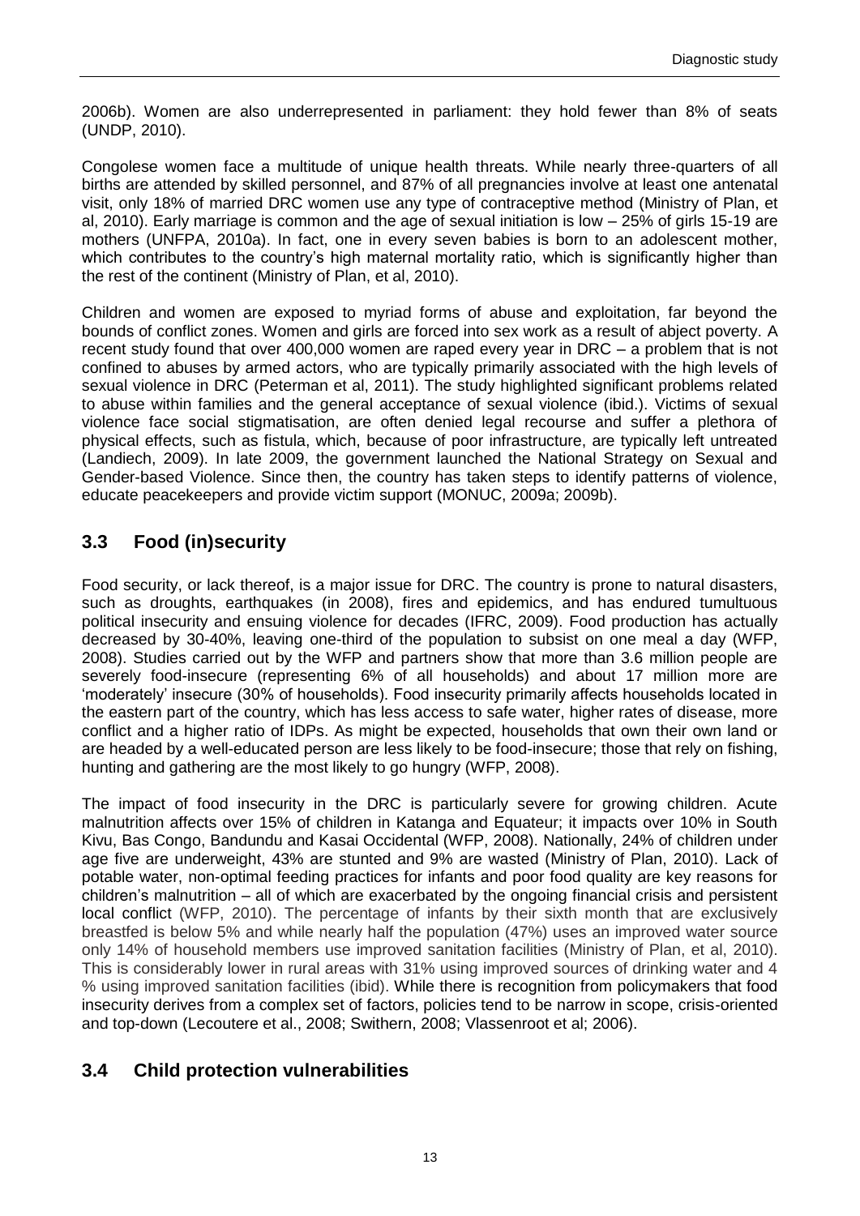2006b). Women are also underrepresented in parliament: they hold fewer than 8% of seats (UNDP, 2010).

Congolese women face a multitude of unique health threats. While nearly three-quarters of all births are attended by skilled personnel, and 87% of all pregnancies involve at least one antenatal visit, only 18% of married DRC women use any type of contraceptive method (Ministry of Plan, et al, 2010). Early marriage is common and the age of sexual initiation is low – 25% of girls 15-19 are mothers (UNFPA, 2010a). In fact, one in every seven babies is born to an adolescent mother, which contributes to the country's high maternal mortality ratio, which is significantly higher than the rest of the continent (Ministry of Plan, et al, 2010).

Children and women are exposed to myriad forms of abuse and exploitation, far beyond the bounds of conflict zones. Women and girls are forced into sex work as a result of abject poverty. A recent study found that over 400,000 women are raped every year in DRC – a problem that is not confined to abuses by armed actors, who are typically primarily associated with the high levels of sexual violence in DRC (Peterman et al, 2011). The study highlighted significant problems related to abuse within families and the general acceptance of sexual violence (ibid.). Victims of sexual violence face social stigmatisation, are often denied legal recourse and suffer a plethora of physical effects, such as fistula, which, because of poor infrastructure, are typically left untreated (Landiech, 2009). In late 2009, the government launched the National Strategy on Sexual and Gender-based Violence. Since then, the country has taken steps to identify patterns of violence, educate peacekeepers and provide victim support (MONUC, 2009a; 2009b).

## 3.3 Food (in)security

Food security, or lack thereof, is a major issue for DRC. The country is prone to natural disasters, such as droughts, earthquakes (in 2008), fires and epidemics, and has endured tumultuous political insecurity and ensuing violence for decades (IFRC, 2009). Food production has actually decreased by 30-40%, leaving one-third of the population to subsist on one meal a day (WFP, 2008). Studies carried out by the WFP and partners show that more than 3.6 million people are severely food-insecure (representing 6% of all households) and about 17 million more are 'moderately' insecure (30% of households). Food insecurity primarily affects households located in the eastern part of the country, which has less access to safe water, higher rates of disease, more conflict and a higher ratio of IDPs. As might be expected, households that own their own land or are headed by a well-educated person are less likely to be food-insecure; those that rely on fishing, hunting and gathering are the most likely to go hungry (WFP, 2008).

The impact of food insecurity in the DRC is particularly severe for growing children. Acute malnutrition affects over 15% of children in Katanga and Equateur; it impacts over 10% in South Kivu, Bas Congo, Bandundu and Kasai Occidental (WFP, 2008). Nationally, 24% of children under age five are underweight, 43% are stunted and 9% are wasted (Ministry of Plan, 2010). Lack of potable water, non-optimal feeding practices for infants and poor food quality are key reasons for children's malnutrition – all of which are exacerbated by the ongoing financial crisis and persistent local conflict (WFP, 2010). The percentage of infants by their sixth month that are exclusively breastfed is below 5% and while nearly half the population (47%) uses an improved water source only 14% of household members use improved sanitation facilities (Ministry of Plan, et al, 2010). This is considerably lower in rural areas with 31% using improved sources of drinking water and 4 % using improved sanitation facilities (ibid). While there is recognition from policymakers that food insecurity derives from a complex set of factors, policies tend to be narrow in scope, crisis-oriented and top-down (Lecoutere et al., 2008; Swithern, 2008; Vlassenroot et al; 2006).

## 3.4 Child protection vulnerabilities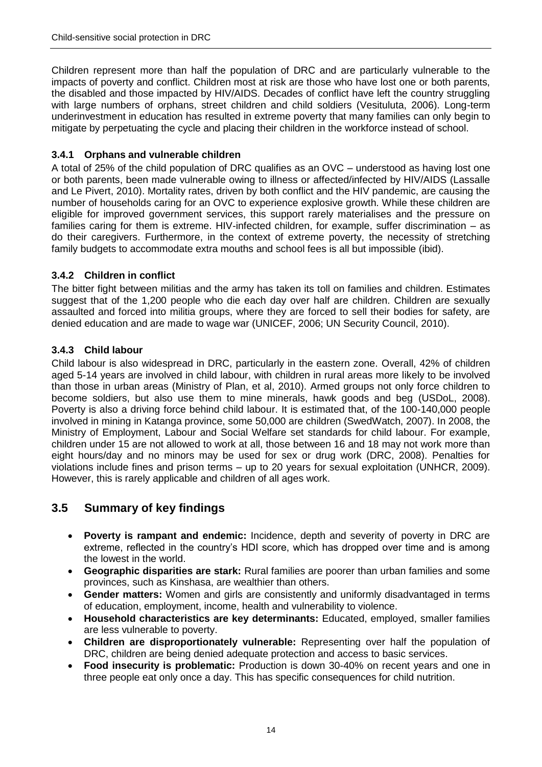Children represent more than half the population of DRC and are particularly vulnerable to the impacts of poverty and conflict. Children most at risk are those who have lost one or both parents, the disabled and those impacted by HIV/AIDS. Decades of conflict have left the country struggling with large numbers of orphans, street children and child soldiers (Vesituluta, 2006). Long-term underinvestment in education has resulted in extreme poverty that many families can only begin to mitigate by perpetuating the cycle and placing their children in the workforce instead of school.

### 3.4.1 Orphans and vulnerable children

A total of 25% of the child population of DRC qualifies as an OVC – understood as having lost one or both parents, been made vulnerable owing to illness or affected/infected by HIV/AIDS (Lassalle and Le Pivert, 2010). Mortality rates, driven by both conflict and the HIV pandemic, are causing the number of households caring for an OVC to experience explosive growth. While these children are eligible for improved government services, this support rarely materialises and the pressure on families caring for them is extreme. HIV-infected children, for example, suffer discrimination – as do their caregivers. Furthermore, in the context of extreme poverty, the necessity of stretching family budgets to accommodate extra mouths and school fees is all but impossible (ibid).

### 3.4.2 Children in conflict

The bitter fight between militias and the army has taken its toll on families and children. Estimates suggest that of the 1,200 people who die each day over half are children. Children are sexually assaulted and forced into militia groups, where they are forced to sell their bodies for safety, are denied education and are made to wage war (UNICEF, 2006; UN Security Council, 2010).

### 3.4.3 Child labour

Child labour is also widespread in DRC, particularly in the eastern zone. Overall, 42% of children aged 5-14 years are involved in child labour, with children in rural areas more likely to be involved than those in urban areas (Ministry of Plan, et al, 2010). Armed groups not only force children to become soldiers, but also use them to mine minerals, hawk goods and beg (USDoL, 2008). Poverty is also a driving force behind child labour. It is estimated that, of the 100-140,000 people involved in mining in Katanga province, some 50,000 are children (SwedWatch, 2007). In 2008, the Ministry of Employment, Labour and Social Welfare set standards for child labour. For example, children under 15 are not allowed to work at all, those between 16 and 18 may not work more than eight hours/day and no minors may be used for sex or drug work (DRC, 2008). Penalties for violations include fines and prison terms – up to 20 years for sexual exploitation (UNHCR, 2009). However, this is rarely applicable and children of all ages work.

## 3.5 Summary of key findings

- **Poverty is rampant and endemic:** Incidence, depth and severity of poverty in DRC are extreme, reflected in the country's HDI score, which has dropped over time and is among the lowest in the world.
- **Geographic disparities are stark:** Rural families are poorer than urban families and some provinces, such as Kinshasa, are wealthier than others.
- **Gender matters:** Women and girls are consistently and uniformly disadvantaged in terms of education, employment, income, health and vulnerability to violence.
- **Household characteristics are key determinants:** Educated, employed, smaller families are less vulnerable to poverty.
- **Children are disproportionately vulnerable:** Representing over half the population of DRC, children are being denied adequate protection and access to basic services.
- **Food insecurity is problematic:** Production is down 30-40% on recent years and one in three people eat only once a day. This has specific consequences for child nutrition.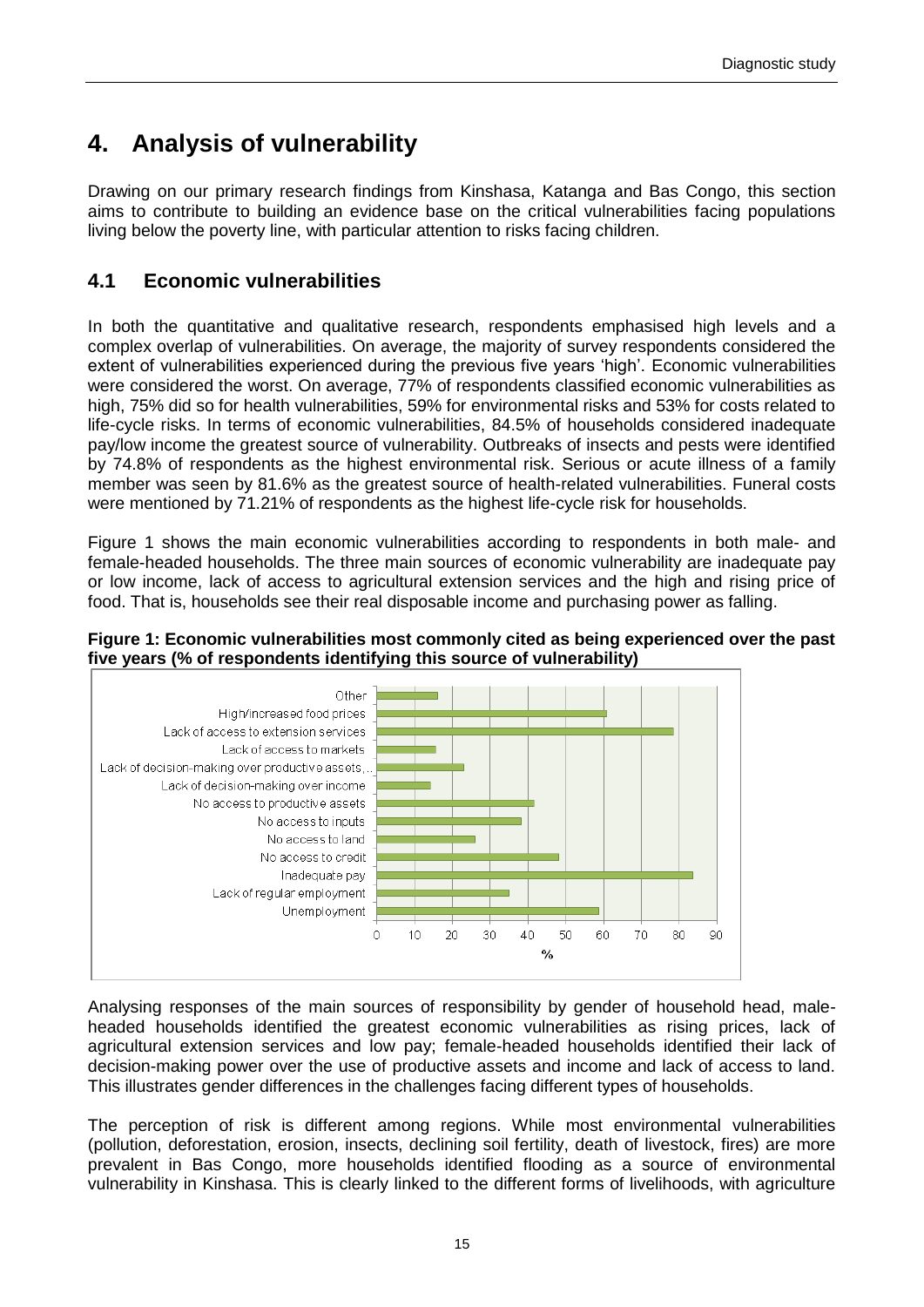# 4. Analysis of vulnerability

Drawing on our primary research findings from Kinshasa, Katanga and Bas Congo, this section aims to contribute to building an evidence base on the critical vulnerabilities facing populations living below the poverty line, with particular attention to risks facing children.

## 4.1 Economic vulnerabilities

In both the quantitative and qualitative research, respondents emphasised high levels and a complex overlap of vulnerabilities. On average, the majority of survey respondents considered the extent of vulnerabilities experienced during the previous five years 'high'. Economic vulnerabilities were considered the worst. On average, 77% of respondents classified economic vulnerabilities as high, 75% did so for health vulnerabilities, 59% for environmental risks and 53% for costs related to life-cycle risks. In terms of economic vulnerabilities, 84.5% of households considered inadequate pay/low income the greatest source of vulnerability. Outbreaks of insects and pests were identified by 74.8% of respondents as the highest environmental risk. Serious or acute illness of a family member was seen by 81.6% as the greatest source of health-related vulnerabilities. Funeral costs were mentioned by 71.21% of respondents as the highest life-cycle risk for households.

Figure 1 shows the main economic vulnerabilities according to respondents in both male- and female-headed households. The three main sources of economic vulnerability are inadequate pay or low income, lack of access to agricultural extension services and the high and rising price of food. That is, households see their real disposable income and purchasing power as falling.

**Figure 1: Economic vulnerabilities most commonly cited as being experienced over the past five years (% of respondents identifying this source of vulnerability)**

Other
High/increased food prices
Lack of access to extension services
Lack of access to markets
Lack of decision-making over productive assets,..
Lack of decision-making over income
No access to productive assets
No access to inputs
No access to land
No access to credit
Inadequate pay
Lack of regular employment
Unemployment

0 10 20 30 40 50 60 70 80 90
%

Analysing responses of the main sources of responsibility by gender of household head, male-headed households identified the greatest economic vulnerabilities as rising prices, lack of agricultural extension services and low pay; female-headed households identified their lack of decision-making power over the use of productive assets and income and lack of access to land. This illustrates gender differences in the challenges facing different types of households.

The perception of risk is different among regions. While most environmental vulnerabilities (pollution, deforestation, erosion, insects, declining soil fertility, death of livestock, fires) are more prevalent in Bas Congo, more households identified flooding as a source of environmental vulnerability in Kinshasa. This is clearly linked to the different forms of livelihoods, with agriculture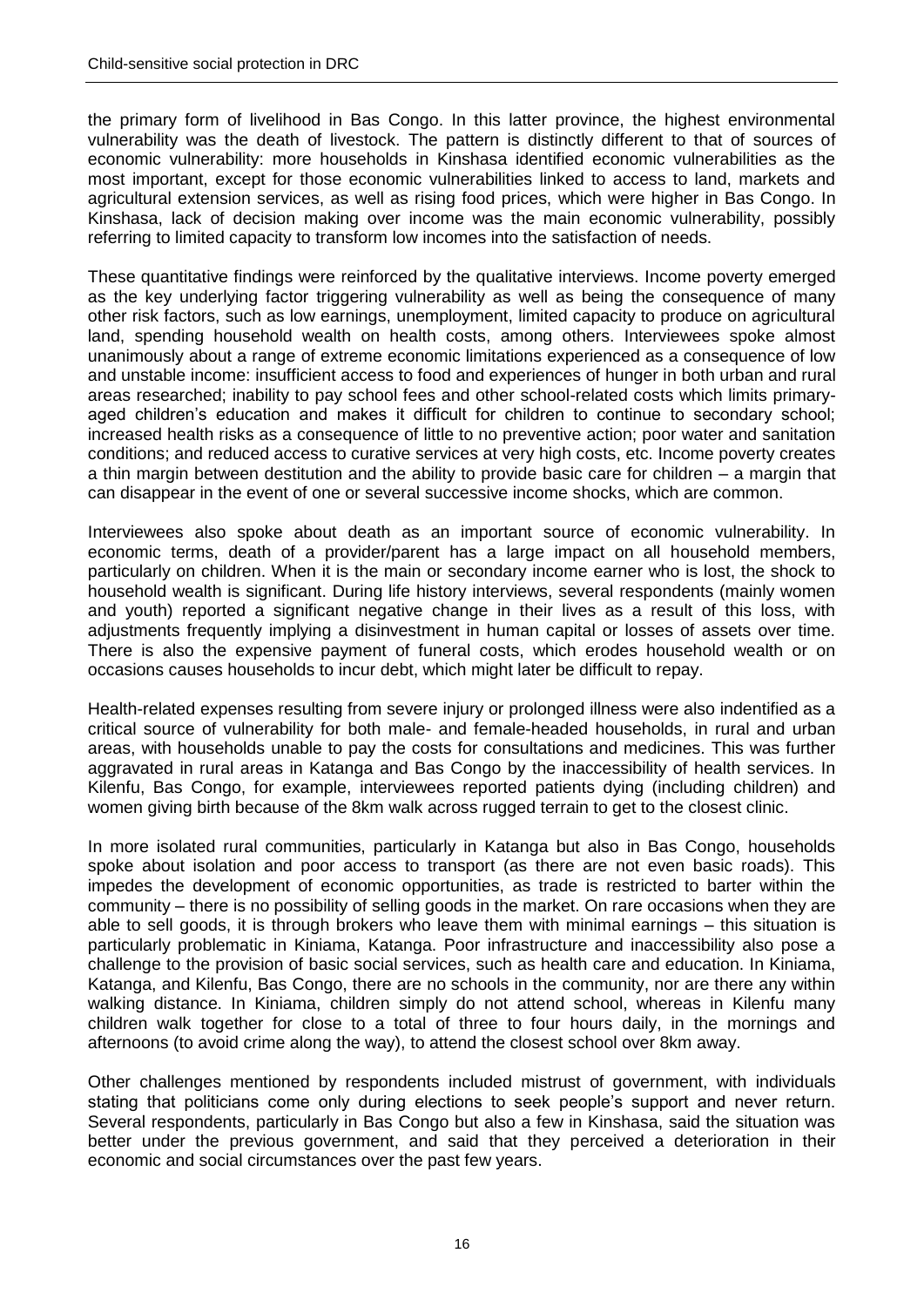the primary form of livelihood in Bas Congo. In this latter province, the highest environmental vulnerability was the death of livestock. The pattern is distinctly different to that of sources of economic vulnerability: more households in Kinshasa identified economic vulnerabilities as the most important, except for those economic vulnerabilities linked to access to land, markets and agricultural extension services, as well as rising food prices, which were higher in Bas Congo. In Kinshasa, lack of decision making over income was the main economic vulnerability, possibly referring to limited capacity to transform low incomes into the satisfaction of needs.

These quantitative findings were reinforced by the qualitative interviews. Income poverty emerged as the key underlying factor triggering vulnerability as well as being the consequence of many other risk factors, such as low earnings, unemployment, limited capacity to produce on agricultural land, spending household wealth on health costs, among others. Interviewees spoke almost unanimously about a range of extreme economic limitations experienced as a consequence of low and unstable income: insufficient access to food and experiences of hunger in both urban and rural areas researched; inability to pay school fees and other school-related costs which limits primary-aged children's education and makes it difficult for children to continue to secondary school; increased health risks as a consequence of little to no preventive action; poor water and sanitation conditions; and reduced access to curative services at very high costs, etc. Income poverty creates a thin margin between destitution and the ability to provide basic care for children – a margin that can disappear in the event of one or several successive income shocks, which are common.

Interviewees also spoke about death as an important source of economic vulnerability. In economic terms, death of a provider/parent has a large impact on all household members, particularly on children. When it is the main or secondary income earner who is lost, the shock to household wealth is significant. During life history interviews, several respondents (mainly women and youth) reported a significant negative change in their lives as a result of this loss, with adjustments frequently implying a disinvestment in human capital or losses of assets over time. There is also the expensive payment of funeral costs, which erodes household wealth or on occasions causes households to incur debt, which might later be difficult to repay.

Health-related expenses resulting from severe injury or prolonged illness were also indentified as a critical source of vulnerability for both male- and female-headed households, in rural and urban areas, with households unable to pay the costs for consultations and medicines. This was further aggravated in rural areas in Katanga and Bas Congo by the inaccessibility of health services. In Kilenfu, Bas Congo, for example, interviewees reported patients dying (including children) and women giving birth because of the 8km walk across rugged terrain to get to the closest clinic.

In more isolated rural communities, particularly in Katanga but also in Bas Congo, households spoke about isolation and poor access to transport (as there are not even basic roads). This impedes the development of economic opportunities, as trade is restricted to barter within the community – there is no possibility of selling goods in the market. On rare occasions when they are able to sell goods, it is through brokers who leave them with minimal earnings – this situation is particularly problematic in Kiniama, Katanga. Poor infrastructure and inaccessibility also pose a challenge to the provision of basic social services, such as health care and education. In Kiniama, Katanga, and Kilenfu, Bas Congo, there are no schools in the community, nor are there any within walking distance. In Kiniama, children simply do not attend school, whereas in Kilenfu many children walk together for close to a total of three to four hours daily, in the mornings and afternoons (to avoid crime along the way), to attend the closest school over 8km away.

Other challenges mentioned by respondents included mistrust of government, with individuals stating that politicians come only during elections to seek people's support and never return. Several respondents, particularly in Bas Congo but also a few in Kinshasa, said the situation was better under the previous government, and said that they perceived a deterioration in their economic and social circumstances over the past few years.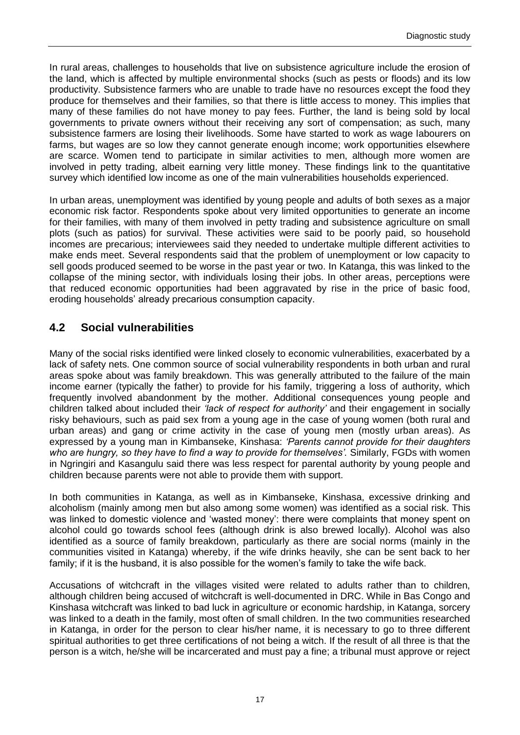In rural areas, challenges to households that live on subsistence agriculture include the erosion of the land, which is affected by multiple environmental shocks (such as pests or floods) and its low productivity. Subsistence farmers who are unable to trade have no resources except the food they produce for themselves and their families, so that there is little access to money. This implies that many of these families do not have money to pay fees. Further, the land is being sold by local governments to private owners without their receiving any sort of compensation; as such, many subsistence farmers are losing their livelihoods. Some have started to work as wage labourers on farms, but wages are so low they cannot generate enough income; work opportunities elsewhere are scarce. Women tend to participate in similar activities to men, although more women are involved in petty trading, albeit earning very little money. These findings link to the quantitative survey which identified low income as one of the main vulnerabilities households experienced.

In urban areas, unemployment was identified by young people and adults of both sexes as a major economic risk factor. Respondents spoke about very limited opportunities to generate an income for their families, with many of them involved in petty trading and subsistence agriculture on small plots (such as patios) for survival. These activities were said to be poorly paid, so household incomes are precarious; interviewees said they needed to undertake multiple different activities to make ends meet. Several respondents said that the problem of unemployment or low capacity to sell goods produced seemed to be worse in the past year or two. In Katanga, this was linked to the collapse of the mining sector, with individuals losing their jobs. In other areas, perceptions were that reduced economic opportunities had been aggravated by rise in the price of basic food, eroding households' already precarious consumption capacity.

## 4.2 Social vulnerabilities

Many of the social risks identified were linked closely to economic vulnerabilities, exacerbated by a lack of safety nets. One common source of social vulnerability respondents in both urban and rural areas spoke about was family breakdown. This was generally attributed to the failure of the main income earner (typically the father) to provide for his family, triggering a loss of authority, which frequently involved abandonment by the mother. Additional consequences young people and children talked about included their *'lack of respect for authority'* and their engagement in socially risky behaviours, such as paid sex from a young age in the case of young women (both rural and urban areas) and gang or crime activity in the case of young men (mostly urban areas). As expressed by a young man in Kimbanseke, Kinshasa: *'Parents cannot provide for their daughters who are hungry, so they have to find a way to provide for themselves'.* Similarly, FGDs with women in Ngringiri and Kasangulu said there was less respect for parental authority by young people and children because parents were not able to provide them with support.

In both communities in Katanga, as well as in Kimbanseke, Kinshasa, excessive drinking and alcoholism (mainly among men but also among some women) was identified as a social risk. This was linked to domestic violence and 'wasted money': there were complaints that money spent on alcohol could go towards school fees (although drink is also brewed locally). Alcohol was also identified as a source of family breakdown, particularly as there are social norms (mainly in the communities visited in Katanga) whereby, if the wife drinks heavily, she can be sent back to her family; if it is the husband, it is also possible for the women's family to take the wife back.

Accusations of witchcraft in the villages visited were related to adults rather than to children, although children being accused of witchcraft is well-documented in DRC. While in Bas Congo and Kinshasa witchcraft was linked to bad luck in agriculture or economic hardship, in Katanga, sorcery was linked to a death in the family, most often of small children. In the two communities researched in Katanga, in order for the person to clear his/her name, it is necessary to go to three different spiritual authorities to get three certifications of not being a witch. If the result of all three is that the person is a witch, he/she will be incarcerated and must pay a fine; a tribunal must approve or reject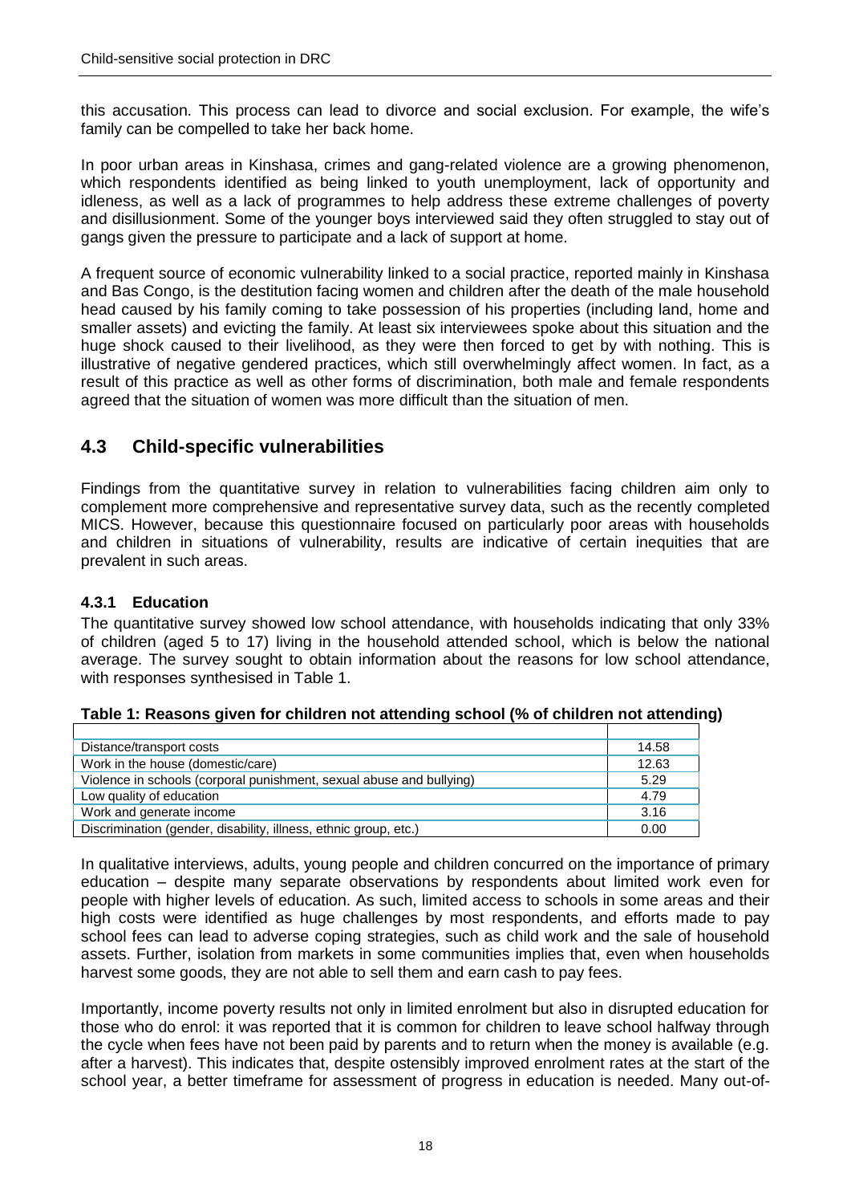this accusation. This process can lead to divorce and social exclusion. For example, the wife's family can be compelled to take her back home.

In poor urban areas in Kinshasa, crimes and gang-related violence are a growing phenomenon, which respondents identified as being linked to youth unemployment, lack of opportunity and idleness, as well as a lack of programmes to help address these extreme challenges of poverty and disillusionment. Some of the younger boys interviewed said they often struggled to stay out of gangs given the pressure to participate and a lack of support at home.

A frequent source of economic vulnerability linked to a social practice, reported mainly in Kinshasa and Bas Congo, is the destitution facing women and children after the death of the male household head caused by his family coming to take possession of his properties (including land, home and smaller assets) and evicting the family. At least six interviewees spoke about this situation and the huge shock caused to their livelihood, as they were then forced to get by with nothing. This is illustrative of negative gendered practices, which still overwhelmingly affect women. In fact, as a result of this practice as well as other forms of discrimination, both male and female respondents agreed that the situation of women was more difficult than the situation of men.

## 4.3 Child-specific vulnerabilities

Findings from the quantitative survey in relation to vulnerabilities facing children aim only to complement more comprehensive and representative survey data, such as the recently completed MICS. However, because this questionnaire focused on particularly poor areas with households and children in situations of vulnerability, results are indicative of certain inequities that are prevalent in such areas.

### 4.3.1 Education

The quantitative survey showed low school attendance, with households indicating that only 33% of children (aged 5 to 17) living in the household attended school, which is below the national average. The survey sought to obtain information about the reasons for low school attendance, with responses synthesised in Table 1.

**Table 1: Reasons given for children not attending school (% of children not attending)**

| | |
|---|---|
| Distance/transport costs | 14.58 |
| Work in the house (domestic/care) | 12.63 |
| Violence in schools (corporal punishment, sexual abuse and bullying) | 5.29 |
| Low quality of education | 4.79 |
| Work and generate income | 3.16 |
| Discrimination (gender, disability, illness, ethnic group, etc.) | 0.00 |

In qualitative interviews, adults, young people and children concurred on the importance of primary education – despite many separate observations by respondents about limited work even for people with higher levels of education. As such, limited access to schools in some areas and their high costs were identified as huge challenges by most respondents, and efforts made to pay school fees can lead to adverse coping strategies, such as child work and the sale of household assets. Further, isolation from markets in some communities implies that, even when households harvest some goods, they are not able to sell them and earn cash to pay fees.

Importantly, income poverty results not only in limited enrolment but also in disrupted education for those who do enrol: it was reported that it is common for children to leave school halfway through the cycle when fees have not been paid by parents and to return when the money is available (e.g. after a harvest). This indicates that, despite ostensibly improved enrolment rates at the start of the school year, a better timeframe for assessment of progress in education is needed. Many out-of-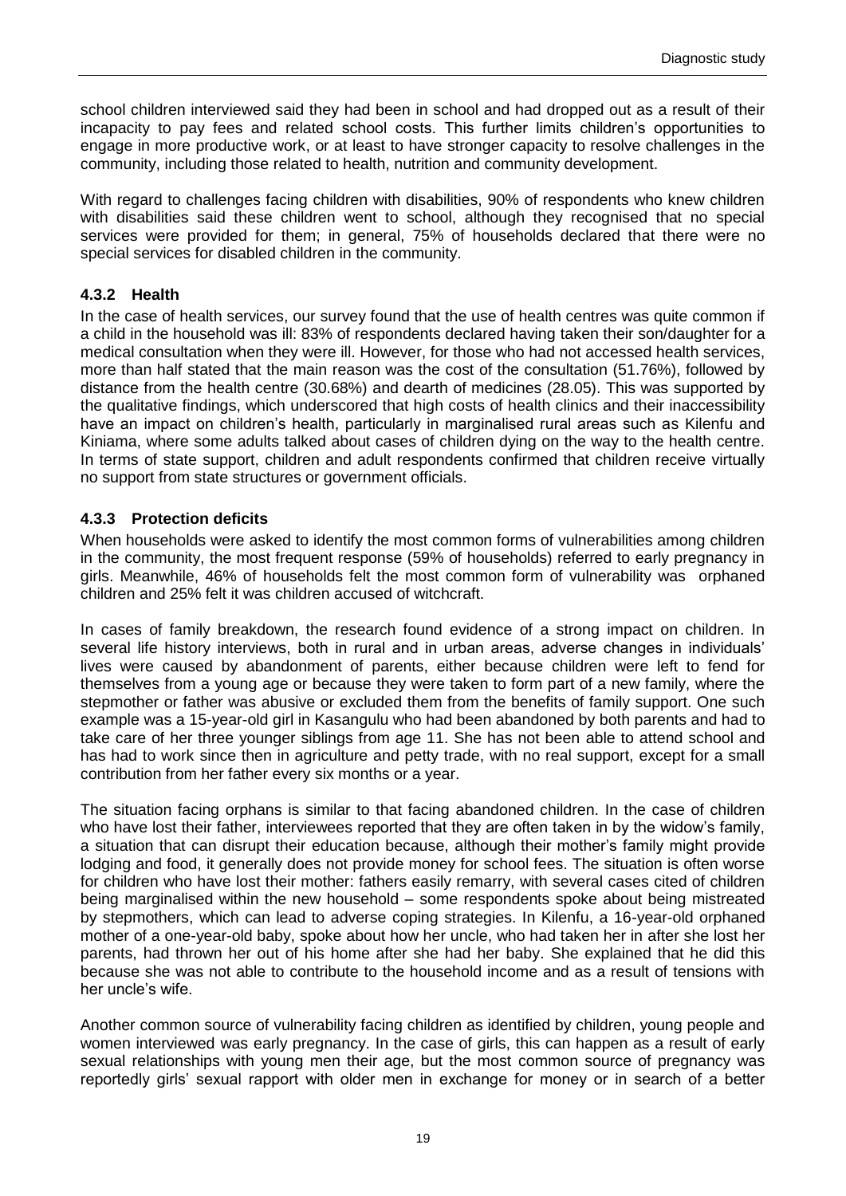school children interviewed said they had been in school and had dropped out as a result of their incapacity to pay fees and related school costs. This further limits children's opportunities to engage in more productive work, or at least to have stronger capacity to resolve challenges in the community, including those related to health, nutrition and community development.

With regard to challenges facing children with disabilities, 90% of respondents who knew children with disabilities said these children went to school, although they recognised that no special services were provided for them; in general, 75% of households declared that there were no special services for disabled children in the community.

### 4.3.2 Health

In the case of health services, our survey found that the use of health centres was quite common if a child in the household was ill: 83% of respondents declared having taken their son/daughter for a medical consultation when they were ill. However, for those who had not accessed health services, more than half stated that the main reason was the cost of the consultation (51.76%), followed by distance from the health centre (30.68%) and dearth of medicines (28.05). This was supported by the qualitative findings, which underscored that high costs of health clinics and their inaccessibility have an impact on children's health, particularly in marginalised rural areas such as Kilenfu and Kiniama, where some adults talked about cases of children dying on the way to the health centre. In terms of state support, children and adult respondents confirmed that children receive virtually no support from state structures or government officials.

### 4.3.3 Protection deficits

When households were asked to identify the most common forms of vulnerabilities among children in the community, the most frequent response (59% of households) referred to early pregnancy in girls. Meanwhile, 46% of households felt the most common form of vulnerability was orphaned children and 25% felt it was children accused of witchcraft.

In cases of family breakdown, the research found evidence of a strong impact on children. In several life history interviews, both in rural and in urban areas, adverse changes in individuals' lives were caused by abandonment of parents, either because children were left to fend for themselves from a young age or because they were taken to form part of a new family, where the stepmother or father was abusive or excluded them from the benefits of family support. One such example was a 15-year-old girl in Kasangulu who had been abandoned by both parents and had to take care of her three younger siblings from age 11. She has not been able to attend school and has had to work since then in agriculture and petty trade, with no real support, except for a small contribution from her father every six months or a year.

The situation facing orphans is similar to that facing abandoned children. In the case of children who have lost their father, interviewees reported that they are often taken in by the widow's family, a situation that can disrupt their education because, although their mother's family might provide lodging and food, it generally does not provide money for school fees. The situation is often worse for children who have lost their mother: fathers easily remarry, with several cases cited of children being marginalised within the new household – some respondents spoke about being mistreated by stepmothers, which can lead to adverse coping strategies. In Kilenfu, a 16-year-old orphaned mother of a one-year-old baby, spoke about how her uncle, who had taken her in after she lost her parents, had thrown her out of his home after she had her baby. She explained that he did this because she was not able to contribute to the household income and as a result of tensions with her uncle's wife.

Another common source of vulnerability facing children as identified by children, young people and women interviewed was early pregnancy. In the case of girls, this can happen as a result of early sexual relationships with young men their age, but the most common source of pregnancy was reportedly girls' sexual rapport with older men in exchange for money or in search of a better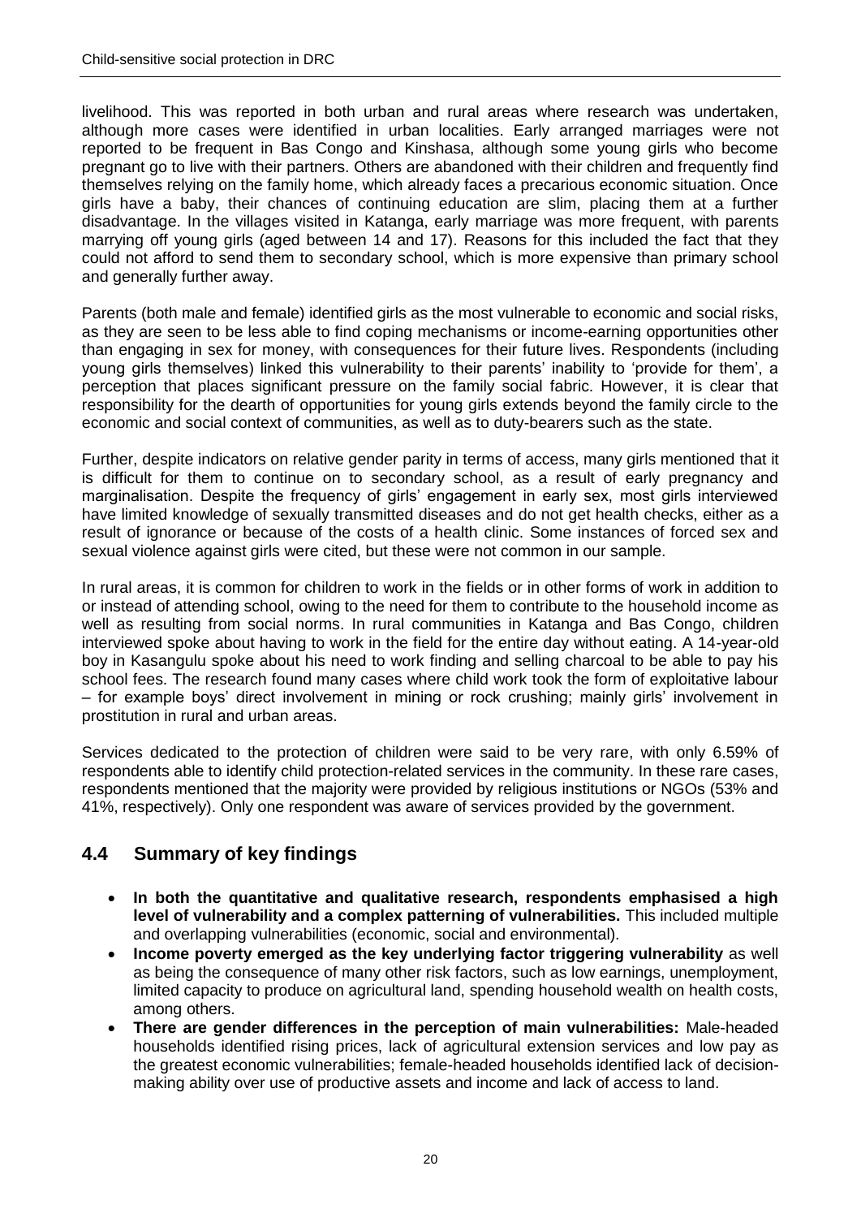livelihood. This was reported in both urban and rural areas where research was undertaken, although more cases were identified in urban localities. Early arranged marriages were not reported to be frequent in Bas Congo and Kinshasa, although some young girls who become pregnant go to live with their partners. Others are abandoned with their children and frequently find themselves relying on the family home, which already faces a precarious economic situation. Once girls have a baby, their chances of continuing education are slim, placing them at a further disadvantage. In the villages visited in Katanga, early marriage was more frequent, with parents marrying off young girls (aged between 14 and 17). Reasons for this included the fact that they could not afford to send them to secondary school, which is more expensive than primary school and generally further away.

Parents (both male and female) identified girls as the most vulnerable to economic and social risks, as they are seen to be less able to find coping mechanisms or income-earning opportunities other than engaging in sex for money, with consequences for their future lives. Respondents (including young girls themselves) linked this vulnerability to their parents' inability to 'provide for them', a perception that places significant pressure on the family social fabric. However, it is clear that responsibility for the dearth of opportunities for young girls extends beyond the family circle to the economic and social context of communities, as well as to duty-bearers such as the state.

Further, despite indicators on relative gender parity in terms of access, many girls mentioned that it is difficult for them to continue on to secondary school, as a result of early pregnancy and marginalisation. Despite the frequency of girls' engagement in early sex, most girls interviewed have limited knowledge of sexually transmitted diseases and do not get health checks, either as a result of ignorance or because of the costs of a health clinic. Some instances of forced sex and sexual violence against girls were cited, but these were not common in our sample.

In rural areas, it is common for children to work in the fields or in other forms of work in addition to or instead of attending school, owing to the need for them to contribute to the household income as well as resulting from social norms. In rural communities in Katanga and Bas Congo, children interviewed spoke about having to work in the field for the entire day without eating. A 14-year-old boy in Kasangulu spoke about his need to work finding and selling charcoal to be able to pay his school fees. The research found many cases where child work took the form of exploitative labour – for example boys' direct involvement in mining or rock crushing; mainly girls' involvement in prostitution in rural and urban areas.

Services dedicated to the protection of children were said to be very rare, with only 6.59% of respondents able to identify child protection-related services in the community. In these rare cases, respondents mentioned that the majority were provided by religious institutions or NGOs (53% and 41%, respectively). Only one respondent was aware of services provided by the government.

## 4.4 Summary of key findings

- **In both the quantitative and qualitative research, respondents emphasised a high level of vulnerability and a complex patterning of vulnerabilities.** This included multiple and overlapping vulnerabilities (economic, social and environmental).
- **Income poverty emerged as the key underlying factor triggering vulnerability** as well as being the consequence of many other risk factors, such as low earnings, unemployment, limited capacity to produce on agricultural land, spending household wealth on health costs, among others.
- **There are gender differences in the perception of main vulnerabilities:** Male-headed households identified rising prices, lack of agricultural extension services and low pay as the greatest economic vulnerabilities; female-headed households identified lack of decision-making ability over use of productive assets and income and lack of access to land.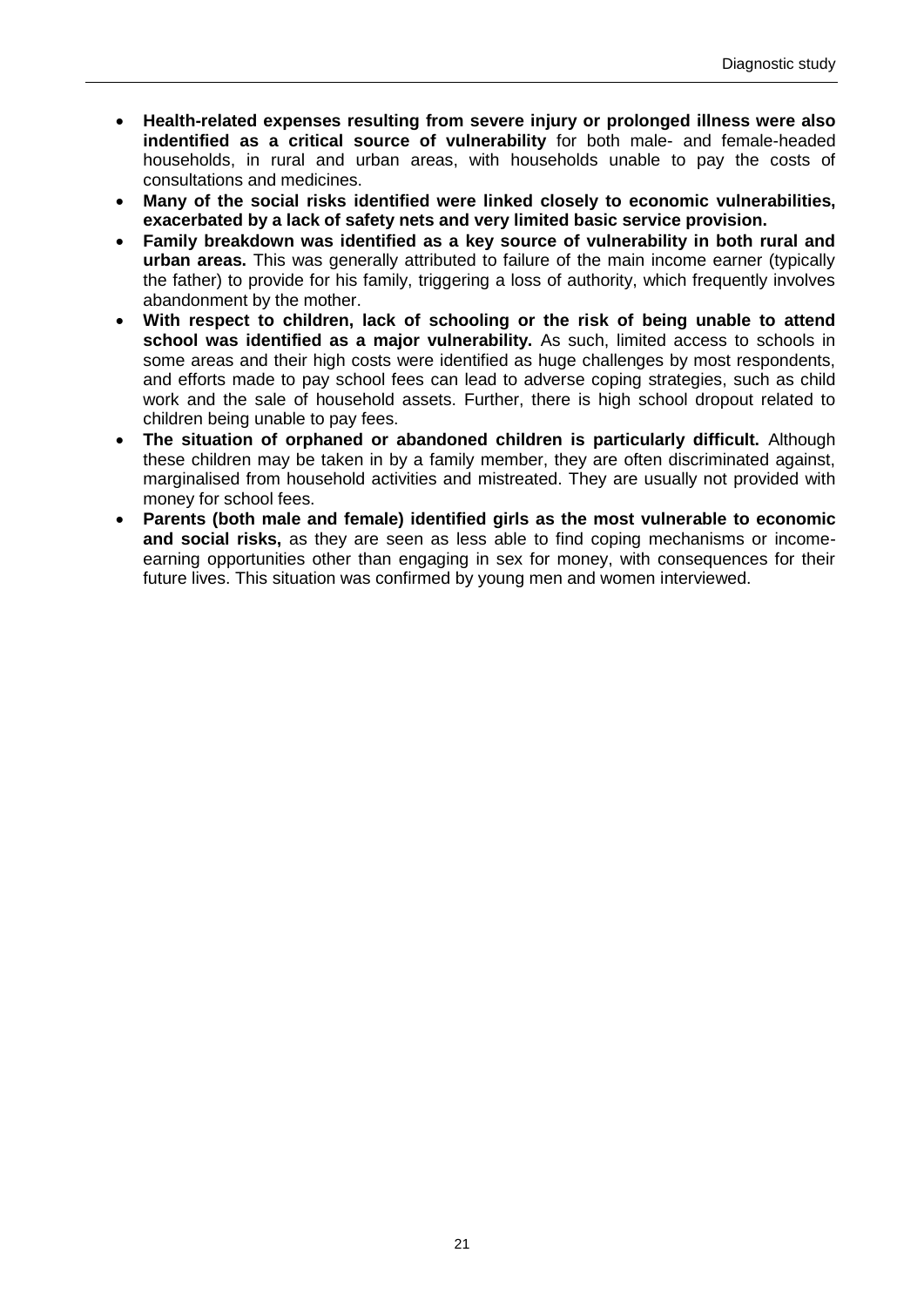- **Health-related expenses resulting from severe injury or prolonged illness were also indentified as a critical source of vulnerability** for both male- and female-headed households, in rural and urban areas, with households unable to pay the costs of consultations and medicines.
- **Many of the social risks identified were linked closely to economic vulnerabilities, exacerbated by a lack of safety nets and very limited basic service provision.**
- **Family breakdown was identified as a key source of vulnerability in both rural and urban areas.** This was generally attributed to failure of the main income earner (typically the father) to provide for his family, triggering a loss of authority, which frequently involves abandonment by the mother.
- **With respect to children, lack of schooling or the risk of being unable to attend school was identified as a major vulnerability.** As such, limited access to schools in some areas and their high costs were identified as huge challenges by most respondents, and efforts made to pay school fees can lead to adverse coping strategies, such as child work and the sale of household assets. Further, there is high school dropout related to children being unable to pay fees.
- **The situation of orphaned or abandoned children is particularly difficult.** Although these children may be taken in by a family member, they are often discriminated against, marginalised from household activities and mistreated. They are usually not provided with money for school fees.
- **Parents (both male and female) identified girls as the most vulnerable to economic and social risks,** as they are seen as less able to find coping mechanisms or income-earning opportunities other than engaging in sex for money, with consequences for their future lives. This situation was confirmed by young men and women interviewed.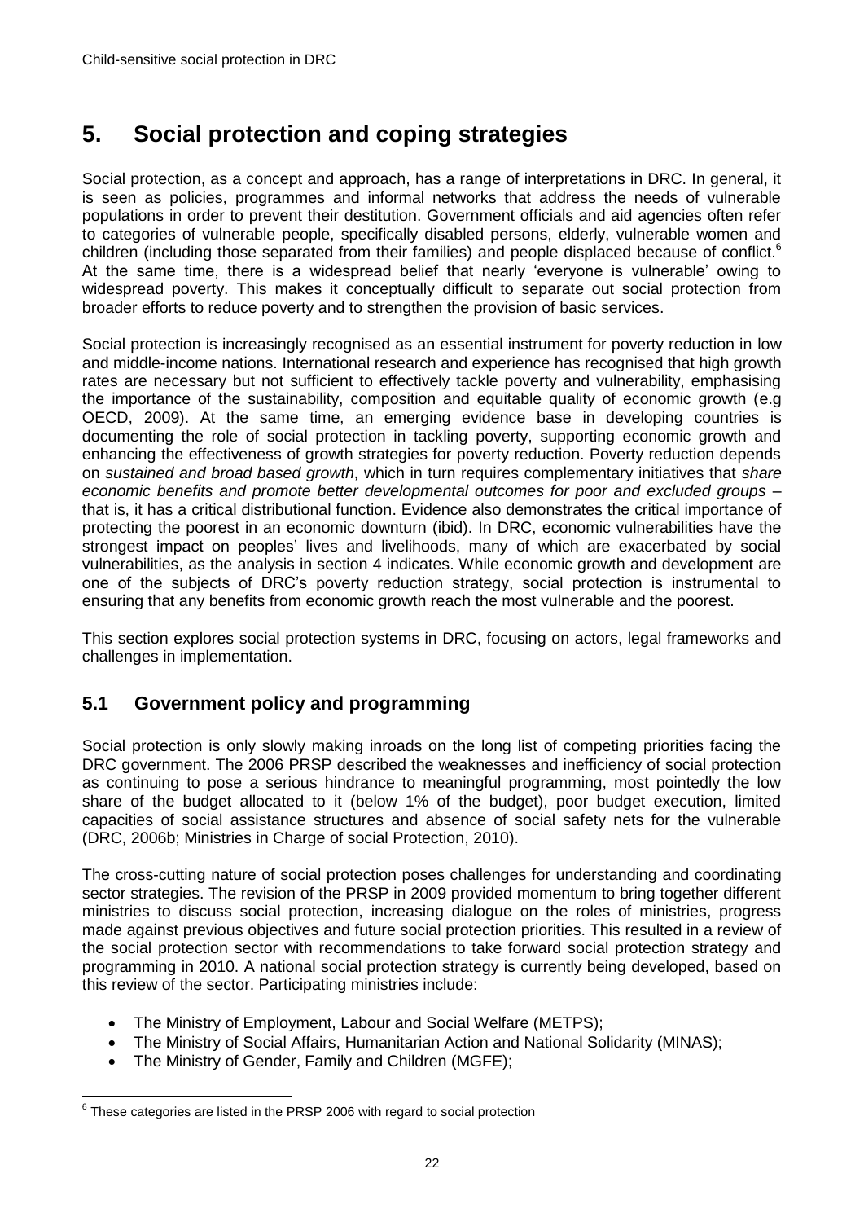# 5. Social protection and coping strategies

Social protection, as a concept and approach, has a range of interpretations in DRC. In general, it is seen as policies, programmes and informal networks that address the needs of vulnerable populations in order to prevent their destitution. Government officials and aid agencies often refer to categories of vulnerable people, specifically disabled persons, elderly, vulnerable women and children (including those separated from their families) and people displaced because of conflict.[6] At the same time, there is a widespread belief that nearly 'everyone is vulnerable' owing to widespread poverty. This makes it conceptually difficult to separate out social protection from broader efforts to reduce poverty and to strengthen the provision of basic services.

Social protection is increasingly recognised as an essential instrument for poverty reduction in low and middle-income nations. International research and experience has recognised that high growth rates are necessary but not sufficient to effectively tackle poverty and vulnerability, emphasising the importance of the sustainability, composition and equitable quality of economic growth (e.g OECD, 2009). At the same time, an emerging evidence base in developing countries is documenting the role of social protection in tackling poverty, supporting economic growth and enhancing the effectiveness of growth strategies for poverty reduction. Poverty reduction depends on *sustained and broad based growth*, which in turn requires complementary initiatives that *share economic benefits and promote better developmental outcomes for poor and excluded groups* – that is, it has a critical distributional function. Evidence also demonstrates the critical importance of protecting the poorest in an economic downturn (ibid). In DRC, economic vulnerabilities have the strongest impact on peoples' lives and livelihoods, many of which are exacerbated by social vulnerabilities, as the analysis in section 4 indicates. While economic growth and development are one of the subjects of DRC's poverty reduction strategy, social protection is instrumental to ensuring that any benefits from economic growth reach the most vulnerable and the poorest.

This section explores social protection systems in DRC, focusing on actors, legal frameworks and challenges in implementation.

## 5.1 Government policy and programming

Social protection is only slowly making inroads on the long list of competing priorities facing the DRC government. The 2006 PRSP described the weaknesses and inefficiency of social protection as continuing to pose a serious hindrance to meaningful programming, most pointedly the low share of the budget allocated to it (below 1% of the budget), poor budget execution, limited capacities of social assistance structures and absence of social safety nets for the vulnerable (DRC, 2006b; Ministries in Charge of social Protection, 2010).

The cross-cutting nature of social protection poses challenges for understanding and coordinating sector strategies. The revision of the PRSP in 2009 provided momentum to bring together different ministries to discuss social protection, increasing dialogue on the roles of ministries, progress made against previous objectives and future social protection priorities. This resulted in a review of the social protection sector with recommendations to take forward social protection strategy and programming in 2010. A national social protection strategy is currently being developed, based on this review of the sector. Participating ministries include:

- The Ministry of Employment, Labour and Social Welfare (METPS);
- The Ministry of Social Affairs, Humanitarian Action and National Solidarity (MINAS);
- The Ministry of Gender, Family and Children (MGFE);

[6] These categories are listed in the PRSP 2006 with regard to social protection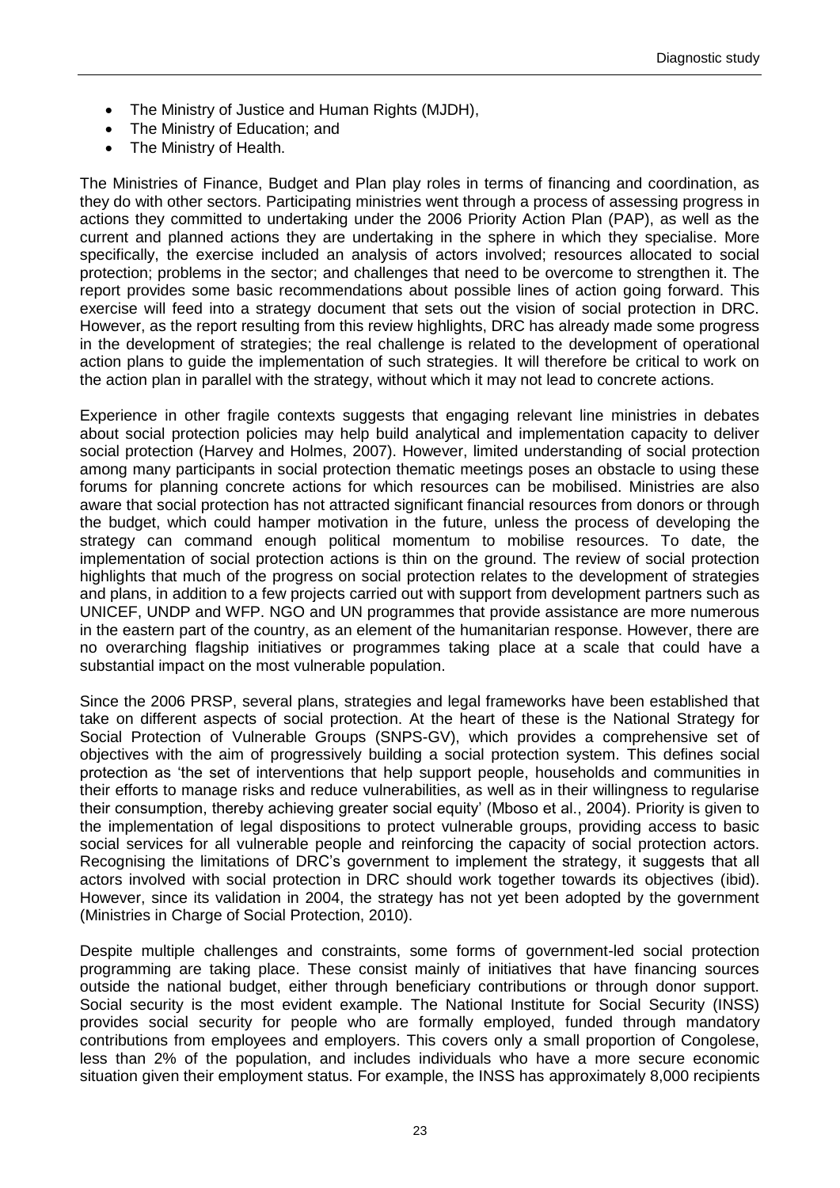- The Ministry of Justice and Human Rights (MJDH),
- The Ministry of Education; and
- The Ministry of Health.

The Ministries of Finance, Budget and Plan play roles in terms of financing and coordination, as they do with other sectors. Participating ministries went through a process of assessing progress in actions they committed to undertaking under the 2006 Priority Action Plan (PAP), as well as the current and planned actions they are undertaking in the sphere in which they specialise. More specifically, the exercise included an analysis of actors involved; resources allocated to social protection; problems in the sector; and challenges that need to be overcome to strengthen it. The report provides some basic recommendations about possible lines of action going forward. This exercise will feed into a strategy document that sets out the vision of social protection in DRC. However, as the report resulting from this review highlights, DRC has already made some progress in the development of strategies; the real challenge is related to the development of operational action plans to guide the implementation of such strategies. It will therefore be critical to work on the action plan in parallel with the strategy, without which it may not lead to concrete actions.

Experience in other fragile contexts suggests that engaging relevant line ministries in debates about social protection policies may help build analytical and implementation capacity to deliver social protection (Harvey and Holmes, 2007). However, limited understanding of social protection among many participants in social protection thematic meetings poses an obstacle to using these forums for planning concrete actions for which resources can be mobilised. Ministries are also aware that social protection has not attracted significant financial resources from donors or through the budget, which could hamper motivation in the future, unless the process of developing the strategy can command enough political momentum to mobilise resources. To date, the implementation of social protection actions is thin on the ground. The review of social protection highlights that much of the progress on social protection relates to the development of strategies and plans, in addition to a few projects carried out with support from development partners such as UNICEF, UNDP and WFP. NGO and UN programmes that provide assistance are more numerous in the eastern part of the country, as an element of the humanitarian response. However, there are no overarching flagship initiatives or programmes taking place at a scale that could have a substantial impact on the most vulnerable population.

Since the 2006 PRSP, several plans, strategies and legal frameworks have been established that take on different aspects of social protection. At the heart of these is the National Strategy for Social Protection of Vulnerable Groups (SNPS-GV), which provides a comprehensive set of objectives with the aim of progressively building a social protection system. This defines social protection as 'the set of interventions that help support people, households and communities in their efforts to manage risks and reduce vulnerabilities, as well as in their willingness to regularise their consumption, thereby achieving greater social equity' (Mboso et al., 2004). Priority is given to the implementation of legal dispositions to protect vulnerable groups, providing access to basic social services for all vulnerable people and reinforcing the capacity of social protection actors. Recognising the limitations of DRC's government to implement the strategy, it suggests that all actors involved with social protection in DRC should work together towards its objectives (ibid). However, since its validation in 2004, the strategy has not yet been adopted by the government (Ministries in Charge of Social Protection, 2010).

Despite multiple challenges and constraints, some forms of government-led social protection programming are taking place. These consist mainly of initiatives that have financing sources outside the national budget, either through beneficiary contributions or through donor support. Social security is the most evident example. The National Institute for Social Security (INSS) provides social security for people who are formally employed, funded through mandatory contributions from employees and employers. This covers only a small proportion of Congolese, less than 2% of the population, and includes individuals who have a more secure economic situation given their employment status. For example, the INSS has approximately 8,000 recipients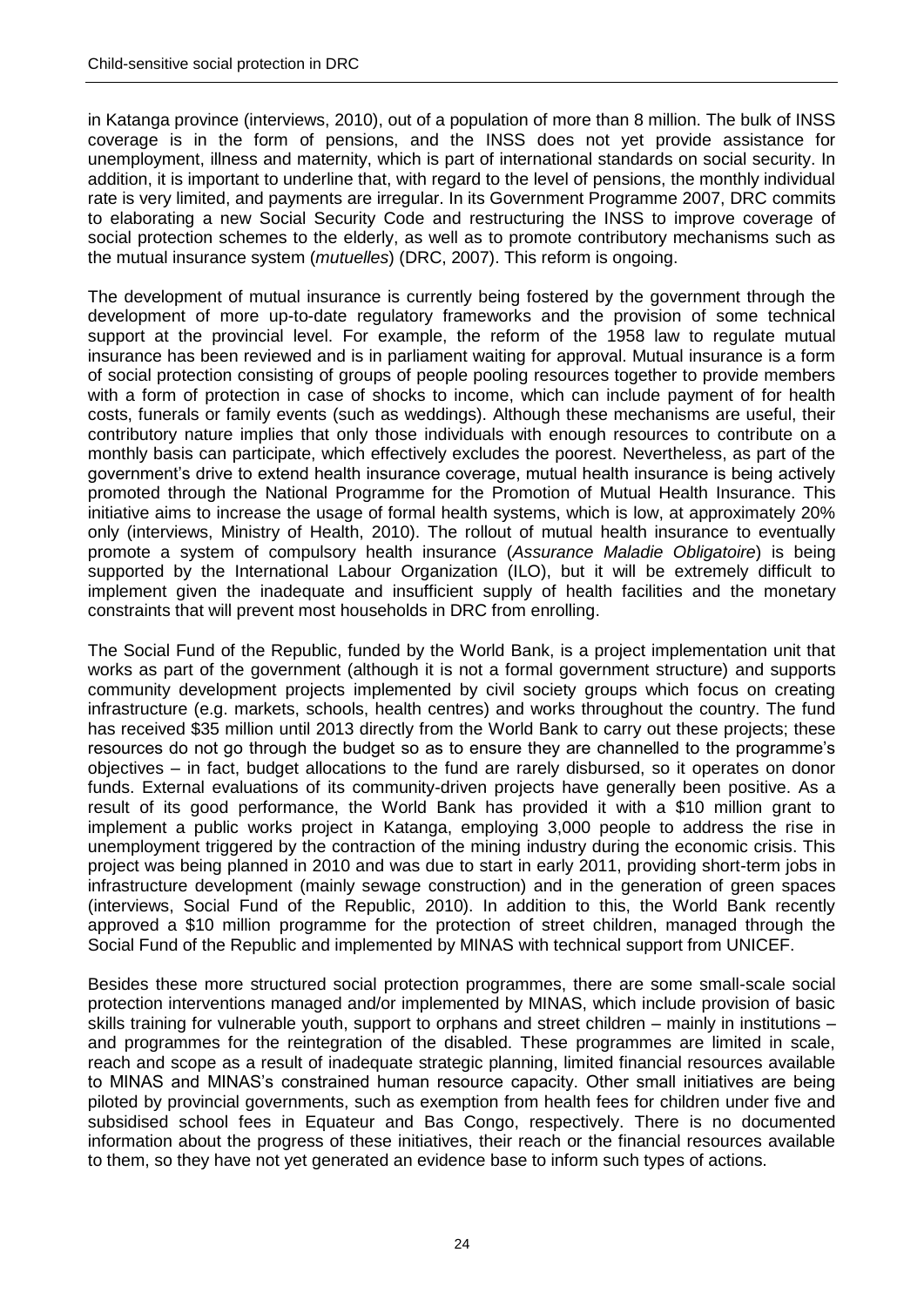in Katanga province (interviews, 2010), out of a population of more than 8 million. The bulk of INSS coverage is in the form of pensions, and the INSS does not yet provide assistance for unemployment, illness and maternity, which is part of international standards on social security. In addition, it is important to underline that, with regard to the level of pensions, the monthly individual rate is very limited, and payments are irregular. In its Government Programme 2007, DRC commits to elaborating a new Social Security Code and restructuring the INSS to improve coverage of social protection schemes to the elderly, as well as to promote contributory mechanisms such as the mutual insurance system (*mutuelles*) (DRC, 2007). This reform is ongoing.

The development of mutual insurance is currently being fostered by the government through the development of more up-to-date regulatory frameworks and the provision of some technical support at the provincial level. For example, the reform of the 1958 law to regulate mutual insurance has been reviewed and is in parliament waiting for approval. Mutual insurance is a form of social protection consisting of groups of people pooling resources together to provide members with a form of protection in case of shocks to income, which can include payment of for health costs, funerals or family events (such as weddings). Although these mechanisms are useful, their contributory nature implies that only those individuals with enough resources to contribute on a monthly basis can participate, which effectively excludes the poorest. Nevertheless, as part of the government's drive to extend health insurance coverage, mutual health insurance is being actively promoted through the National Programme for the Promotion of Mutual Health Insurance. This initiative aims to increase the usage of formal health systems, which is low, at approximately 20% only (interviews, Ministry of Health, 2010). The rollout of mutual health insurance to eventually promote a system of compulsory health insurance (*Assurance Maladie Obligatoire*) is being supported by the International Labour Organization (ILO), but it will be extremely difficult to implement given the inadequate and insufficient supply of health facilities and the monetary constraints that will prevent most households in DRC from enrolling.

The Social Fund of the Republic, funded by the World Bank, is a project implementation unit that works as part of the government (although it is not a formal government structure) and supports community development projects implemented by civil society groups which focus on creating infrastructure (e.g. markets, schools, health centres) and works throughout the country. The fund has received $35 million until 2013 directly from the World Bank to carry out these projects; these resources do not go through the budget so as to ensure they are channelled to the programme's objectives – in fact, budget allocations to the fund are rarely disbursed, so it operates on donor funds. External evaluations of its community-driven projects have generally been positive. As a result of its good performance, the World Bank has provided it with a $10 million grant to implement a public works project in Katanga, employing 3,000 people to address the rise in unemployment triggered by the contraction of the mining industry during the economic crisis. This project was being planned in 2010 and was due to start in early 2011, providing short-term jobs in infrastructure development (mainly sewage construction) and in the generation of green spaces (interviews, Social Fund of the Republic, 2010). In addition to this, the World Bank recently approved a $10 million programme for the protection of street children, managed through the Social Fund of the Republic and implemented by MINAS with technical support from UNICEF.

Besides these more structured social protection programmes, there are some small-scale social protection interventions managed and/or implemented by MINAS, which include provision of basic skills training for vulnerable youth, support to orphans and street children – mainly in institutions – and programmes for the reintegration of the disabled. These programmes are limited in scale, reach and scope as a result of inadequate strategic planning, limited financial resources available to MINAS and MINAS's constrained human resource capacity. Other small initiatives are being piloted by provincial governments, such as exemption from health fees for children under five and subsidised school fees in Equateur and Bas Congo, respectively. There is no documented information about the progress of these initiatives, their reach or the financial resources available to them, so they have not yet generated an evidence base to inform such types of actions.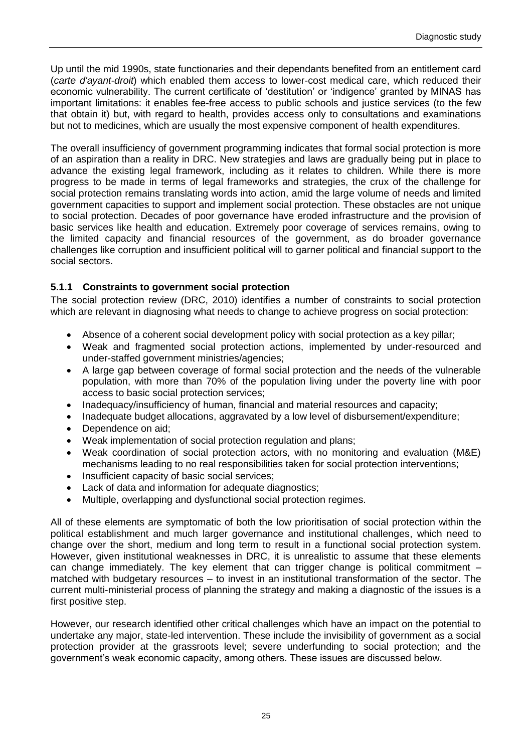Up until the mid 1990s, state functionaries and their dependants benefited from an entitlement card (*carte d'ayant-droit*) which enabled them access to lower-cost medical care, which reduced their economic vulnerability. The current certificate of 'destitution' or 'indigence' granted by MINAS has important limitations: it enables fee-free access to public schools and justice services (to the few that obtain it) but, with regard to health, provides access only to consultations and examinations but not to medicines, which are usually the most expensive component of health expenditures.

The overall insufficiency of government programming indicates that formal social protection is more of an aspiration than a reality in DRC. New strategies and laws are gradually being put in place to advance the existing legal framework, including as it relates to children. While there is more progress to be made in terms of legal frameworks and strategies, the crux of the challenge for social protection remains translating words into action, amid the large volume of needs and limited government capacities to support and implement social protection. These obstacles are not unique to social protection. Decades of poor governance have eroded infrastructure and the provision of basic services like health and education. Extremely poor coverage of services remains, owing to the limited capacity and financial resources of the government, as do broader governance challenges like corruption and insufficient political will to garner political and financial support to the social sectors.

### 5.1.1 Constraints to government social protection

The social protection review (DRC, 2010) identifies a number of constraints to social protection which are relevant in diagnosing what needs to change to achieve progress on social protection:

- Absence of a coherent social development policy with social protection as a key pillar;
- Weak and fragmented social protection actions, implemented by under-resourced and under-staffed government ministries/agencies;
- A large gap between coverage of formal social protection and the needs of the vulnerable population, with more than 70% of the population living under the poverty line with poor access to basic social protection services;
- Inadequacy/insufficiency of human, financial and material resources and capacity;
- Inadequate budget allocations, aggravated by a low level of disbursement/expenditure;
- Dependence on aid;
- Weak implementation of social protection regulation and plans;
- Weak coordination of social protection actors, with no monitoring and evaluation (M&E) mechanisms leading to no real responsibilities taken for social protection interventions;
- Insufficient capacity of basic social services;
- Lack of data and information for adequate diagnostics;
- Multiple, overlapping and dysfunctional social protection regimes.

All of these elements are symptomatic of both the low prioritisation of social protection within the political establishment and much larger governance and institutional challenges, which need to change over the short, medium and long term to result in a functional social protection system. However, given institutional weaknesses in DRC, it is unrealistic to assume that these elements can change immediately. The key element that can trigger change is political commitment – matched with budgetary resources – to invest in an institutional transformation of the sector. The current multi-ministerial process of planning the strategy and making a diagnostic of the issues is a first positive step.

However, our research identified other critical challenges which have an impact on the potential to undertake any major, state-led intervention. These include the invisibility of government as a social protection provider at the grassroots level; severe underfunding to social protection; and the government's weak economic capacity, among others. These issues are discussed below.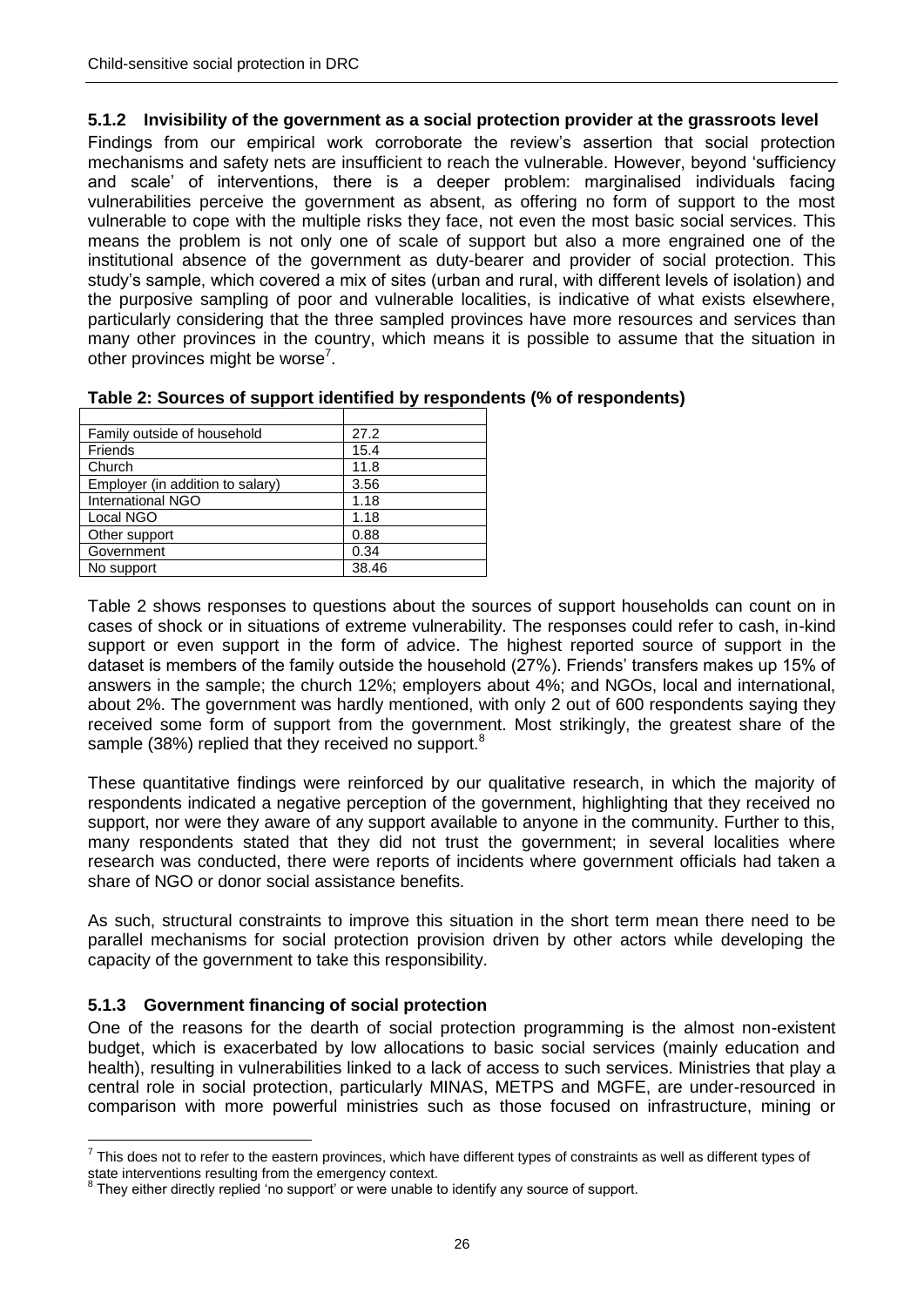### 5.1.2 Invisibility of the government as a social protection provider at the grassroots level

Findings from our empirical work corroborate the review's assertion that social protection mechanisms and safety nets are insufficient to reach the vulnerable. However, beyond 'sufficiency and scale' of interventions, there is a deeper problem: marginalised individuals facing vulnerabilities perceive the government as absent, as offering no form of support to the most vulnerable to cope with the multiple risks they face, not even the most basic social services. This means the problem is not only one of scale of support but also a more engrained one of the institutional absence of the government as duty-bearer and provider of social protection. This study's sample, which covered a mix of sites (urban and rural, with different levels of isolation) and the purposive sampling of poor and vulnerable localities, is indicative of what exists elsewhere, particularly considering that the three sampled provinces have more resources and services than many other provinces in the country, which means it is possible to assume that the situation in other provinces might be worse[7].

**Table 2: Sources of support identified by respondents (% of respondents)**

| | |
|---|---|
| Family outside of household | 27.2 |
| Friends | 15.4 |
| Church | 11.8 |
| Employer (in addition to salary) | 3.56 |
| International NGO | 1.18 |
| Local NGO | 1.18 |
| Other support | 0.88 |
| Government | 0.34 |
| No support | 38.46 |

Table 2 shows responses to questions about the sources of support households can count on in cases of shock or in situations of extreme vulnerability. The responses could refer to cash, in-kind support or even support in the form of advice. The highest reported source of support in the dataset is members of the family outside the household (27%). Friends' transfers makes up 15% of answers in the sample; the church 12%; employers about 4%; and NGOs, local and international, about 2%. The government was hardly mentioned, with only 2 out of 600 respondents saying they received some form of support from the government. Most strikingly, the greatest share of the sample (38%) replied that they received no support.[8]

These quantitative findings were reinforced by our qualitative research, in which the majority of respondents indicated a negative perception of the government, highlighting that they received no support, nor were they aware of any support available to anyone in the community. Further to this, many respondents stated that they did not trust the government; in several localities where research was conducted, there were reports of incidents where government officials had taken a share of NGO or donor social assistance benefits.

As such, structural constraints to improve this situation in the short term mean there need to be parallel mechanisms for social protection provision driven by other actors while developing the capacity of the government to take this responsibility.

### 5.1.3 Government financing of social protection

One of the reasons for the dearth of social protection programming is the almost non-existent budget, which is exacerbated by low allocations to basic social services (mainly education and health), resulting in vulnerabilities linked to a lack of access to such services. Ministries that play a central role in social protection, particularly MINAS, METPS and MGFE, are under-resourced in comparison with more powerful ministries such as those focused on infrastructure, mining or

[7] This does not to refer to the eastern provinces, which have different types of constraints as well as different types of state interventions resulting from the emergency context.

[8] They either directly replied 'no support' or were unable to identify any source of support.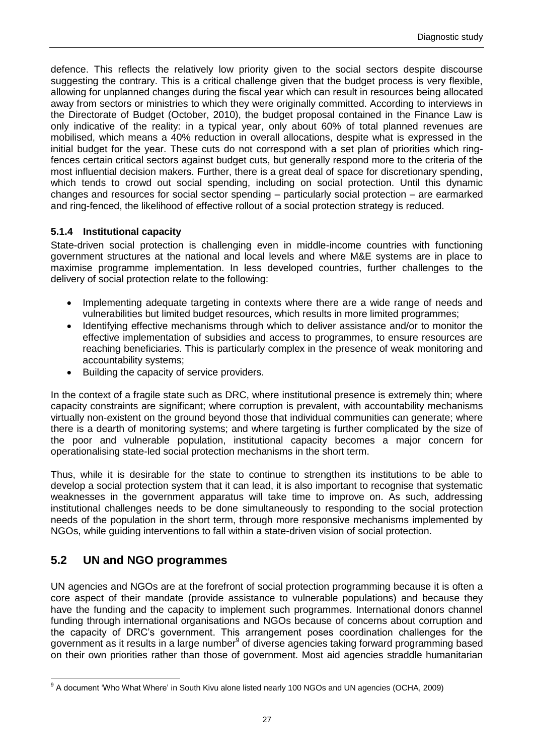defence. This reflects the relatively low priority given to the social sectors despite discourse suggesting the contrary. This is a critical challenge given that the budget process is very flexible, allowing for unplanned changes during the fiscal year which can result in resources being allocated away from sectors or ministries to which they were originally committed. According to interviews in the Directorate of Budget (October, 2010), the budget proposal contained in the Finance Law is only indicative of the reality: in a typical year, only about 60% of total planned revenues are mobilised, which means a 40% reduction in overall allocations, despite what is expressed in the initial budget for the year. These cuts do not correspond with a set plan of priorities which ring-fences certain critical sectors against budget cuts, but generally respond more to the criteria of the most influential decision makers. Further, there is a great deal of space for discretionary spending, which tends to crowd out social spending, including on social protection. Until this dynamic changes and resources for social sector spending – particularly social protection – are earmarked and ring-fenced, the likelihood of effective rollout of a social protection strategy is reduced.

### 5.1.4 Institutional capacity

State-driven social protection is challenging even in middle-income countries with functioning government structures at the national and local levels and where M&E systems are in place to maximise programme implementation. In less developed countries, further challenges to the delivery of social protection relate to the following:

- Implementing adequate targeting in contexts where there are a wide range of needs and vulnerabilities but limited budget resources, which results in more limited programmes;
- Identifying effective mechanisms through which to deliver assistance and/or to monitor the effective implementation of subsidies and access to programmes, to ensure resources are reaching beneficiaries. This is particularly complex in the presence of weak monitoring and accountability systems;
- Building the capacity of service providers.

In the context of a fragile state such as DRC, where institutional presence is extremely thin; where capacity constraints are significant; where corruption is prevalent, with accountability mechanisms virtually non-existent on the ground beyond those that individual communities can generate; where there is a dearth of monitoring systems; and where targeting is further complicated by the size of the poor and vulnerable population, institutional capacity becomes a major concern for operationalising state-led social protection mechanisms in the short term.

Thus, while it is desirable for the state to continue to strengthen its institutions to be able to develop a social protection system that it can lead, it is also important to recognise that systematic weaknesses in the government apparatus will take time to improve on. As such, addressing institutional challenges needs to be done simultaneously to responding to the social protection needs of the population in the short term, through more responsive mechanisms implemented by NGOs, while guiding interventions to fall within a state-driven vision of social protection.

## 5.2 UN and NGO programmes

UN agencies and NGOs are at the forefront of social protection programming because it is often a core aspect of their mandate (provide assistance to vulnerable populations) and because they have the funding and the capacity to implement such programmes. International donors channel funding through international organisations and NGOs because of concerns about corruption and the capacity of DRC's government. This arrangement poses coordination challenges for the government as it results in a large number[9] of diverse agencies taking forward programming based on their own priorities rather than those of government. Most aid agencies straddle humanitarian

[9] A document 'Who What Where' in South Kivu alone listed nearly 100 NGOs and UN agencies (OCHA, 2009)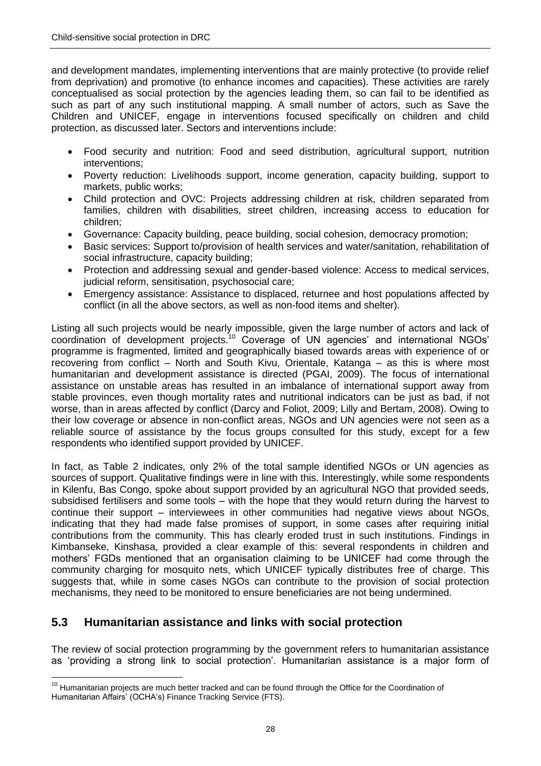and development mandates, implementing interventions that are mainly protective (to provide relief from deprivation) and promotive (to enhance incomes and capacities). These activities are rarely conceptualised as social protection by the agencies leading them, so can fail to be identified as such as part of any such institutional mapping. A small number of actors, such as Save the Children and UNICEF, engage in interventions focused specifically on children and child protection, as discussed later. Sectors and interventions include:

- Food security and nutrition: Food and seed distribution, agricultural support, nutrition interventions;
- Poverty reduction: Livelihoods support, income generation, capacity building, support to markets, public works;
- Child protection and OVC: Projects addressing children at risk, children separated from families, children with disabilities, street children, increasing access to education for children;
- Governance: Capacity building, peace building, social cohesion, democracy promotion;
- Basic services: Support to/provision of health services and water/sanitation, rehabilitation of social infrastructure, capacity building;
- Protection and addressing sexual and gender-based violence: Access to medical services, judicial reform, sensitisation, psychosocial care;
- Emergency assistance: Assistance to displaced, returnee and host populations affected by conflict (in all the above sectors, as well as non-food items and shelter).

Listing all such projects would be nearly impossible, given the large number of actors and lack of coordination of development projects.[10] Coverage of UN agencies' and international NGOs' programme is fragmented, limited and geographically biased towards areas with experience of or recovering from conflict – North and South Kivu, Orientale, Katanga – as this is where most humanitarian and development assistance is directed (PGAI, 2009). The focus of international assistance on unstable areas has resulted in an imbalance of international support away from stable provinces, even though mortality rates and nutritional indicators can be just as bad, if not worse, than in areas affected by conflict (Darcy and Foliot, 2009; Lilly and Bertam, 2008). Owing to their low coverage or absence in non-conflict areas, NGOs and UN agencies were not seen as a reliable source of assistance by the focus groups consulted for this study, except for a few respondents who identified support provided by UNICEF.

In fact, as Table 2 indicates, only 2% of the total sample identified NGOs or UN agencies as sources of support. Qualitative findings were in line with this. Interestingly, while some respondents in Kilenfu, Bas Congo, spoke about support provided by an agricultural NGO that provided seeds, subsidised fertilisers and some tools – with the hope that they would return during the harvest to continue their support – interviewees in other communities had negative views about NGOs, indicating that they had made false promises of support, in some cases after requiring initial contributions from the community. This has clearly eroded trust in such institutions. Findings in Kimbanseke, Kinshasa, provided a clear example of this: several respondents in children and mothers' FGDs mentioned that an organisation claiming to be UNICEF had come through the community charging for mosquito nets, which UNICEF typically distributes free of charge. This suggests that, while in some cases NGOs can contribute to the provision of social protection mechanisms, they need to be monitored to ensure beneficiaries are not being undermined.

## 5.3 Humanitarian assistance and links with social protection

The review of social protection programming by the government refers to humanitarian assistance as 'providing a strong link to social protection'. Humanitarian assistance is a major form of

[10] Humanitarian projects are much better tracked and can be found through the Office for the Coordination of Humanitarian Affairs' (OCHA's) Finance Tracking Service (FTS).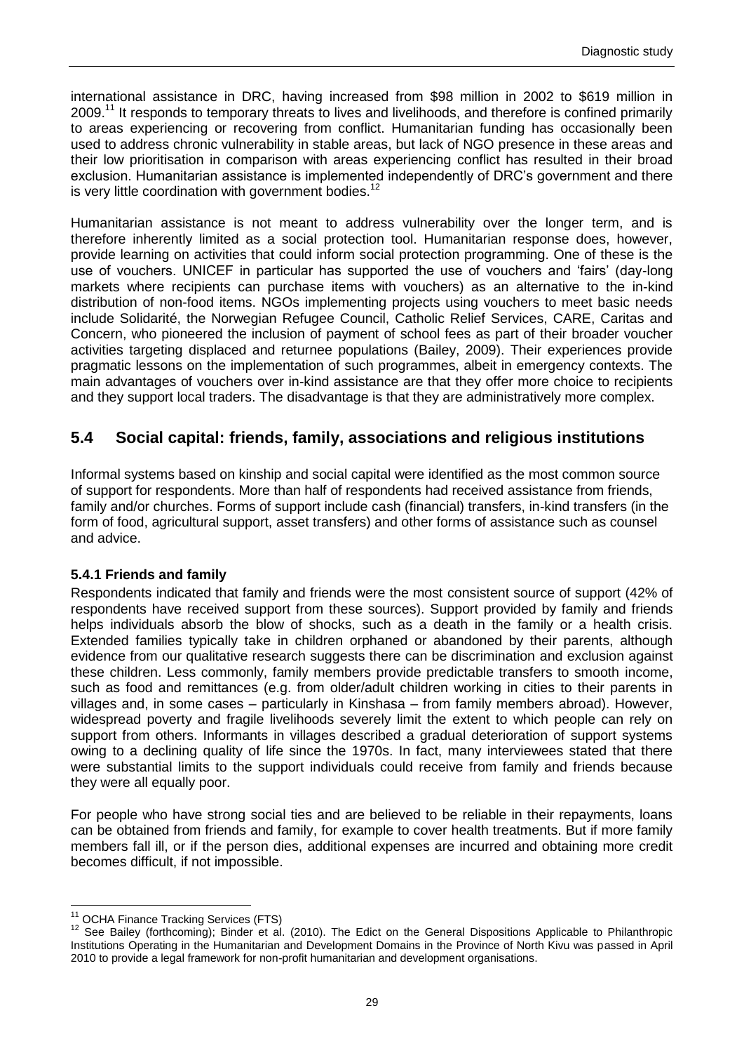international assistance in DRC, having increased from \$98 million in 2002 to \$619 million in 2009.[11] It responds to temporary threats to lives and livelihoods, and therefore is confined primarily to areas experiencing or recovering from conflict. Humanitarian funding has occasionally been used to address chronic vulnerability in stable areas, but lack of NGO presence in these areas and their low prioritisation in comparison with areas experiencing conflict has resulted in their broad exclusion. Humanitarian assistance is implemented independently of DRC's government and there is very little coordination with government bodies.[12]

Humanitarian assistance is not meant to address vulnerability over the longer term, and is therefore inherently limited as a social protection tool. Humanitarian response does, however, provide learning on activities that could inform social protection programming. One of these is the use of vouchers. UNICEF in particular has supported the use of vouchers and 'fairs' (day-long markets where recipients can purchase items with vouchers) as an alternative to the in-kind distribution of non-food items. NGOs implementing projects using vouchers to meet basic needs include Solidarité, the Norwegian Refugee Council, Catholic Relief Services, CARE, Caritas and Concern, who pioneered the inclusion of payment of school fees as part of their broader voucher activities targeting displaced and returnee populations (Bailey, 2009). Their experiences provide pragmatic lessons on the implementation of such programmes, albeit in emergency contexts. The main advantages of vouchers over in-kind assistance are that they offer more choice to recipients and they support local traders. The disadvantage is that they are administratively more complex.

## 5.4 Social capital: friends, family, associations and religious institutions

Informal systems based on kinship and social capital were identified as the most common source of support for respondents. More than half of respondents had received assistance from friends, family and/or churches. Forms of support include cash (financial) transfers, in-kind transfers (in the form of food, agricultural support, asset transfers) and other forms of assistance such as counsel and advice.

### 5.4.1 Friends and family

Respondents indicated that family and friends were the most consistent source of support (42% of respondents have received support from these sources). Support provided by family and friends helps individuals absorb the blow of shocks, such as a death in the family or a health crisis. Extended families typically take in children orphaned or abandoned by their parents, although evidence from our qualitative research suggests there can be discrimination and exclusion against these children. Less commonly, family members provide predictable transfers to smooth income, such as food and remittances (e.g. from older/adult children working in cities to their parents in villages and, in some cases – particularly in Kinshasa – from family members abroad). However, widespread poverty and fragile livelihoods severely limit the extent to which people can rely on support from others. Informants in villages described a gradual deterioration of support systems owing to a declining quality of life since the 1970s. In fact, many interviewees stated that there were substantial limits to the support individuals could receive from family and friends because they were all equally poor.

For people who have strong social ties and are believed to be reliable in their repayments, loans can be obtained from friends and family, for example to cover health treatments. But if more family members fall ill, or if the person dies, additional expenses are incurred and obtaining more credit becomes difficult, if not impossible.

[11] OCHA Finance Tracking Services (FTS)

[12] See Bailey (forthcoming); Binder et al. (2010). The Edict on the General Dispositions Applicable to Philanthropic Institutions Operating in the Humanitarian and Development Domains in the Province of North Kivu was passed in April 2010 to provide a legal framework for non-profit humanitarian and development organisations.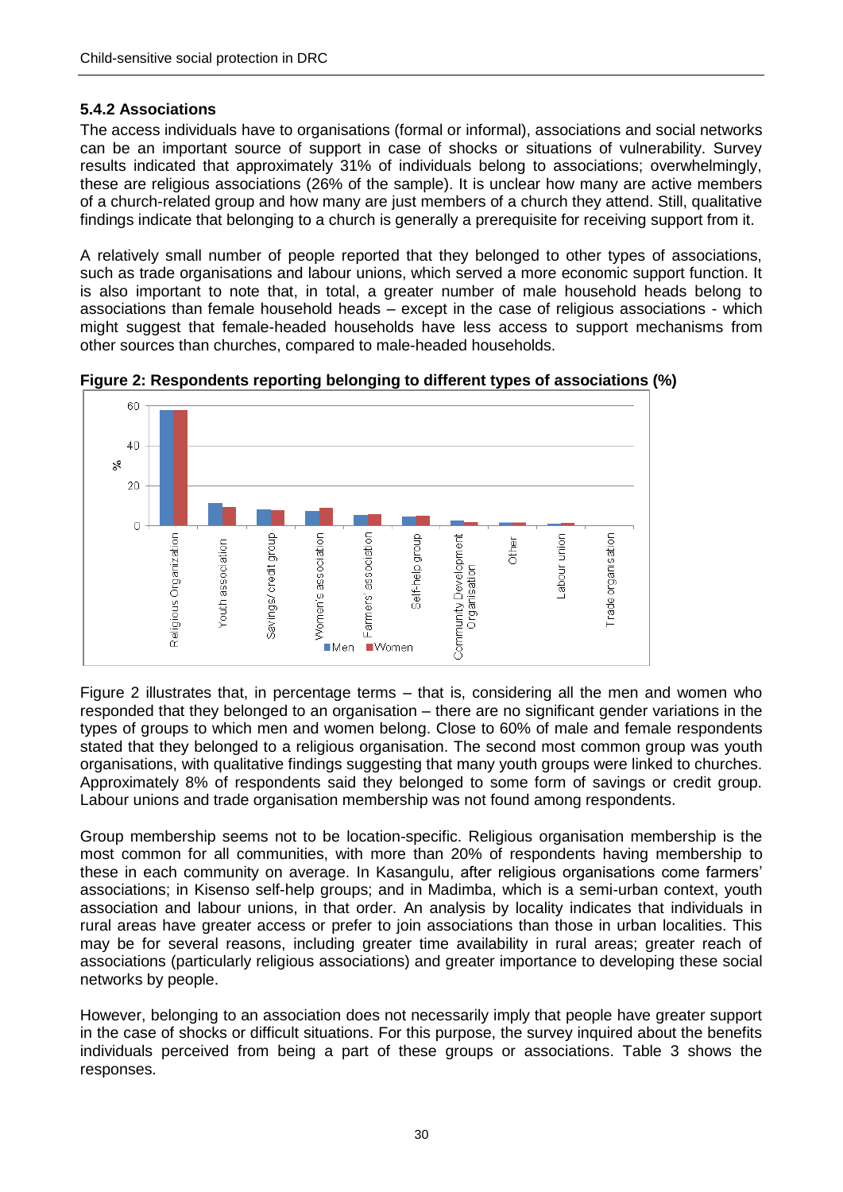### 5.4.2 Associations

The access individuals have to organisations (formal or informal), associations and social networks can be an important source of support in case of shocks or situations of vulnerability. Survey results indicated that approximately 31% of individuals belong to associations; overwhelmingly, these are religious associations (26% of the sample). It is unclear how many are active members of a church-related group and how many are just members of a church they attend. Still, qualitative findings indicate that belonging to a church is generally a prerequisite for receiving support from it.

A relatively small number of people reported that they belonged to other types of associations, such as trade organisations and labour unions, which served a more economic support function. It is also important to note that, in total, a greater number of male household heads belong to associations than female household heads – except in the case of religious associations - which might suggest that female-headed households have less access to support mechanisms from other sources than churches, compared to male-headed households.

**Figure 2: Respondents reporting belonging to different types of associations (%)**

60
40
%
20
0

Religious Organization
Youth association
Savings/ credit group
Women's association
Farmers' association
Self-help group
Community Development Organisation
Other
Labour union
Trade organisation

Men
Women

Figure 2 illustrates that, in percentage terms – that is, considering all the men and women who responded that they belonged to an organisation – there are no significant gender variations in the types of groups to which men and women belong. Close to 60% of male and female respondents stated that they belonged to a religious organisation. The second most common group was youth organisations, with qualitative findings suggesting that many youth groups were linked to churches. Approximately 8% of respondents said they belonged to some form of savings or credit group. Labour unions and trade organisation membership was not found among respondents.

Group membership seems not to be location-specific. Religious organisation membership is the most common for all communities, with more than 20% of respondents having membership to these in each community on average. In Kasangulu, after religious organisations come farmers' associations; in Kisenso self-help groups; and in Madimba, which is a semi-urban context, youth association and labour unions, in that order. An analysis by locality indicates that individuals in rural areas have greater access or prefer to join associations than those in urban localities. This may be for several reasons, including greater time availability in rural areas; greater reach of associations (particularly religious associations) and greater importance to developing these social networks by people.

However, belonging to an association does not necessarily imply that people have greater support in the case of shocks or difficult situations. For this purpose, the survey inquired about the benefits individuals perceived from being a part of these groups or associations. Table 3 shows the responses.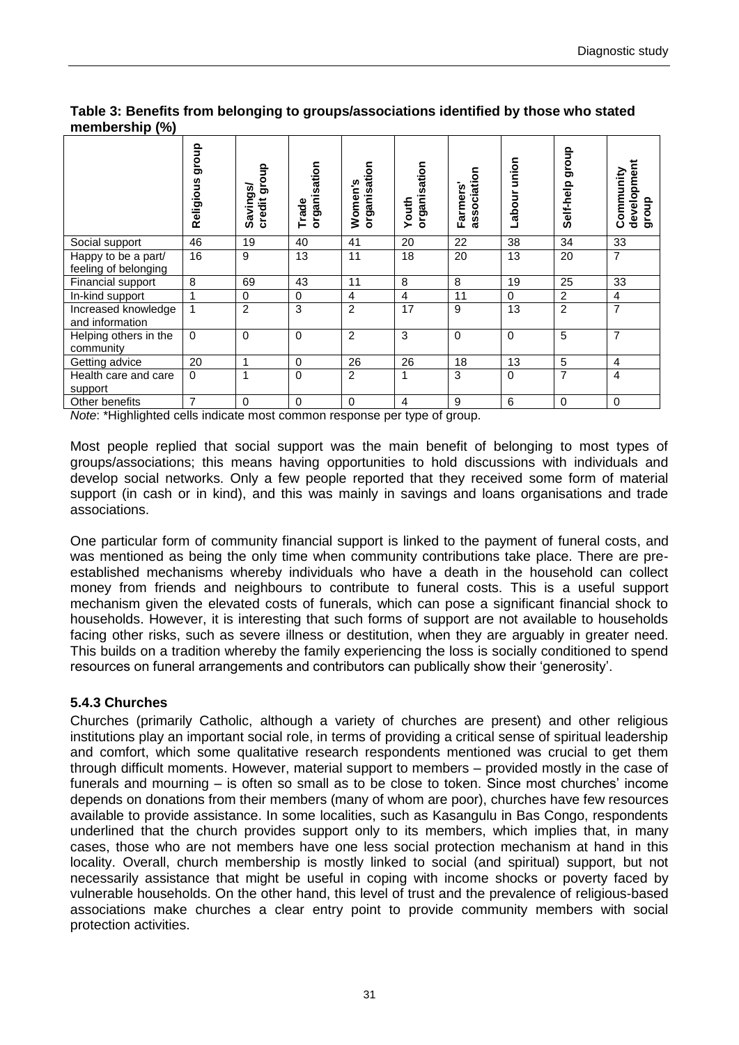**Table 3: Benefits from belonging to groups/associations identified by those who stated membership (%)**

| | Religious group | Savings/ credit group | Trade organisation | Women's organisation | Youth organisation | Farmers' association | Labour union | Self-help group | Community development group |
|---|---|---|---|---|---|---|---|---|---|
| Social support | 46 | 19 | 40 | 41 | 20 | 22 | 38 | 34 | 33 |
| Happy to be a part/ feeling of belonging | 16 | 9 | 13 | 11 | 18 | 20 | 13 | 20 | 7 |
| Financial support | 8 | 69 | 43 | 11 | 8 | 8 | 19 | 25 | 33 |
| In-kind support | 1 | 0 | 0 | 4 | 4 | 11 | 0 | 2 | 4 |
| Increased knowledge and information | 1 | 2 | 3 | 2 | 17 | 9 | 13 | 2 | 7 |
| Helping others in the community | 0 | 0 | 0 | 2 | 3 | 0 | 0 | 5 | 7 |
| Getting advice | 20 | 1 | 0 | 26 | 26 | 18 | 13 | 5 | 4 |
| Health care and care support | 0 | 1 | 0 | 2 | 1 | 3 | 0 | 7 | 4 |
| Other benefits | 7 | 0 | 0 | 0 | 4 | 9 | 6 | 0 | 0 |

*Note*: *Highlighted cells indicate most common response per type of group.

Most people replied that social support was the main benefit of belonging to most types of groups/associations; this means having opportunities to hold discussions with individuals and develop social networks. Only a few people reported that they received some form of material support (in cash or in kind), and this was mainly in savings and loans organisations and trade associations.

One particular form of community financial support is linked to the payment of funeral costs, and was mentioned as being the only time when community contributions take place. There are pre-established mechanisms whereby individuals who have a death in the household can collect money from friends and neighbours to contribute to funeral costs. This is a useful support mechanism given the elevated costs of funerals, which can pose a significant financial shock to households. However, it is interesting that such forms of support are not available to households facing other risks, such as severe illness or destitution, when they are arguably in greater need. This builds on a tradition whereby the family experiencing the loss is socially conditioned to spend resources on funeral arrangements and contributors can publically show their 'generosity'.

### 5.4.3 Churches

Churches (primarily Catholic, although a variety of churches are present) and other religious institutions play an important social role, in terms of providing a critical sense of spiritual leadership and comfort, which some qualitative research respondents mentioned was crucial to get them through difficult moments. However, material support to members – provided mostly in the case of funerals and mourning – is often so small as to be close to token. Since most churches' income depends on donations from their members (many of whom are poor), churches have few resources available to provide assistance. In some localities, such as Kasangulu in Bas Congo, respondents underlined that the church provides support only to its members, which implies that, in many cases, those who are not members have one less social protection mechanism at hand in this locality. Overall, church membership is mostly linked to social (and spiritual) support, but not necessarily assistance that might be useful in coping with income shocks or poverty faced by vulnerable households. On the other hand, this level of trust and the prevalence of religious-based associations make churches a clear entry point to provide community members with social protection activities.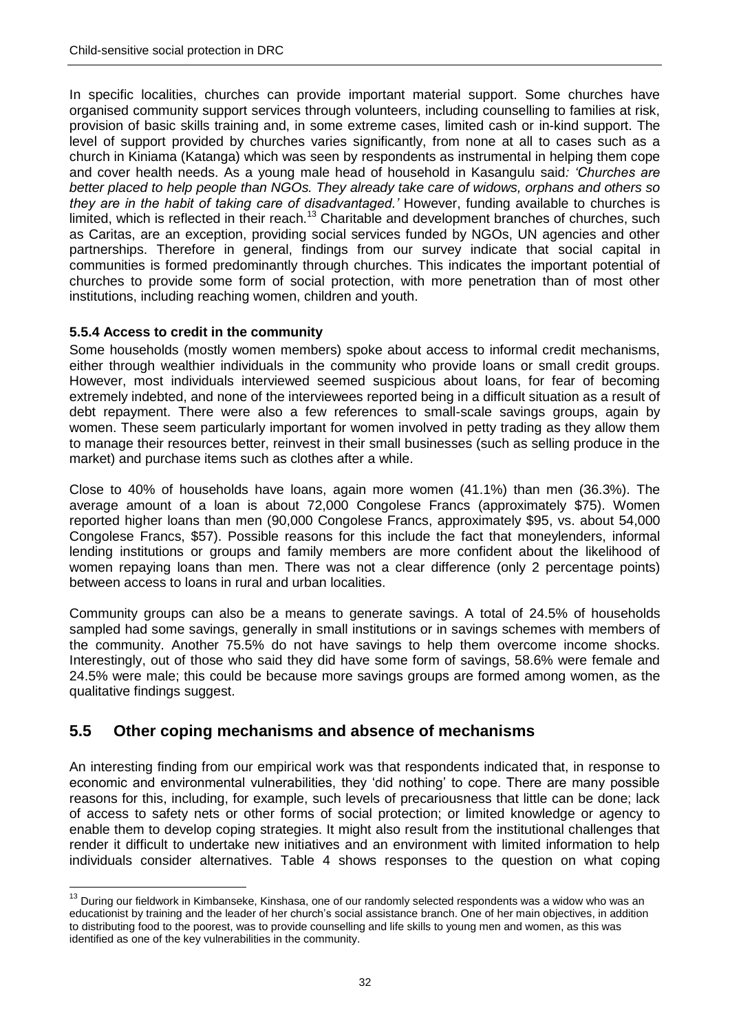In specific localities, churches can provide important material support. Some churches have organised community support services through volunteers, including counselling to families at risk, provision of basic skills training and, in some extreme cases, limited cash or in-kind support. The level of support provided by churches varies significantly, from none at all to cases such as a church in Kiniama (Katanga) which was seen by respondents as instrumental in helping them cope and cover health needs. As a young male head of household in Kasangulu said*: 'Churches are better placed to help people than NGOs. They already take care of widows, orphans and others so they are in the habit of taking care of disadvantaged.'* However, funding available to churches is limited, which is reflected in their reach.[13] Charitable and development branches of churches, such as Caritas, are an exception, providing social services funded by NGOs, UN agencies and other partnerships. Therefore in general, findings from our survey indicate that social capital in communities is formed predominantly through churches. This indicates the important potential of churches to provide some form of social protection, with more penetration than of most other institutions, including reaching women, children and youth.

#### 5.5.4 Access to credit in the community

Some households (mostly women members) spoke about access to informal credit mechanisms, either through wealthier individuals in the community who provide loans or small credit groups. However, most individuals interviewed seemed suspicious about loans, for fear of becoming extremely indebted, and none of the interviewees reported being in a difficult situation as a result of debt repayment. There were also a few references to small-scale savings groups, again by women. These seem particularly important for women involved in petty trading as they allow them to manage their resources better, reinvest in their small businesses (such as selling produce in the market) and purchase items such as clothes after a while.

Close to 40% of households have loans, again more women (41.1%) than men (36.3%). The average amount of a loan is about 72,000 Congolese Francs (approximately $75). Women reported higher loans than men (90,000 Congolese Francs, approximately $95, vs. about 54,000 Congolese Francs, $57). Possible reasons for this include the fact that moneylenders, informal lending institutions or groups and family members are more confident about the likelihood of women repaying loans than men. There was not a clear difference (only 2 percentage points) between access to loans in rural and urban localities.

Community groups can also be a means to generate savings. A total of 24.5% of households sampled had some savings, generally in small institutions or in savings schemes with members of the community. Another 75.5% do not have savings to help them overcome income shocks. Interestingly, out of those who said they did have some form of savings, 58.6% were female and 24.5% were male; this could be because more savings groups are formed among women, as the qualitative findings suggest.

## 5.5 Other coping mechanisms and absence of mechanisms

An interesting finding from our empirical work was that respondents indicated that, in response to economic and environmental vulnerabilities, they 'did nothing' to cope. There are many possible reasons for this, including, for example, such levels of precariousness that little can be done; lack of access to safety nets or other forms of social protection; or limited knowledge or agency to enable them to develop coping strategies. It might also result from the institutional challenges that render it difficult to undertake new initiatives and an environment with limited information to help individuals consider alternatives. Table 4 shows responses to the question on what coping

[13] During our fieldwork in Kimbanseke, Kinshasa, one of our randomly selected respondents was a widow who was an educationist by training and the leader of her church's social assistance branch. One of her main objectives, in addition to distributing food to the poorest, was to provide counselling and life skills to young men and women, as this was identified as one of the key vulnerabilities in the community.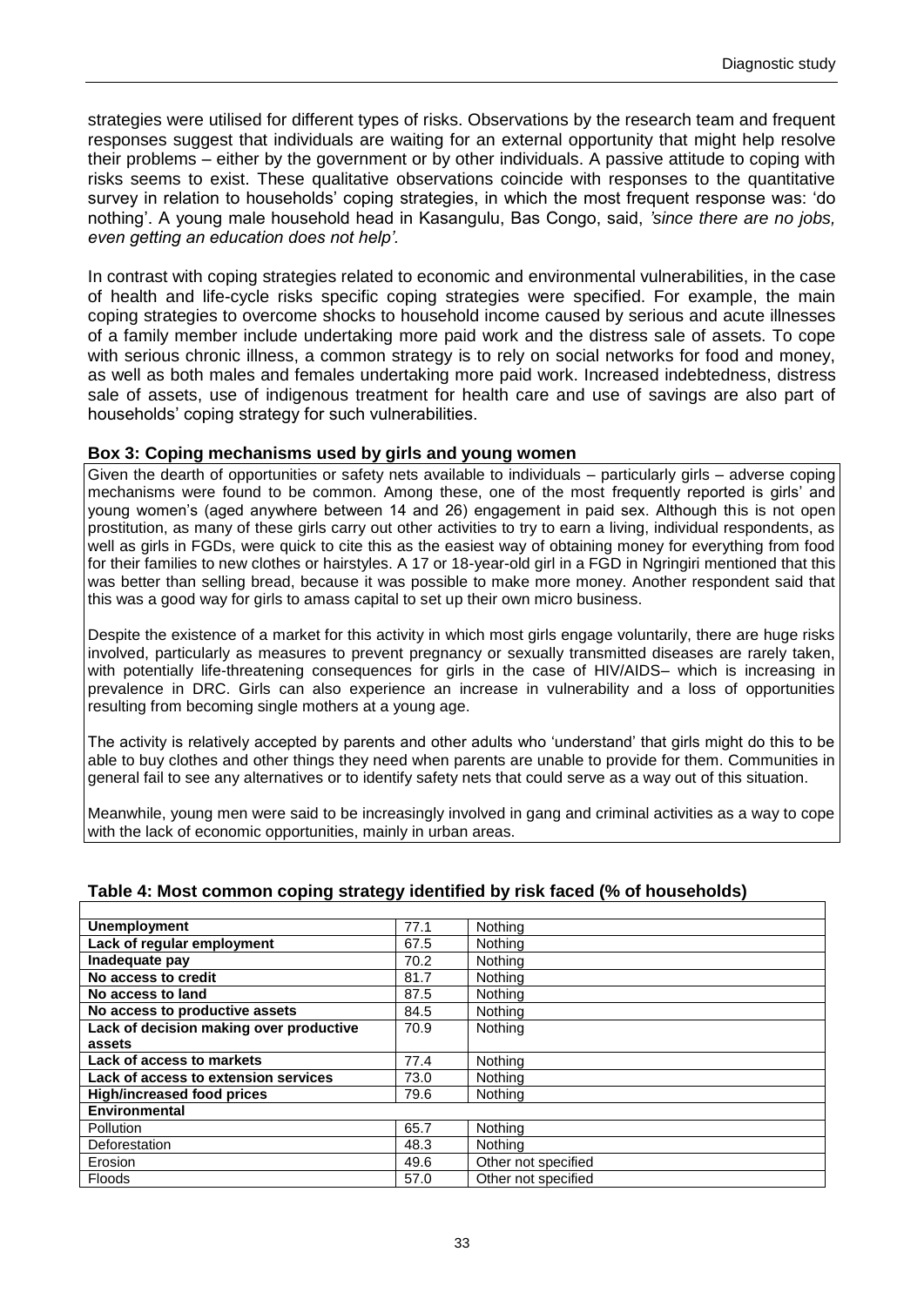strategies were utilised for different types of risks. Observations by the research team and frequent responses suggest that individuals are waiting for an external opportunity that might help resolve their problems – either by the government or by other individuals. A passive attitude to coping with risks seems to exist. These qualitative observations coincide with responses to the quantitative survey in relation to households' coping strategies, in which the most frequent response was: 'do nothing'. A young male household head in Kasangulu, Bas Congo, said, *'since there are no jobs, even getting an education does not help'.*

In contrast with coping strategies related to economic and environmental vulnerabilities, in the case of health and life-cycle risks specific coping strategies were specified. For example, the main coping strategies to overcome shocks to household income caused by serious and acute illnesses of a family member include undertaking more paid work and the distress sale of assets. To cope with serious chronic illness, a common strategy is to rely on social networks for food and money, as well as both males and females undertaking more paid work. Increased indebtedness, distress sale of assets, use of indigenous treatment for health care and use of savings are also part of households' coping strategy for such vulnerabilities.

**Box 3: Coping mechanisms used by girls and young women**

Given the dearth of opportunities or safety nets available to individuals – particularly girls – adverse coping mechanisms were found to be common. Among these, one of the most frequently reported is girls' and young women's (aged anywhere between 14 and 26) engagement in paid sex. Although this is not open prostitution, as many of these girls carry out other activities to try to earn a living, individual respondents, as well as girls in FGDs, were quick to cite this as the easiest way of obtaining money for everything from food for their families to new clothes or hairstyles. A 17 or 18-year-old girl in a FGD in Ngringiri mentioned that this was better than selling bread, because it was possible to make more money. Another respondent said that this was a good way for girls to amass capital to set up their own micro business.

Despite the existence of a market for this activity in which most girls engage voluntarily, there are huge risks involved, particularly as measures to prevent pregnancy or sexually transmitted diseases are rarely taken, with potentially life-threatening consequences for girls in the case of HIV/AIDS– which is increasing in prevalence in DRC. Girls can also experience an increase in vulnerability and a loss of opportunities resulting from becoming single mothers at a young age.

The activity is relatively accepted by parents and other adults who 'understand' that girls might do this to be able to buy clothes and other things they need when parents are unable to provide for them. Communities in general fail to see any alternatives or to identify safety nets that could serve as a way out of this situation.

Meanwhile, young men were said to be increasingly involved in gang and criminal activities as a way to cope with the lack of economic opportunities, mainly in urban areas.

**Table 4: Most common coping strategy identified by risk faced (% of households)**

| | | |
|---|---|---|
| **Unemployment** | 77.1 | Nothing |
| **Lack of regular employment** | 67.5 | Nothing |
| **Inadequate pay** | 70.2 | Nothing |
| **No access to credit** | 81.7 | Nothing |
| **No access to land** | 87.5 | Nothing |
| **No access to productive assets** | 84.5 | Nothing |
| **Lack of decision making over productive assets** | 70.9 | Nothing |
| **Lack of access to markets** | 77.4 | Nothing |
| **Lack of access to extension services** | 73.0 | Nothing |
| **High/increased food prices** | 79.6 | Nothing |
| **Environmental** | | |
| Pollution | 65.7 | Nothing |
| Deforestation | 48.3 | Nothing |
| Erosion | 49.6 | Other not specified |
| Floods | 57.0 | Other not specified |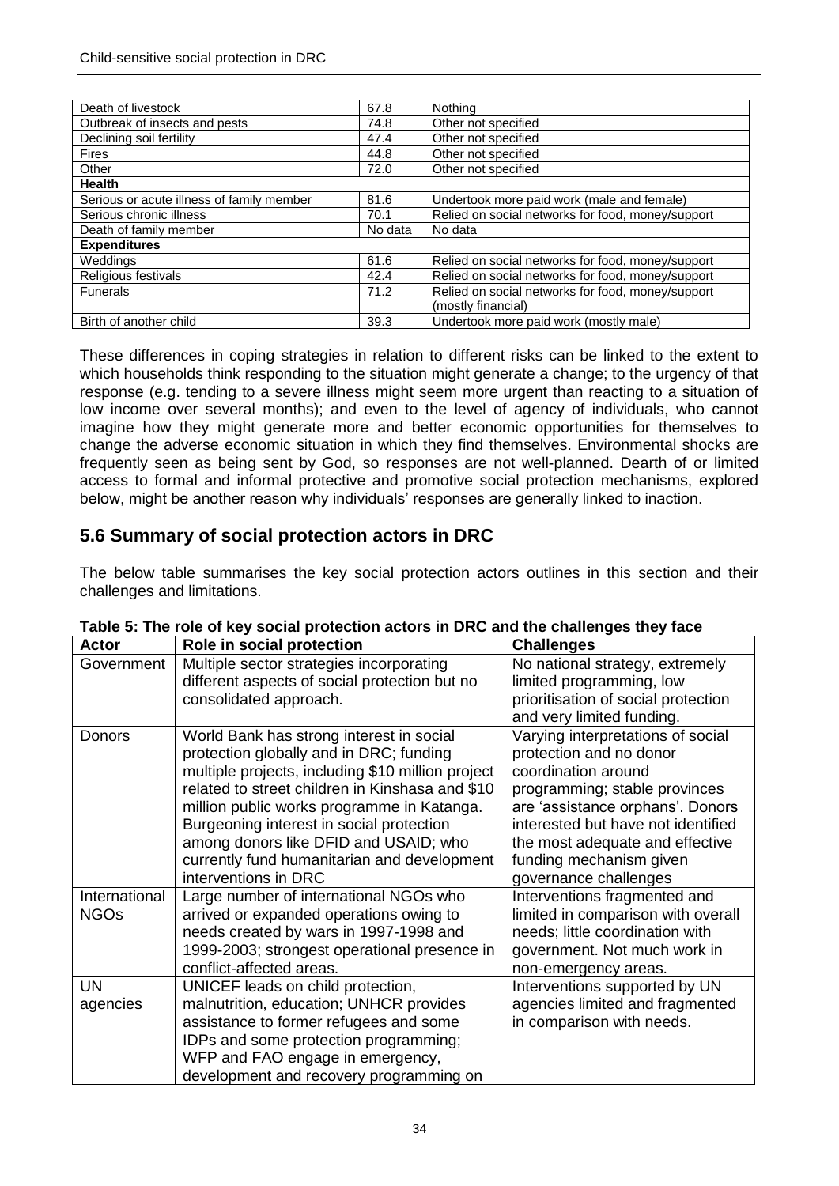| | | |
|---|---|---|
| Death of livestock | 67.8 | Nothing |
| Outbreak of insects and pests | 74.8 | Other not specified |
| Declining soil fertility | 47.4 | Other not specified |
| Fires | 44.8 | Other not specified |
| Other | 72.0 | Other not specified |
| **Health** | | |
| Serious or acute illness of family member | 81.6 | Undertook more paid work (male and female) |
| Serious chronic illness | 70.1 | Relied on social networks for food, money/support |
| Death of family member | No data | No data |
| **Expenditures** | | |
| Weddings | 61.6 | Relied on social networks for food, money/support |
| Religious festivals | 42.4 | Relied on social networks for food, money/support |
| Funerals | 71.2 | Relied on social networks for food, money/support (mostly financial) |
| Birth of another child | 39.3 | Undertook more paid work (mostly male) |

These differences in coping strategies in relation to different risks can be linked to the extent to which households think responding to the situation might generate a change; to the urgency of that response (e.g. tending to a severe illness might seem more urgent than reacting to a situation of low income over several months); and even to the level of agency of individuals, who cannot imagine how they might generate more and better economic opportunities for themselves to change the adverse economic situation in which they find themselves. Environmental shocks are frequently seen as being sent by God, so responses are not well-planned. Dearth of or limited access to formal and informal protective and promotive social protection mechanisms, explored below, might be another reason why individuals' responses are generally linked to inaction.

## 5.6 Summary of social protection actors in DRC

The below table summarises the key social protection actors outlines in this section and their challenges and limitations.

**Table 5: The role of key social protection actors in DRC and the challenges they face**

| Actor | Role in social protection | Challenges |
|---|---|---|
| Government | Multiple sector strategies incorporating different aspects of social protection but no consolidated approach. | No national strategy, extremely limited programming, low prioritisation of social protection and very limited funding. |
| Donors | World Bank has strong interest in social protection globally and in DRC; funding multiple projects, including $10 million project related to street children in Kinshasa and $10 million public works programme in Katanga. Burgeoning interest in social protection among donors like DFID and USAID; who currently fund humanitarian and development interventions in DRC | Varying interpretations of social protection and no donor coordination around programming; stable provinces are 'assistance orphans'. Donors interested but have not identified the most adequate and effective funding mechanism given governance challenges |
| International NGOs | Large number of international NGOs who arrived or expanded operations owing to needs created by wars in 1997-1998 and 1999-2003; strongest operational presence in conflict-affected areas. | Interventions fragmented and limited in comparison with overall needs; little coordination with government. Not much work in non-emergency areas. |
| UN agencies | UNICEF leads on child protection, malnutrition, education; UNHCR provides assistance to former refugees and some IDPs and some protection programming; WFP and FAO engage in emergency, development and recovery programming on | Interventions supported by UN agencies limited and fragmented in comparison with needs. |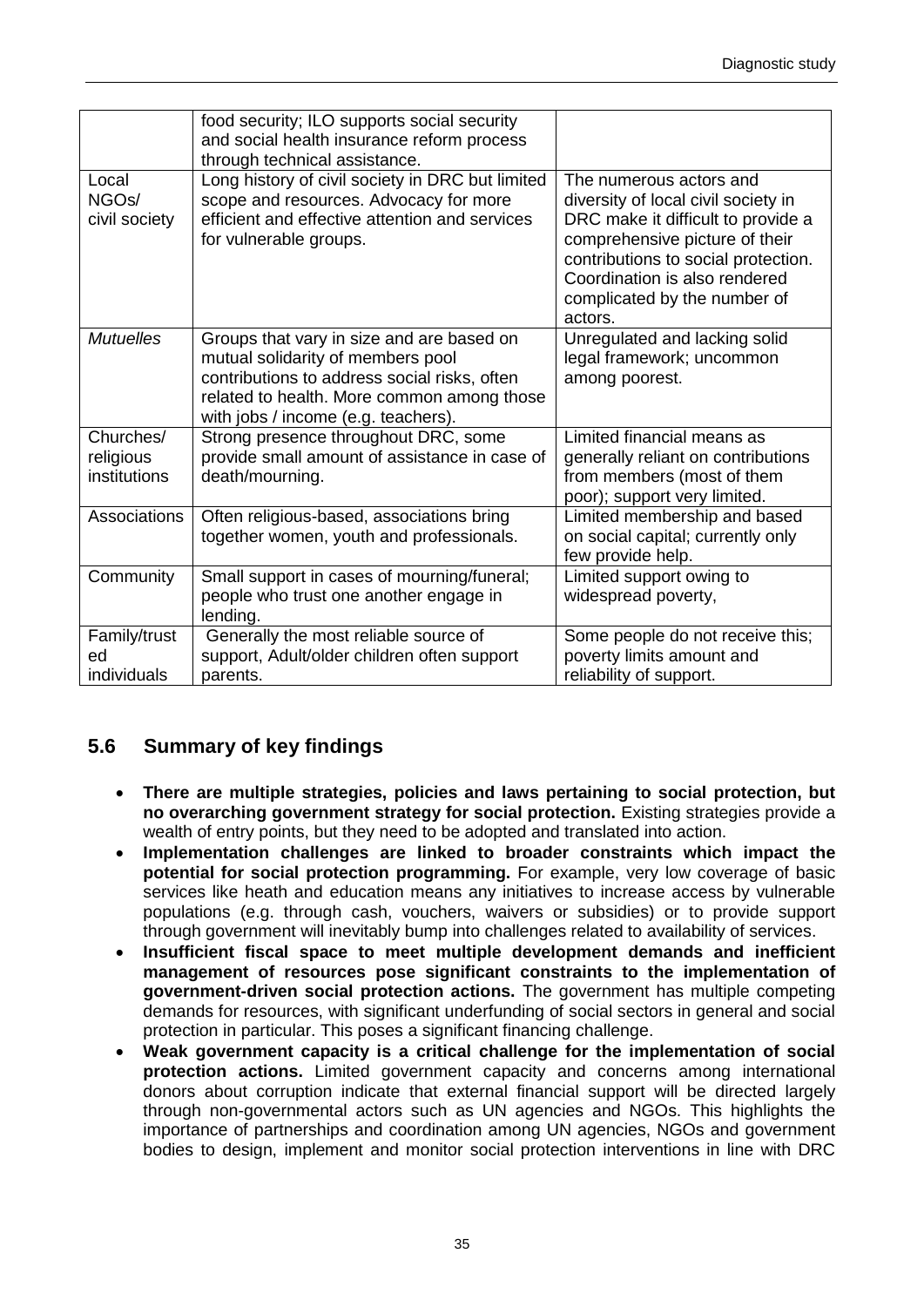| | | |
|---|---|---|
| | food security; ILO supports social security and social health insurance reform process through technical assistance. | |
| Local NGOs/ civil society | Long history of civil society in DRC but limited scope and resources. Advocacy for more efficient and effective attention and services for vulnerable groups. | The numerous actors and diversity of local civil society in DRC make it difficult to provide a comprehensive picture of their contributions to social protection. Coordination is also rendered complicated by the number of actors. |
| *Mutuelles* | Groups that vary in size and are based on mutual solidarity of members pool contributions to address social risks, often related to health. More common among those with jobs / income (e.g. teachers). | Unregulated and lacking solid legal framework; uncommon among poorest. |
| Churches/ religious institutions | Strong presence throughout DRC, some provide small amount of assistance in case of death/mourning. | Limited financial means as generally reliant on contributions from members (most of them poor); support very limited. |
| Associations | Often religious-based, associations bring together women, youth and professionals. | Limited membership and based on social capital; currently only few provide help. |
| Community | Small support in cases of mourning/funeral; people who trust one another engage in lending. | Limited support owing to widespread poverty, |
| Family/trusted individuals | Generally the most reliable source of support, Adult/older children often support parents. | Some people do not receive this; poverty limits amount and reliability of support. |

## 5.6 Summary of key findings

- **There are multiple strategies, policies and laws pertaining to social protection, but no overarching government strategy for social protection.** Existing strategies provide a wealth of entry points, but they need to be adopted and translated into action.
- **Implementation challenges are linked to broader constraints which impact the potential for social protection programming.** For example, very low coverage of basic services like heath and education means any initiatives to increase access by vulnerable populations (e.g. through cash, vouchers, waivers or subsidies) or to provide support through government will inevitably bump into challenges related to availability of services.
- **Insufficient fiscal space to meet multiple development demands and inefficient management of resources pose significant constraints to the implementation of government-driven social protection actions.** The government has multiple competing demands for resources, with significant underfunding of social sectors in general and social protection in particular. This poses a significant financing challenge.
- **Weak government capacity is a critical challenge for the implementation of social protection actions.** Limited government capacity and concerns among international donors about corruption indicate that external financial support will be directed largely through non-governmental actors such as UN agencies and NGOs. This highlights the importance of partnerships and coordination among UN agencies, NGOs and government bodies to design, implement and monitor social protection interventions in line with DRC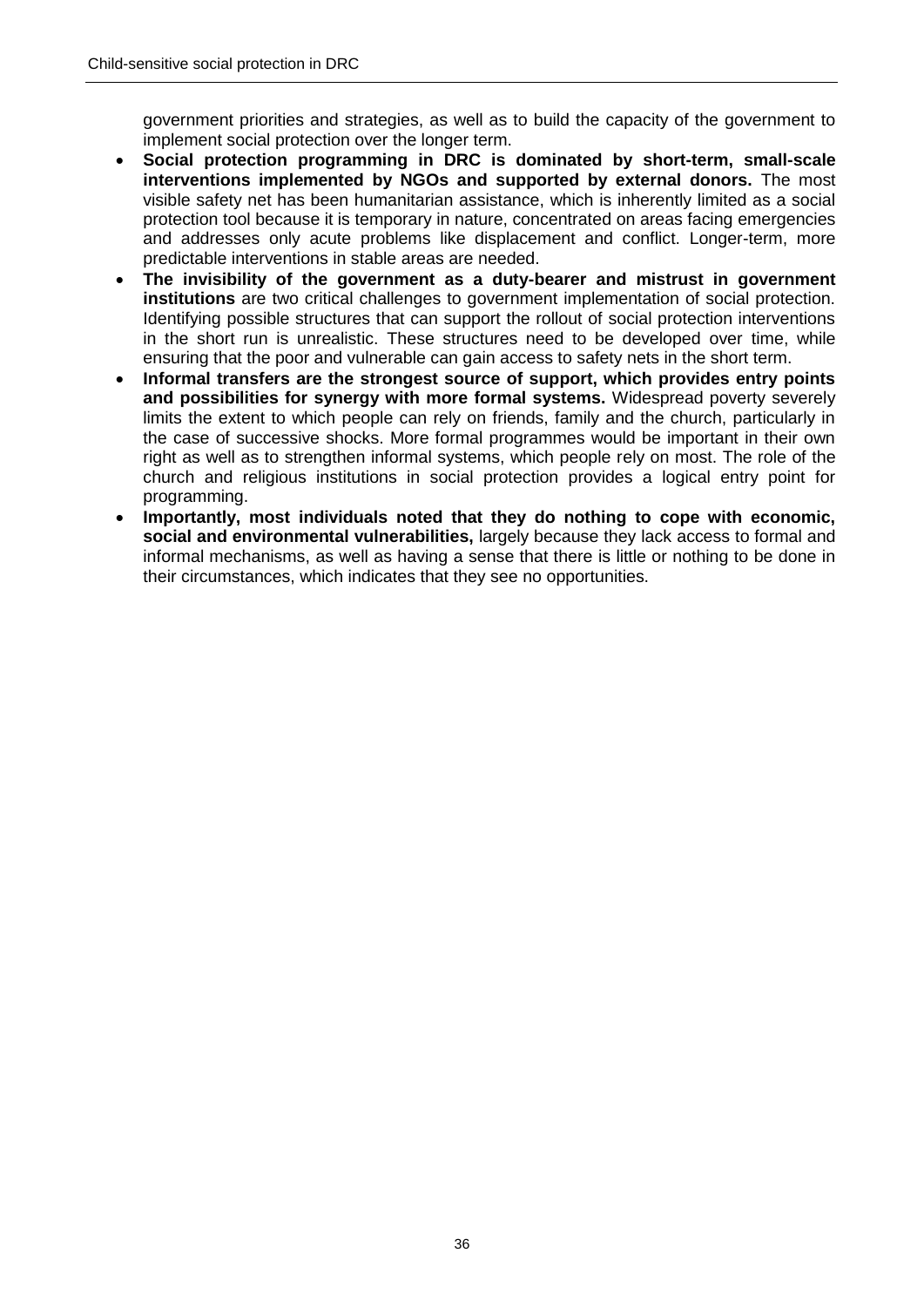government priorities and strategies, as well as to build the capacity of the government to implement social protection over the longer term.

- **Social protection programming in DRC is dominated by short-term, small-scale interventions implemented by NGOs and supported by external donors.** The most visible safety net has been humanitarian assistance, which is inherently limited as a social protection tool because it is temporary in nature, concentrated on areas facing emergencies and addresses only acute problems like displacement and conflict. Longer-term, more predictable interventions in stable areas are needed.
- **The invisibility of the government as a duty-bearer and mistrust in government institutions** are two critical challenges to government implementation of social protection. Identifying possible structures that can support the rollout of social protection interventions in the short run is unrealistic. These structures need to be developed over time, while ensuring that the poor and vulnerable can gain access to safety nets in the short term.
- **Informal transfers are the strongest source of support, which provides entry points and possibilities for synergy with more formal systems.** Widespread poverty severely limits the extent to which people can rely on friends, family and the church, particularly in the case of successive shocks. More formal programmes would be important in their own right as well as to strengthen informal systems, which people rely on most. The role of the church and religious institutions in social protection provides a logical entry point for programming.
- **Importantly, most individuals noted that they do nothing to cope with economic, social and environmental vulnerabilities,** largely because they lack access to formal and informal mechanisms, as well as having a sense that there is little or nothing to be done in their circumstances, which indicates that they see no opportunities.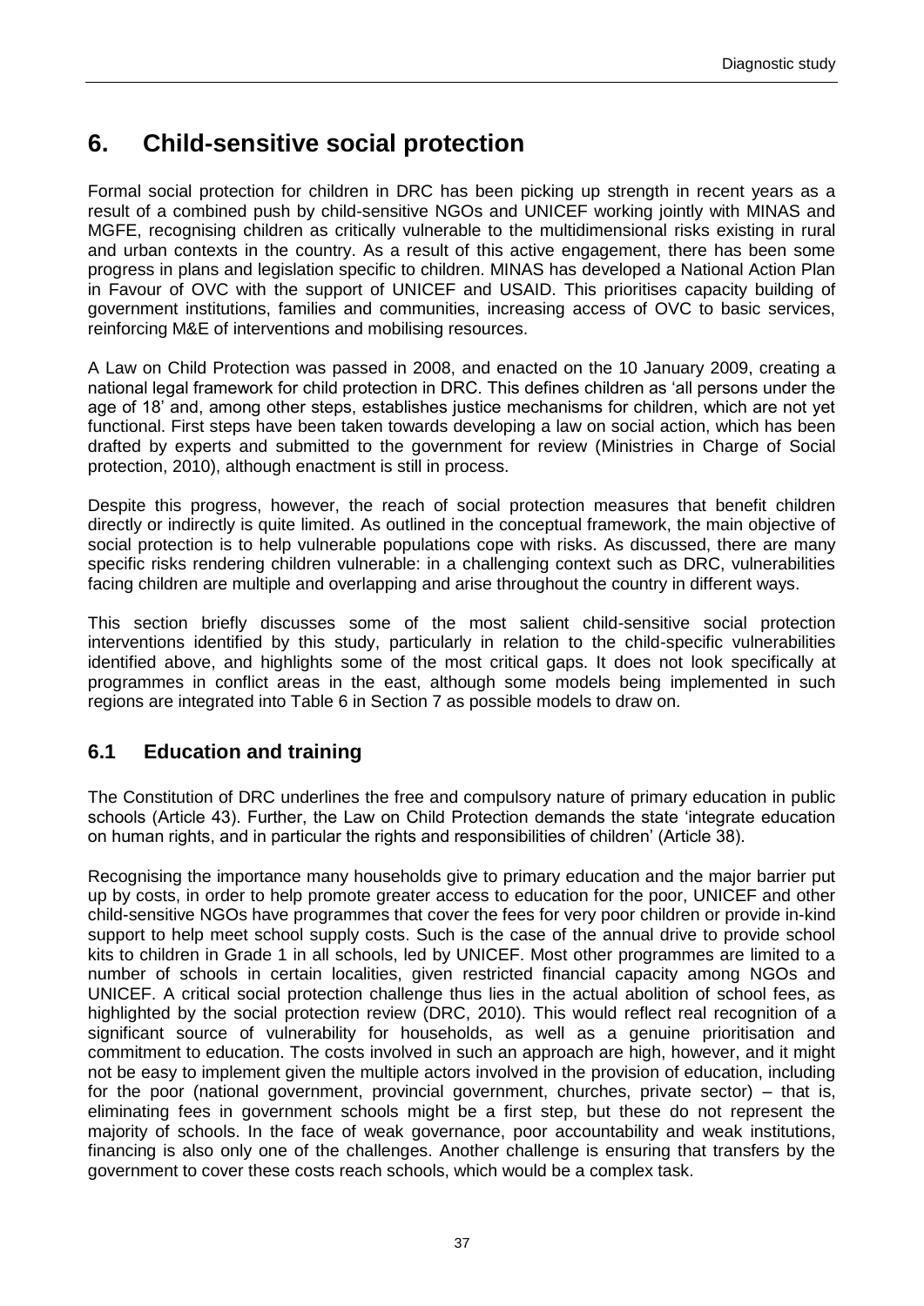# 6. Child-sensitive social protection

Formal social protection for children in DRC has been picking up strength in recent years as a result of a combined push by child-sensitive NGOs and UNICEF working jointly with MINAS and MGFE, recognising children as critically vulnerable to the multidimensional risks existing in rural and urban contexts in the country. As a result of this active engagement, there has been some progress in plans and legislation specific to children. MINAS has developed a National Action Plan in Favour of OVC with the support of UNICEF and USAID. This prioritises capacity building of government institutions, families and communities, increasing access of OVC to basic services, reinforcing M&E of interventions and mobilising resources.

A Law on Child Protection was passed in 2008, and enacted on the 10 January 2009, creating a national legal framework for child protection in DRC. This defines children as 'all persons under the age of 18' and, among other steps, establishes justice mechanisms for children, which are not yet functional. First steps have been taken towards developing a law on social action, which has been drafted by experts and submitted to the government for review (Ministries in Charge of Social protection, 2010), although enactment is still in process.

Despite this progress, however, the reach of social protection measures that benefit children directly or indirectly is quite limited. As outlined in the conceptual framework, the main objective of social protection is to help vulnerable populations cope with risks. As discussed, there are many specific risks rendering children vulnerable: in a challenging context such as DRC, vulnerabilities facing children are multiple and overlapping and arise throughout the country in different ways.

This section briefly discusses some of the most salient child-sensitive social protection interventions identified by this study, particularly in relation to the child-specific vulnerabilities identified above, and highlights some of the most critical gaps. It does not look specifically at programmes in conflict areas in the east, although some models being implemented in such regions are integrated into Table 6 in Section 7 as possible models to draw on.

## 6.1 Education and training

The Constitution of DRC underlines the free and compulsory nature of primary education in public schools (Article 43). Further, the Law on Child Protection demands the state 'integrate education on human rights, and in particular the rights and responsibilities of children' (Article 38).

Recognising the importance many households give to primary education and the major barrier put up by costs, in order to help promote greater access to education for the poor, UNICEF and other child-sensitive NGOs have programmes that cover the fees for very poor children or provide in-kind support to help meet school supply costs. Such is the case of the annual drive to provide school kits to children in Grade 1 in all schools, led by UNICEF. Most other programmes are limited to a number of schools in certain localities, given restricted financial capacity among NGOs and UNICEF. A critical social protection challenge thus lies in the actual abolition of school fees, as highlighted by the social protection review (DRC, 2010). This would reflect real recognition of a significant source of vulnerability for households, as well as a genuine prioritisation and commitment to education. The costs involved in such an approach are high, however, and it might not be easy to implement given the multiple actors involved in the provision of education, including for the poor (national government, provincial government, churches, private sector) – that is, eliminating fees in government schools might be a first step, but these do not represent the majority of schools. In the face of weak governance, poor accountability and weak institutions, financing is also only one of the challenges. Another challenge is ensuring that transfers by the government to cover these costs reach schools, which would be a complex task.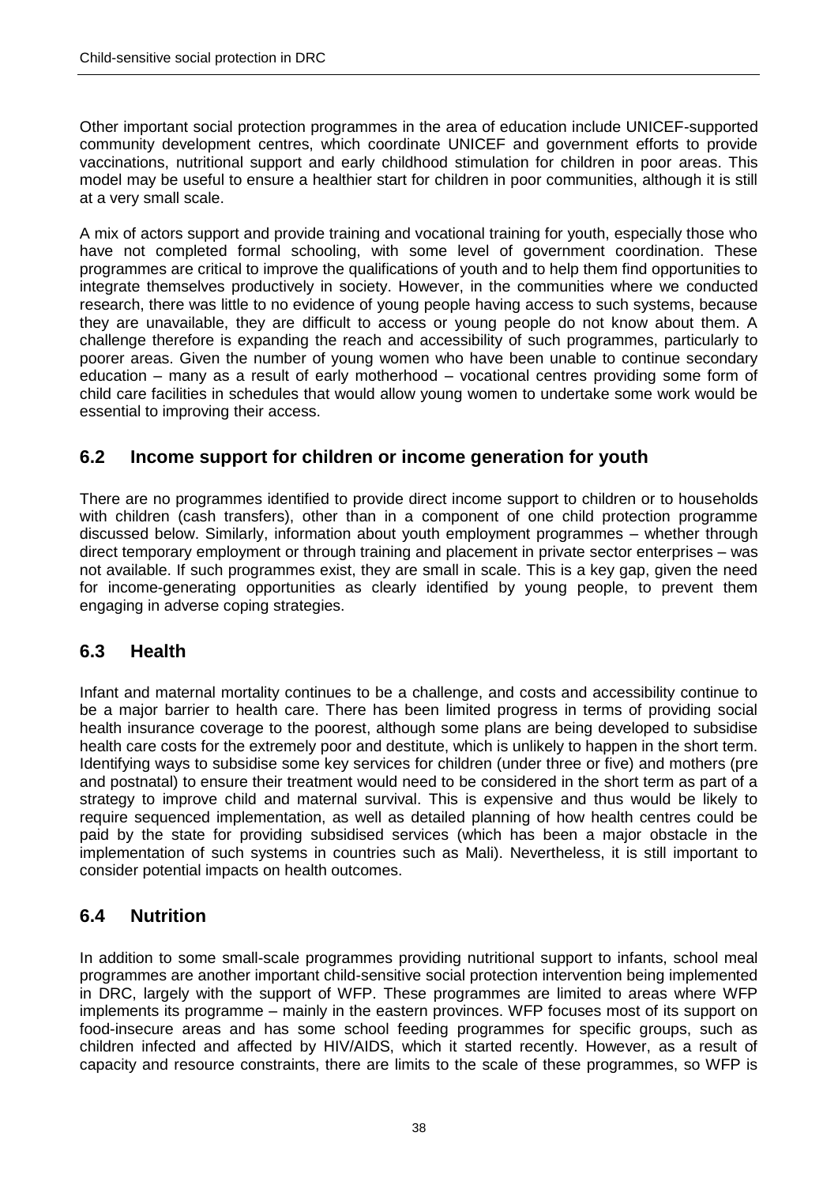Other important social protection programmes in the area of education include UNICEF-supported community development centres, which coordinate UNICEF and government efforts to provide vaccinations, nutritional support and early childhood stimulation for children in poor areas. This model may be useful to ensure a healthier start for children in poor communities, although it is still at a very small scale.

A mix of actors support and provide training and vocational training for youth, especially those who have not completed formal schooling, with some level of government coordination. These programmes are critical to improve the qualifications of youth and to help them find opportunities to integrate themselves productively in society. However, in the communities where we conducted research, there was little to no evidence of young people having access to such systems, because they are unavailable, they are difficult to access or young people do not know about them. A challenge therefore is expanding the reach and accessibility of such programmes, particularly to poorer areas. Given the number of young women who have been unable to continue secondary education – many as a result of early motherhood – vocational centres providing some form of child care facilities in schedules that would allow young women to undertake some work would be essential to improving their access.

## 6.2 Income support for children or income generation for youth

There are no programmes identified to provide direct income support to children or to households with children (cash transfers), other than in a component of one child protection programme discussed below. Similarly, information about youth employment programmes – whether through direct temporary employment or through training and placement in private sector enterprises – was not available. If such programmes exist, they are small in scale. This is a key gap, given the need for income-generating opportunities as clearly identified by young people, to prevent them engaging in adverse coping strategies.

## 6.3 Health

Infant and maternal mortality continues to be a challenge, and costs and accessibility continue to be a major barrier to health care. There has been limited progress in terms of providing social health insurance coverage to the poorest, although some plans are being developed to subsidise health care costs for the extremely poor and destitute, which is unlikely to happen in the short term. Identifying ways to subsidise some key services for children (under three or five) and mothers (pre and postnatal) to ensure their treatment would need to be considered in the short term as part of a strategy to improve child and maternal survival. This is expensive and thus would be likely to require sequenced implementation, as well as detailed planning of how health centres could be paid by the state for providing subsidised services (which has been a major obstacle in the implementation of such systems in countries such as Mali). Nevertheless, it is still important to consider potential impacts on health outcomes.

## 6.4 Nutrition

In addition to some small-scale programmes providing nutritional support to infants, school meal programmes are another important child-sensitive social protection intervention being implemented in DRC, largely with the support of WFP. These programmes are limited to areas where WFP implements its programme – mainly in the eastern provinces. WFP focuses most of its support on food-insecure areas and has some school feeding programmes for specific groups, such as children infected and affected by HIV/AIDS, which it started recently. However, as a result of capacity and resource constraints, there are limits to the scale of these programmes, so WFP is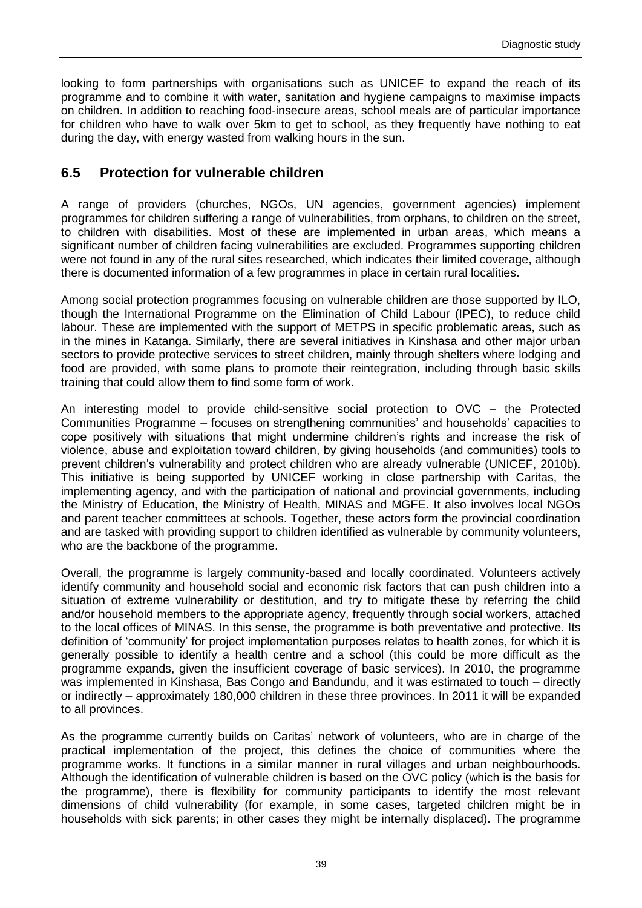looking to form partnerships with organisations such as UNICEF to expand the reach of its programme and to combine it with water, sanitation and hygiene campaigns to maximise impacts on children. In addition to reaching food-insecure areas, school meals are of particular importance for children who have to walk over 5km to get to school, as they frequently have nothing to eat during the day, with energy wasted from walking hours in the sun.

## 6.5 Protection for vulnerable children

A range of providers (churches, NGOs, UN agencies, government agencies) implement programmes for children suffering a range of vulnerabilities, from orphans, to children on the street, to children with disabilities. Most of these are implemented in urban areas, which means a significant number of children facing vulnerabilities are excluded. Programmes supporting children were not found in any of the rural sites researched, which indicates their limited coverage, although there is documented information of a few programmes in place in certain rural localities.

Among social protection programmes focusing on vulnerable children are those supported by ILO, though the International Programme on the Elimination of Child Labour (IPEC), to reduce child labour. These are implemented with the support of METPS in specific problematic areas, such as in the mines in Katanga. Similarly, there are several initiatives in Kinshasa and other major urban sectors to provide protective services to street children, mainly through shelters where lodging and food are provided, with some plans to promote their reintegration, including through basic skills training that could allow them to find some form of work.

An interesting model to provide child-sensitive social protection to OVC – the Protected Communities Programme – focuses on strengthening communities' and households' capacities to cope positively with situations that might undermine children's rights and increase the risk of violence, abuse and exploitation toward children, by giving households (and communities) tools to prevent children's vulnerability and protect children who are already vulnerable (UNICEF, 2010b). This initiative is being supported by UNICEF working in close partnership with Caritas, the implementing agency, and with the participation of national and provincial governments, including the Ministry of Education, the Ministry of Health, MINAS and MGFE. It also involves local NGOs and parent teacher committees at schools. Together, these actors form the provincial coordination and are tasked with providing support to children identified as vulnerable by community volunteers, who are the backbone of the programme.

Overall, the programme is largely community-based and locally coordinated. Volunteers actively identify community and household social and economic risk factors that can push children into a situation of extreme vulnerability or destitution, and try to mitigate these by referring the child and/or household members to the appropriate agency, frequently through social workers, attached to the local offices of MINAS. In this sense, the programme is both preventative and protective. Its definition of 'community' for project implementation purposes relates to health zones, for which it is generally possible to identify a health centre and a school (this could be more difficult as the programme expands, given the insufficient coverage of basic services). In 2010, the programme was implemented in Kinshasa, Bas Congo and Bandundu, and it was estimated to touch – directly or indirectly – approximately 180,000 children in these three provinces. In 2011 it will be expanded to all provinces.

As the programme currently builds on Caritas' network of volunteers, who are in charge of the practical implementation of the project, this defines the choice of communities where the programme works. It functions in a similar manner in rural villages and urban neighbourhoods. Although the identification of vulnerable children is based on the OVC policy (which is the basis for the programme), there is flexibility for community participants to identify the most relevant dimensions of child vulnerability (for example, in some cases, targeted children might be in households with sick parents; in other cases they might be internally displaced). The programme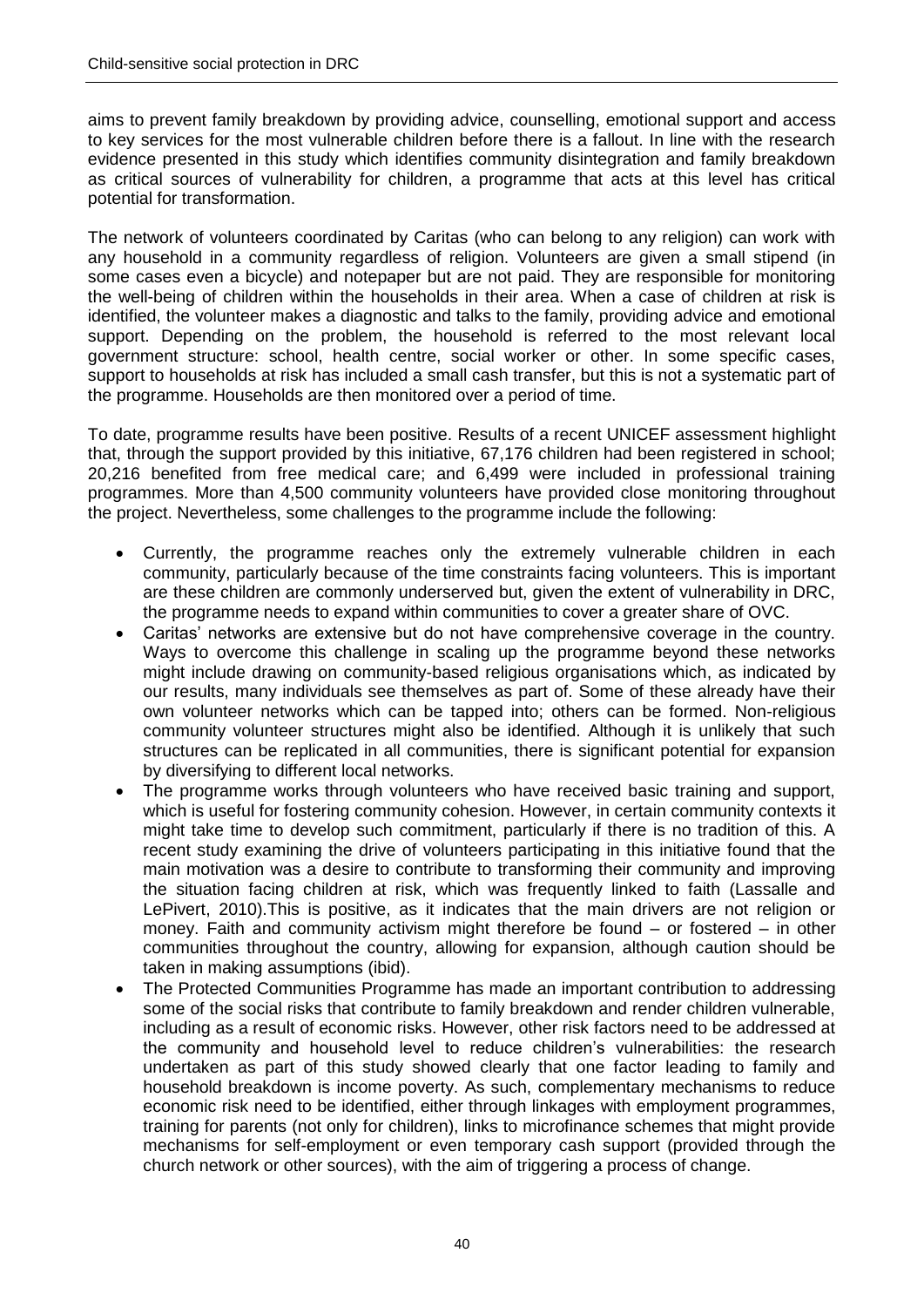aims to prevent family breakdown by providing advice, counselling, emotional support and access to key services for the most vulnerable children before there is a fallout. In line with the research evidence presented in this study which identifies community disintegration and family breakdown as critical sources of vulnerability for children, a programme that acts at this level has critical potential for transformation.

The network of volunteers coordinated by Caritas (who can belong to any religion) can work with any household in a community regardless of religion. Volunteers are given a small stipend (in some cases even a bicycle) and notepaper but are not paid. They are responsible for monitoring the well-being of children within the households in their area. When a case of children at risk is identified, the volunteer makes a diagnostic and talks to the family, providing advice and emotional support. Depending on the problem, the household is referred to the most relevant local government structure: school, health centre, social worker or other. In some specific cases, support to households at risk has included a small cash transfer, but this is not a systematic part of the programme. Households are then monitored over a period of time.

To date, programme results have been positive. Results of a recent UNICEF assessment highlight that, through the support provided by this initiative, 67,176 children had been registered in school; 20,216 benefited from free medical care; and 6,499 were included in professional training programmes. More than 4,500 community volunteers have provided close monitoring throughout the project. Nevertheless, some challenges to the programme include the following:

- Currently, the programme reaches only the extremely vulnerable children in each community, particularly because of the time constraints facing volunteers. This is important are these children are commonly underserved but, given the extent of vulnerability in DRC, the programme needs to expand within communities to cover a greater share of OVC.
- Caritas' networks are extensive but do not have comprehensive coverage in the country. Ways to overcome this challenge in scaling up the programme beyond these networks might include drawing on community-based religious organisations which, as indicated by our results, many individuals see themselves as part of. Some of these already have their own volunteer networks which can be tapped into; others can be formed. Non-religious community volunteer structures might also be identified. Although it is unlikely that such structures can be replicated in all communities, there is significant potential for expansion by diversifying to different local networks.
- The programme works through volunteers who have received basic training and support, which is useful for fostering community cohesion. However, in certain community contexts it might take time to develop such commitment, particularly if there is no tradition of this. A recent study examining the drive of volunteers participating in this initiative found that the main motivation was a desire to contribute to transforming their community and improving the situation facing children at risk, which was frequently linked to faith (Lassalle and LePivert, 2010).This is positive, as it indicates that the main drivers are not religion or money. Faith and community activism might therefore be found – or fostered – in other communities throughout the country, allowing for expansion, although caution should be taken in making assumptions (ibid).
- The Protected Communities Programme has made an important contribution to addressing some of the social risks that contribute to family breakdown and render children vulnerable, including as a result of economic risks. However, other risk factors need to be addressed at the community and household level to reduce children's vulnerabilities: the research undertaken as part of this study showed clearly that one factor leading to family and household breakdown is income poverty. As such, complementary mechanisms to reduce economic risk need to be identified, either through linkages with employment programmes, training for parents (not only for children), links to microfinance schemes that might provide mechanisms for self-employment or even temporary cash support (provided through the church network or other sources), with the aim of triggering a process of change.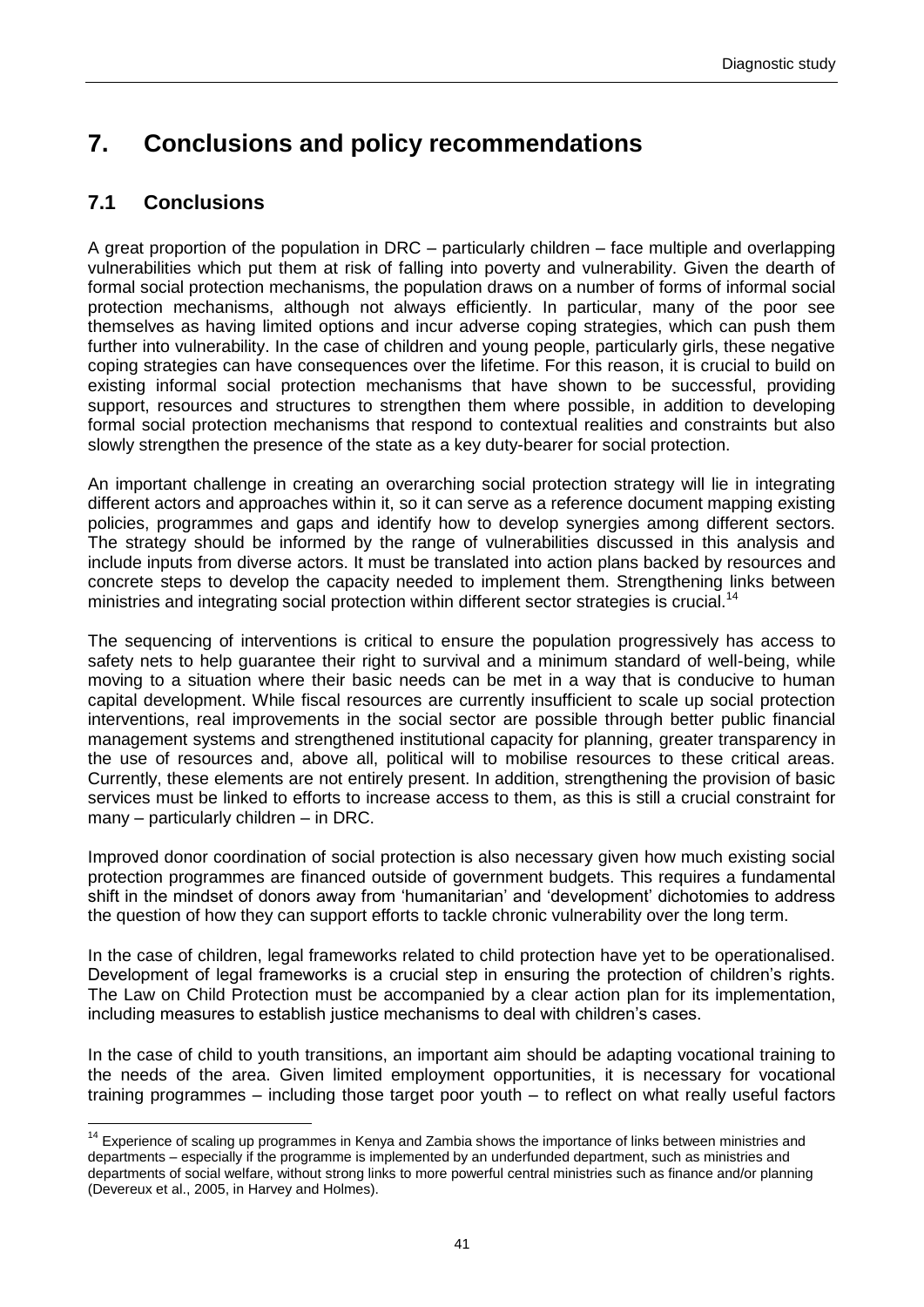# 7. Conclusions and policy recommendations

## 7.1 Conclusions

A great proportion of the population in DRC – particularly children – face multiple and overlapping vulnerabilities which put them at risk of falling into poverty and vulnerability. Given the dearth of formal social protection mechanisms, the population draws on a number of forms of informal social protection mechanisms, although not always efficiently. In particular, many of the poor see themselves as having limited options and incur adverse coping strategies, which can push them further into vulnerability. In the case of children and young people, particularly girls, these negative coping strategies can have consequences over the lifetime. For this reason, it is crucial to build on existing informal social protection mechanisms that have shown to be successful, providing support, resources and structures to strengthen them where possible, in addition to developing formal social protection mechanisms that respond to contextual realities and constraints but also slowly strengthen the presence of the state as a key duty-bearer for social protection.

An important challenge in creating an overarching social protection strategy will lie in integrating different actors and approaches within it, so it can serve as a reference document mapping existing policies, programmes and gaps and identify how to develop synergies among different sectors. The strategy should be informed by the range of vulnerabilities discussed in this analysis and include inputs from diverse actors. It must be translated into action plans backed by resources and concrete steps to develop the capacity needed to implement them. Strengthening links between ministries and integrating social protection within different sector strategies is crucial.[14]

The sequencing of interventions is critical to ensure the population progressively has access to safety nets to help guarantee their right to survival and a minimum standard of well-being, while moving to a situation where their basic needs can be met in a way that is conducive to human capital development. While fiscal resources are currently insufficient to scale up social protection interventions, real improvements in the social sector are possible through better public financial management systems and strengthened institutional capacity for planning, greater transparency in the use of resources and, above all, political will to mobilise resources to these critical areas. Currently, these elements are not entirely present. In addition, strengthening the provision of basic services must be linked to efforts to increase access to them, as this is still a crucial constraint for many – particularly children – in DRC.

Improved donor coordination of social protection is also necessary given how much existing social protection programmes are financed outside of government budgets. This requires a fundamental shift in the mindset of donors away from 'humanitarian' and 'development' dichotomies to address the question of how they can support efforts to tackle chronic vulnerability over the long term.

In the case of children, legal frameworks related to child protection have yet to be operationalised. Development of legal frameworks is a crucial step in ensuring the protection of children's rights. The Law on Child Protection must be accompanied by a clear action plan for its implementation, including measures to establish justice mechanisms to deal with children's cases.

In the case of child to youth transitions, an important aim should be adapting vocational training to the needs of the area. Given limited employment opportunities, it is necessary for vocational training programmes – including those target poor youth – to reflect on what really useful factors

[14] Experience of scaling up programmes in Kenya and Zambia shows the importance of links between ministries and departments – especially if the programme is implemented by an underfunded department, such as ministries and departments of social welfare, without strong links to more powerful central ministries such as finance and/or planning (Devereux et al., 2005, in Harvey and Holmes).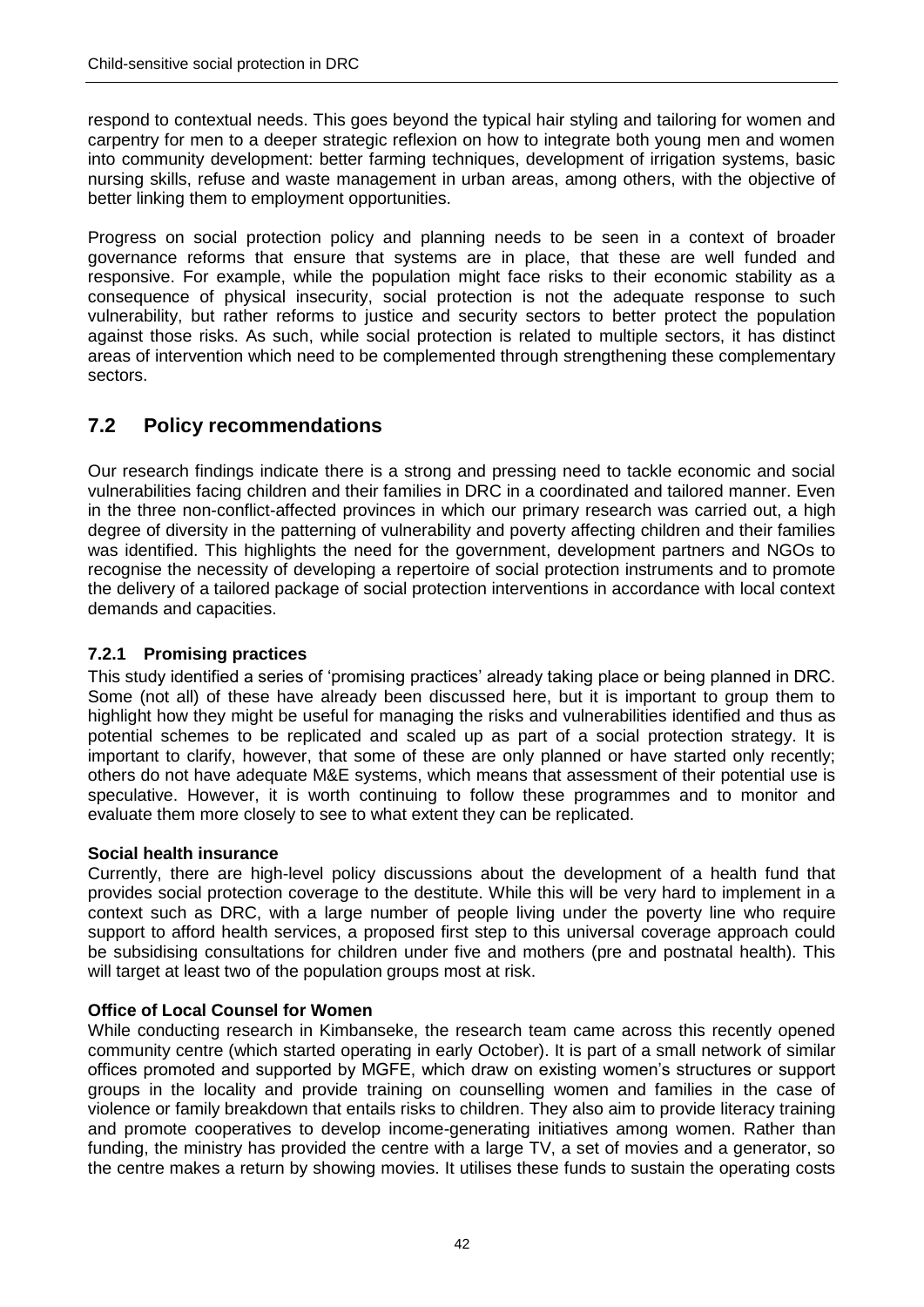respond to contextual needs. This goes beyond the typical hair styling and tailoring for women and carpentry for men to a deeper strategic reflexion on how to integrate both young men and women into community development: better farming techniques, development of irrigation systems, basic nursing skills, refuse and waste management in urban areas, among others, with the objective of better linking them to employment opportunities.

Progress on social protection policy and planning needs to be seen in a context of broader governance reforms that ensure that systems are in place, that these are well funded and responsive. For example, while the population might face risks to their economic stability as a consequence of physical insecurity, social protection is not the adequate response to such vulnerability, but rather reforms to justice and security sectors to better protect the population against those risks. As such, while social protection is related to multiple sectors, it has distinct areas of intervention which need to be complemented through strengthening these complementary sectors.

## 7.2 Policy recommendations

Our research findings indicate there is a strong and pressing need to tackle economic and social vulnerabilities facing children and their families in DRC in a coordinated and tailored manner. Even in the three non-conflict-affected provinces in which our primary research was carried out, a high degree of diversity in the patterning of vulnerability and poverty affecting children and their families was identified. This highlights the need for the government, development partners and NGOs to recognise the necessity of developing a repertoire of social protection instruments and to promote the delivery of a tailored package of social protection interventions in accordance with local context demands and capacities.

### 7.2.1 Promising practices

This study identified a series of 'promising practices' already taking place or being planned in DRC. Some (not all) of these have already been discussed here, but it is important to group them to highlight how they might be useful for managing the risks and vulnerabilities identified and thus as potential schemes to be replicated and scaled up as part of a social protection strategy. It is important to clarify, however, that some of these are only planned or have started only recently; others do not have adequate M&E systems, which means that assessment of their potential use is speculative. However, it is worth continuing to follow these programmes and to monitor and evaluate them more closely to see to what extent they can be replicated.

**Social health insurance**

Currently, there are high-level policy discussions about the development of a health fund that provides social protection coverage to the destitute. While this will be very hard to implement in a context such as DRC, with a large number of people living under the poverty line who require support to afford health services, a proposed first step to this universal coverage approach could be subsidising consultations for children under five and mothers (pre and postnatal health). This will target at least two of the population groups most at risk.

**Office of Local Counsel for Women**

While conducting research in Kimbanseke, the research team came across this recently opened community centre (which started operating in early October). It is part of a small network of similar offices promoted and supported by MGFE, which draw on existing women's structures or support groups in the locality and provide training on counselling women and families in the case of violence or family breakdown that entails risks to children. They also aim to provide literacy training and promote cooperatives to develop income-generating initiatives among women. Rather than funding, the ministry has provided the centre with a large TV, a set of movies and a generator, so the centre makes a return by showing movies. It utilises these funds to sustain the operating costs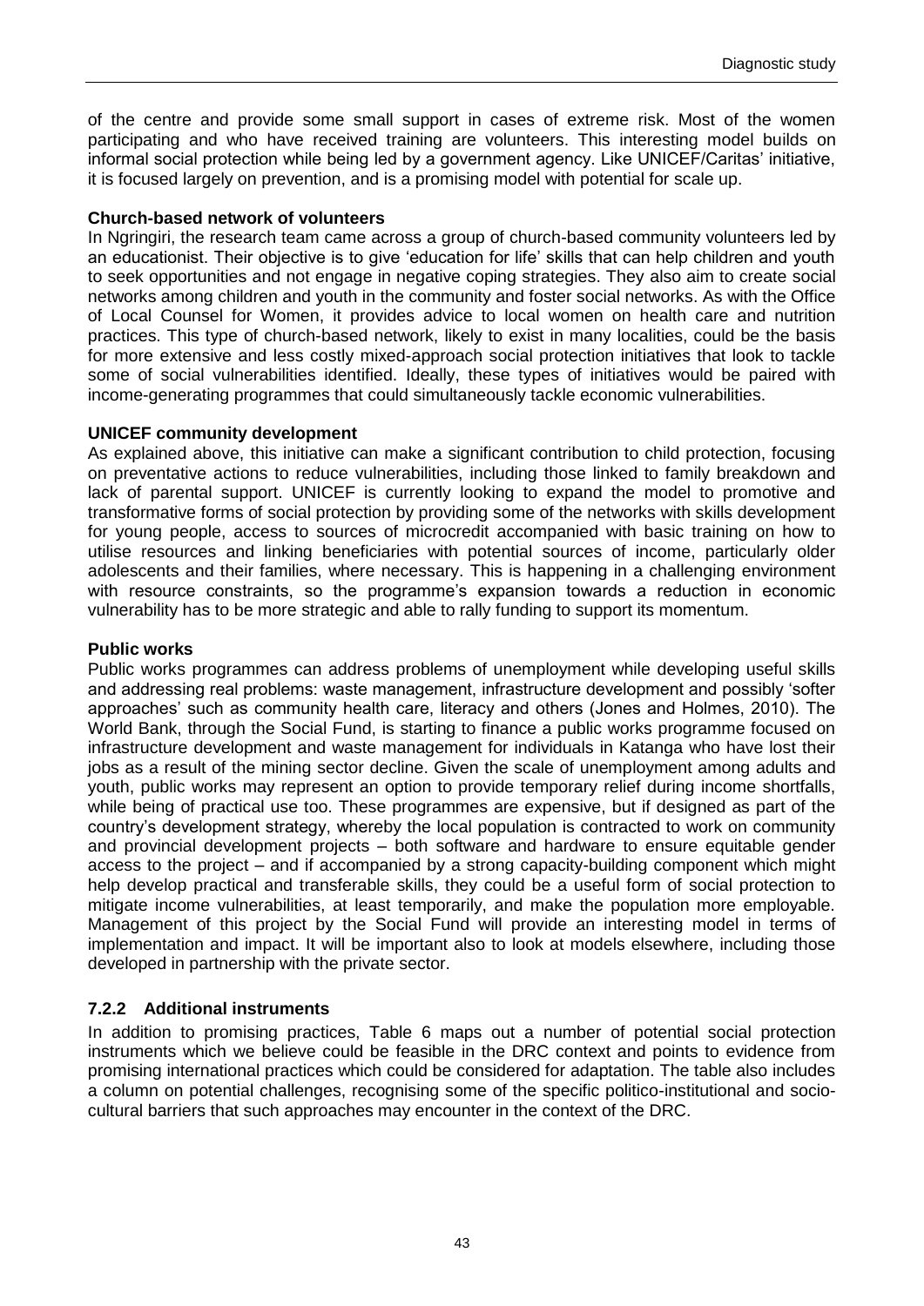of the centre and provide some small support in cases of extreme risk. Most of the women participating and who have received training are volunteers. This interesting model builds on informal social protection while being led by a government agency. Like UNICEF/Caritas' initiative, it is focused largely on prevention, and is a promising model with potential for scale up.

**Church-based network of volunteers**

In Ngringiri, the research team came across a group of church-based community volunteers led by an educationist. Their objective is to give 'education for life' skills that can help children and youth to seek opportunities and not engage in negative coping strategies. They also aim to create social networks among children and youth in the community and foster social networks. As with the Office of Local Counsel for Women, it provides advice to local women on health care and nutrition practices. This type of church-based network, likely to exist in many localities, could be the basis for more extensive and less costly mixed-approach social protection initiatives that look to tackle some of social vulnerabilities identified. Ideally, these types of initiatives would be paired with income-generating programmes that could simultaneously tackle economic vulnerabilities.

**UNICEF community development**

As explained above, this initiative can make a significant contribution to child protection, focusing on preventative actions to reduce vulnerabilities, including those linked to family breakdown and lack of parental support. UNICEF is currently looking to expand the model to promotive and transformative forms of social protection by providing some of the networks with skills development for young people, access to sources of microcredit accompanied with basic training on how to utilise resources and linking beneficiaries with potential sources of income, particularly older adolescents and their families, where necessary. This is happening in a challenging environment with resource constraints, so the programme's expansion towards a reduction in economic vulnerability has to be more strategic and able to rally funding to support its momentum.

**Public works**

Public works programmes can address problems of unemployment while developing useful skills and addressing real problems: waste management, infrastructure development and possibly 'softer approaches' such as community health care, literacy and others (Jones and Holmes, 2010). The World Bank, through the Social Fund, is starting to finance a public works programme focused on infrastructure development and waste management for individuals in Katanga who have lost their jobs as a result of the mining sector decline. Given the scale of unemployment among adults and youth, public works may represent an option to provide temporary relief during income shortfalls, while being of practical use too. These programmes are expensive, but if designed as part of the country's development strategy, whereby the local population is contracted to work on community and provincial development projects – both software and hardware to ensure equitable gender access to the project – and if accompanied by a strong capacity-building component which might help develop practical and transferable skills, they could be a useful form of social protection to mitigate income vulnerabilities, at least temporarily, and make the population more employable. Management of this project by the Social Fund will provide an interesting model in terms of implementation and impact. It will be important also to look at models elsewhere, including those developed in partnership with the private sector.

### 7.2.2 Additional instruments

In addition to promising practices, Table 6 maps out a number of potential social protection instruments which we believe could be feasible in the DRC context and points to evidence from promising international practices which could be considered for adaptation. The table also includes a column on potential challenges, recognising some of the specific politico-institutional and socio-cultural barriers that such approaches may encounter in the context of the DRC.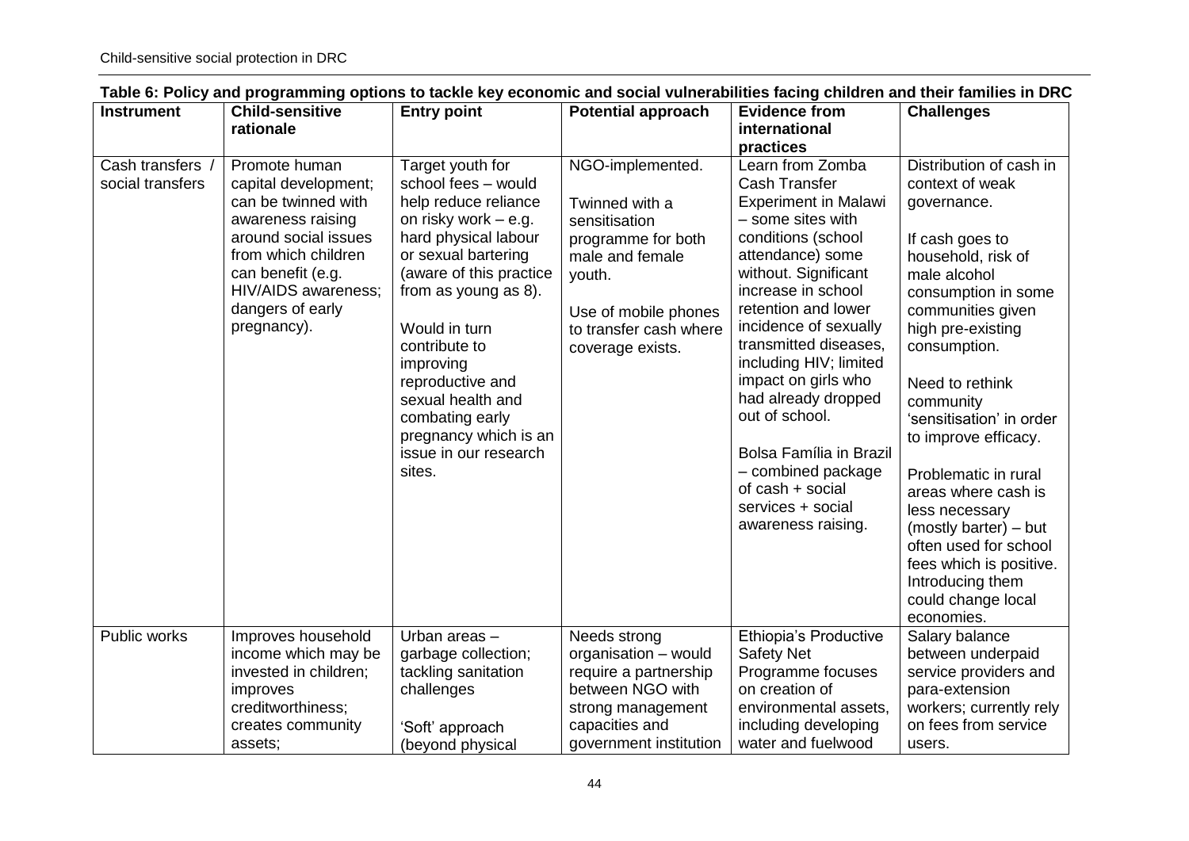**Table 6: Policy and programming options to tackle key economic and social vulnerabilities facing children and their families in DRC**

| Instrument | Child-sensitive rationale | Entry point | Potential approach | Evidence from international practices | Challenges |
|---|---|---|---|---|---|
| Cash transfers / social transfers | Promote human capital development; can be twinned with awareness raising around social issues from which children can benefit (e.g. HIV/AIDS awareness; dangers of early pregnancy). | Target youth for school fees – would help reduce reliance on risky work – e.g. hard physical labour or sexual bartering (aware of this practice from as young as 8).<br><br>Would in turn contribute to improving reproductive and sexual health and combating early pregnancy which is an issue in our research sites. | NGO-implemented.<br><br>Twinned with a sensitisation programme for both male and female youth.<br><br>Use of mobile phones to transfer cash where coverage exists. | Learn from Zomba Cash Transfer Experiment in Malawi – some sites with conditions (school attendance) some without. Significant increase in school retention and lower incidence of sexually transmitted diseases, including HIV; limited impact on girls who had already dropped out of school.<br><br>Bolsa Família in Brazil – combined package of cash + social services + social awareness raising. | Distribution of cash in context of weak governance.<br><br>If cash goes to household, risk of male alcohol consumption in some communities given high pre-existing consumption.<br><br>Need to rethink community 'sensitisation' in order to improve efficacy.<br><br>Problematic in rural areas where cash is less necessary (mostly barter) – but often used for school fees which is positive. Introducing them could change local economies. |
| Public works | Improves household income which may be invested in children; improves creditworthiness; creates community assets; | Urban areas – garbage collection; tackling sanitation challenges<br><br>'Soft' approach (beyond physical | Needs strong organisation – would require a partnership between NGO with strong management capacities and government institution | Ethiopia's Productive Safety Net Programme focuses on creation of environmental assets, including developing water and fuelwood | Salary balance between underpaid service providers and para-extension workers; currently rely on fees from service users. |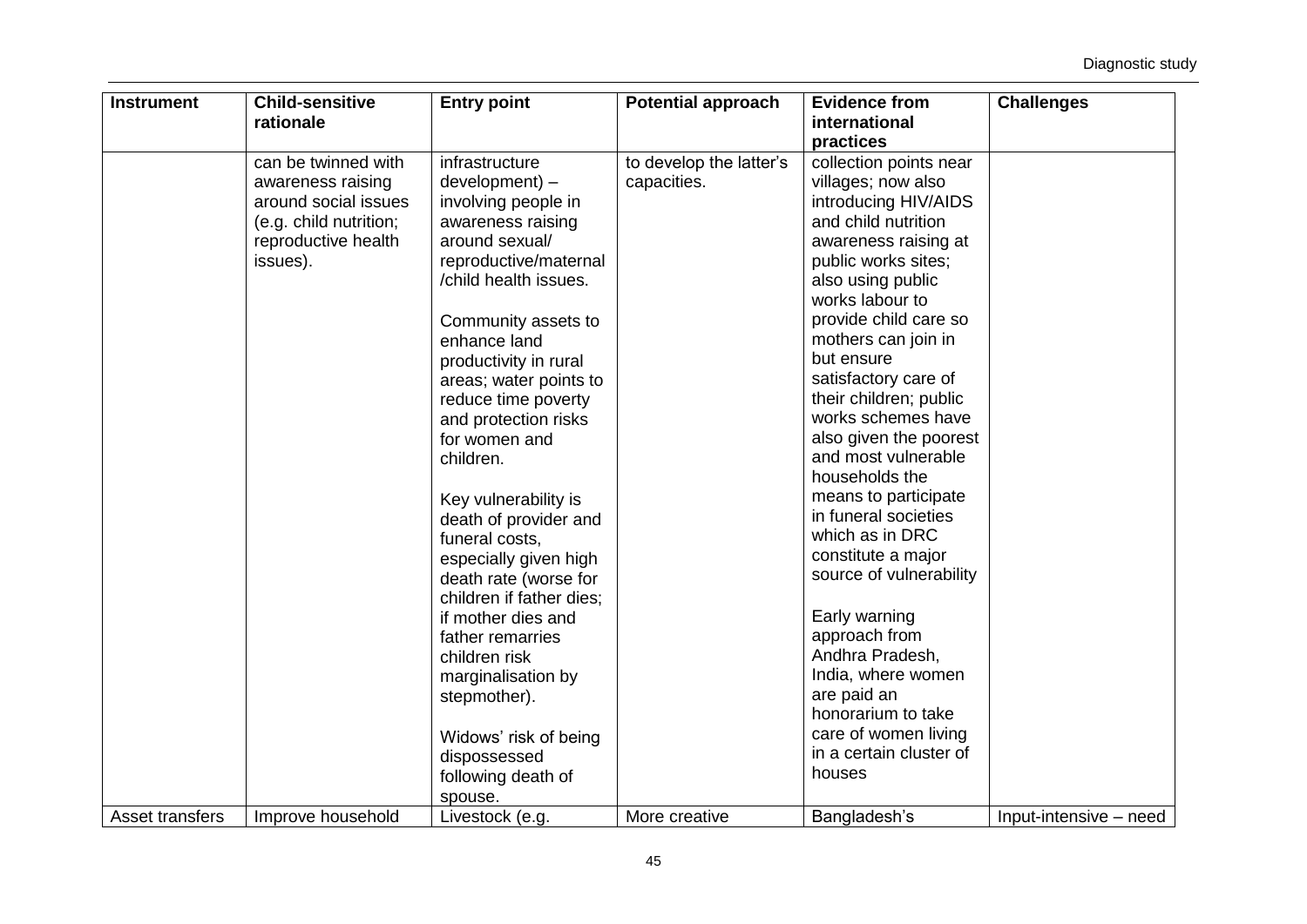| Instrument | Child-sensitive rationale | Entry point | Potential approach | Evidence from international practices | Challenges |
|---|---|---|---|---|---|
| | can be twinned with awareness raising around social issues (e.g. child nutrition; reproductive health issues). | infrastructure development) – involving people in awareness raising around sexual/ reproductive/maternal /child health issues.<br><br>Community assets to enhance land productivity in rural areas; water points to reduce time poverty and protection risks for women and children.<br><br>Key vulnerability is death of provider and funeral costs, especially given high death rate (worse for children if father dies; if mother dies and father remarries children risk marginalisation by stepmother).<br><br>Widows' risk of being dispossessed following death of spouse. | to develop the latter's capacities. | collection points near villages; now also introducing HIV/AIDS and child nutrition awareness raising at public works sites; also using public works labour to provide child care so mothers can join in but ensure satisfactory care of their children; public works schemes have also given the poorest and most vulnerable households the means to participate in funeral societies which as in DRC constitute a major source of vulnerability<br><br>Early warning approach from Andhra Pradesh, India, where women are paid an honorarium to take care of women living in a certain cluster of houses | |
| Asset transfers | Improve household | Livestock (e.g. | More creative | Bangladesh's | Input-intensive – need |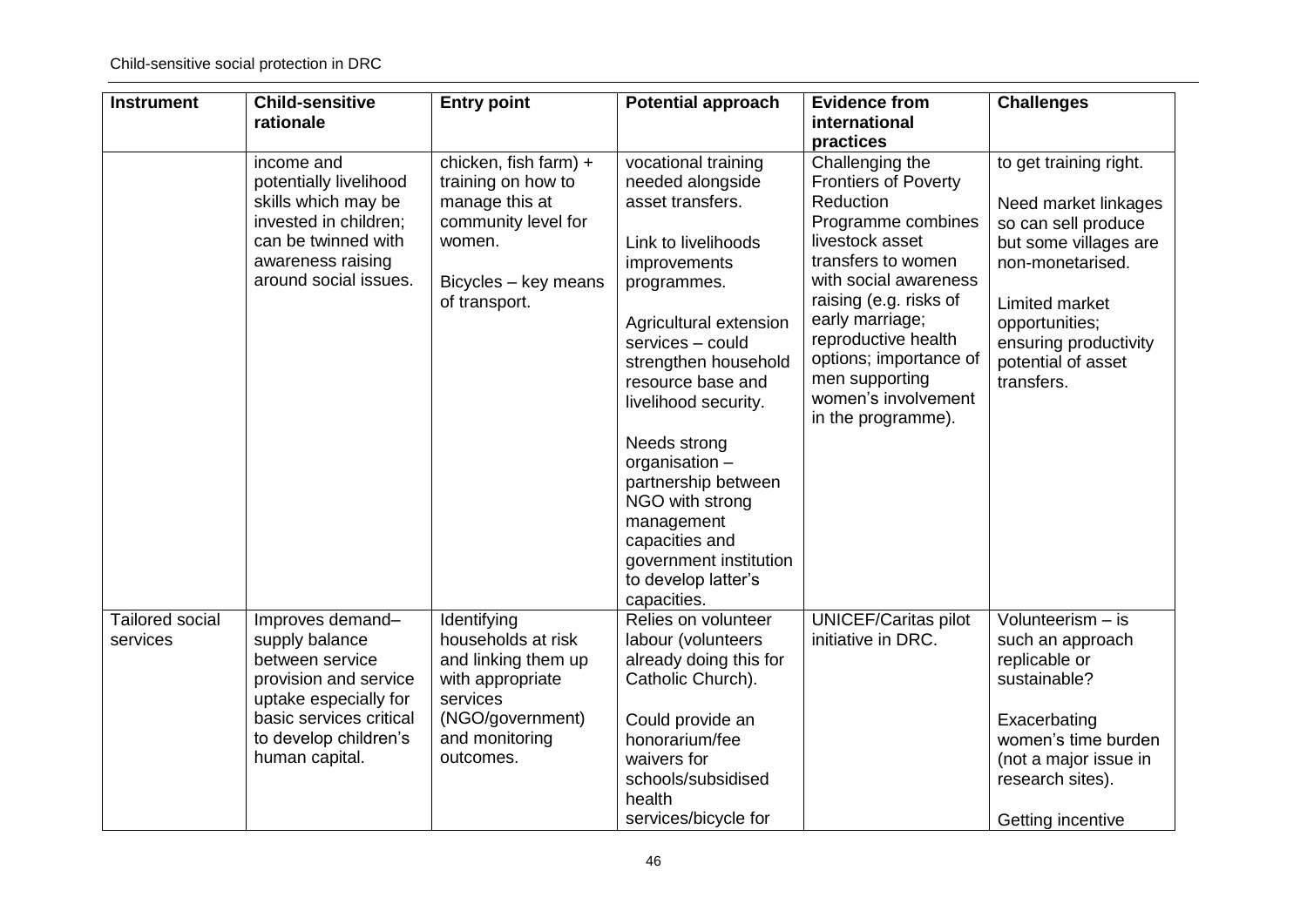| Instrument | Child-sensitive rationale | Entry point | Potential approach | Evidence from international practices | Challenges |
|---|---|---|---|---|---|
| | income and potentially livelihood skills which may be invested in children; can be twinned with awareness raising around social issues. | chicken, fish farm) + training on how to manage this at community level for women.<br><br>Bicycles – key means of transport. | vocational training needed alongside asset transfers.<br><br>Link to livelihoods improvements programmes.<br><br>Agricultural extension services – could strengthen household resource base and livelihood security.<br><br>Needs strong organisation – partnership between NGO with strong management capacities and government institution to develop latter's capacities. | Challenging the Frontiers of Poverty Reduction Programme combines livestock asset transfers to women with social awareness raising (e.g. risks of early marriage; reproductive health options; importance of men supporting women's involvement in the programme). | to get training right.<br><br>Need market linkages so can sell produce but some villages are non-monetarised.<br><br>Limited market opportunities; ensuring productivity potential of asset transfers. |
| Tailored social services | Improves demand–supply balance between service provision and service uptake especially for basic services critical to develop children's human capital. | Identifying households at risk and linking them up with appropriate services (NGO/government) and monitoring outcomes. | Relies on volunteer labour (volunteers already doing this for Catholic Church).<br><br>Could provide an honorarium/fee waivers for schools/subsidised health services/bicycle for | UNICEF/Caritas pilot initiative in DRC. | Volunteerism – is such an approach replicable or sustainable?<br><br>Exacerbating women's time burden (not a major issue in research sites).<br><br>Getting incentive |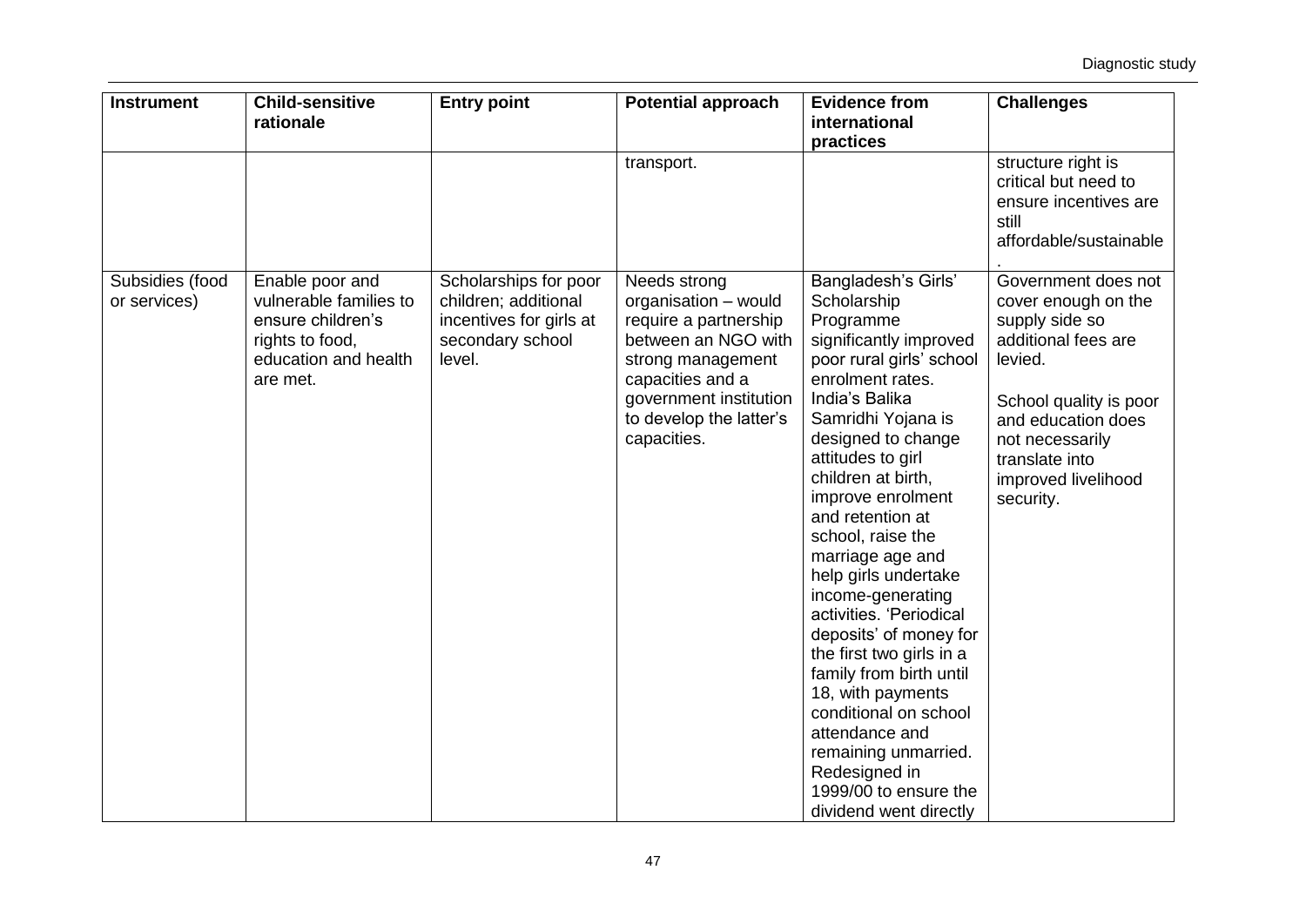| Instrument | Child-sensitive rationale | Entry point | Potential approach | Evidence from international practices | Challenges |
|---|---|---|---|---|---|
| | | | transport. | | structure right is critical but need to ensure incentives are still affordable/sustainable. |
| Subsidies (food or services) | Enable poor and vulnerable families to ensure children's rights to food, education and health are met. | Scholarships for poor children; additional incentives for girls at secondary school level. | Needs strong organisation – would require a partnership between an NGO with strong management capacities and a government institution to develop the latter's capacities. | Bangladesh's Girls' Scholarship Programme significantly improved poor rural girls' school enrolment rates. India's Balika Samridhi Yojana is designed to change attitudes to girl children at birth, improve enrolment and retention at school, raise the marriage age and help girls undertake income-generating activities. 'Periodical deposits' of money for the first two girls in a family from birth until 18, with payments conditional on school attendance and remaining unmarried. Redesigned in 1999/00 to ensure the dividend went directly | Government does not cover enough on the supply side so additional fees are levied.<br><br>School quality is poor and education does not necessarily translate into improved livelihood security. |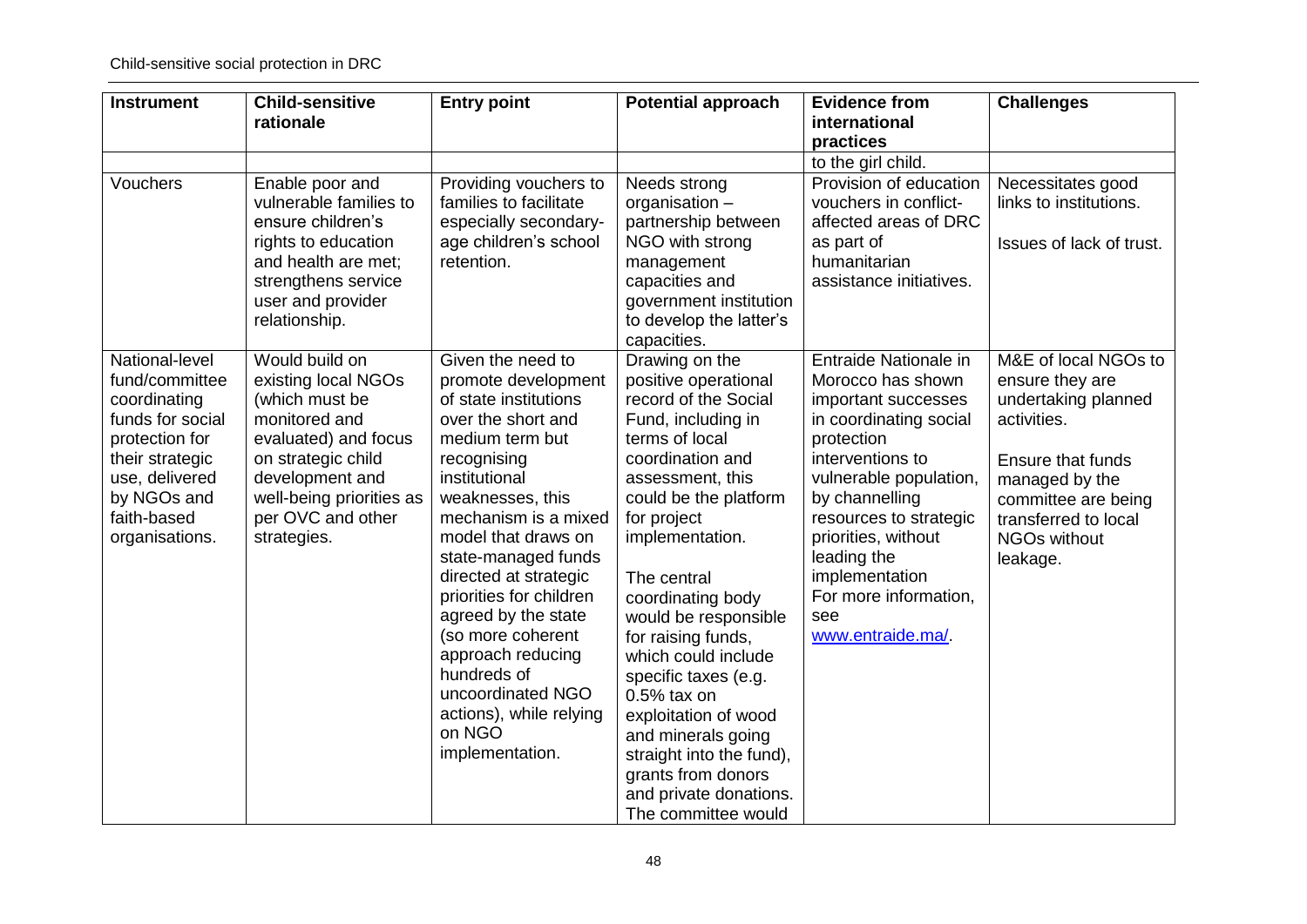| Instrument | Child-sensitive rationale | Entry point | Potential approach | Evidence from international practices | Challenges |
|---|---|---|---|---|---|
| | | | | to the girl child. | |
| Vouchers | Enable poor and vulnerable families to ensure children's rights to education and health are met; strengthens service user and provider relationship. | Providing vouchers to families to facilitate especially secondary-age children's school retention. | Needs strong organisation – partnership between NGO with strong management capacities and government institution to develop the latter's capacities. | Provision of education vouchers in conflict-affected areas of DRC as part of humanitarian assistance initiatives. | Necessitates good links to institutions. Issues of lack of trust. |
| National-level fund/committee coordinating funds for social protection for their strategic use, delivered by NGOs and faith-based organisations. | Would build on existing local NGOs (which must be monitored and evaluated) and focus on strategic child development and well-being priorities as per OVC and other strategies. | Given the need to promote development of state institutions over the short and medium term but recognising institutional weaknesses, this mechanism is a mixed model that draws on state-managed funds directed at strategic priorities for children agreed by the state (so more coherent approach reducing hundreds of uncoordinated NGO actions), while relying on NGO implementation. | Drawing on the positive operational record of the Social Fund, including in terms of local coordination and assessment, this could be the platform for project implementation. The central coordinating body would be responsible for raising funds, which could include specific taxes (e.g. 0.5% tax on exploitation of wood and minerals going straight into the fund), grants from donors and private donations. The committee would | Entraide Nationale in Morocco has shown important successes in coordinating social protection interventions to vulnerable population, by channelling resources to strategic priorities, without leading the implementation For more information, see www.entraide.ma/. | M&E of local NGOs to ensure they are undertaking planned activities. Ensure that funds managed by the committee are being transferred to local NGOs without leakage. |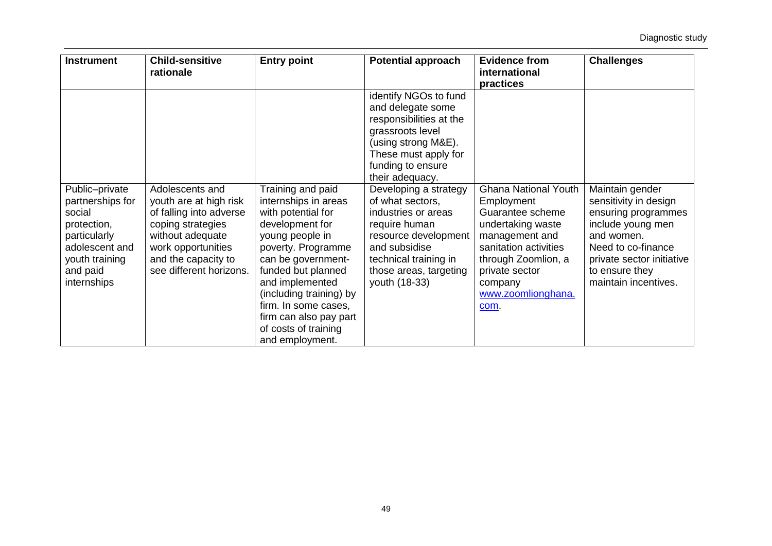| Instrument | Child-sensitive rationale | Entry point | Potential approach | Evidence from international practices | Challenges |
|---|---|---|---|---|---|
| | | | identify NGOs to fund and delegate some responsibilities at the grassroots level (using strong M&E). These must apply for funding to ensure their adequacy. | | |
| Public–private partnerships for social protection, particularly adolescent and youth training and paid internships | Adolescents and youth are at high risk of falling into adverse coping strategies without adequate work opportunities and the capacity to see different horizons. | Training and paid internships in areas with potential for development for young people in poverty. Programme can be government-funded but planned and implemented (including training) by firm. In some cases, firm can also pay part of costs of training and employment. | Developing a strategy of what sectors, industries or areas require human resource development and subsidise technical training in those areas, targeting youth (18-33) | Ghana National Youth Employment Guarantee scheme undertaking waste management and sanitation activities through Zoomlion, a private sector company www.zoomlionghana.com. | Maintain gender sensitivity in design ensuring programmes include young men and women. Need to co-finance private sector initiative to ensure they maintain incentives. |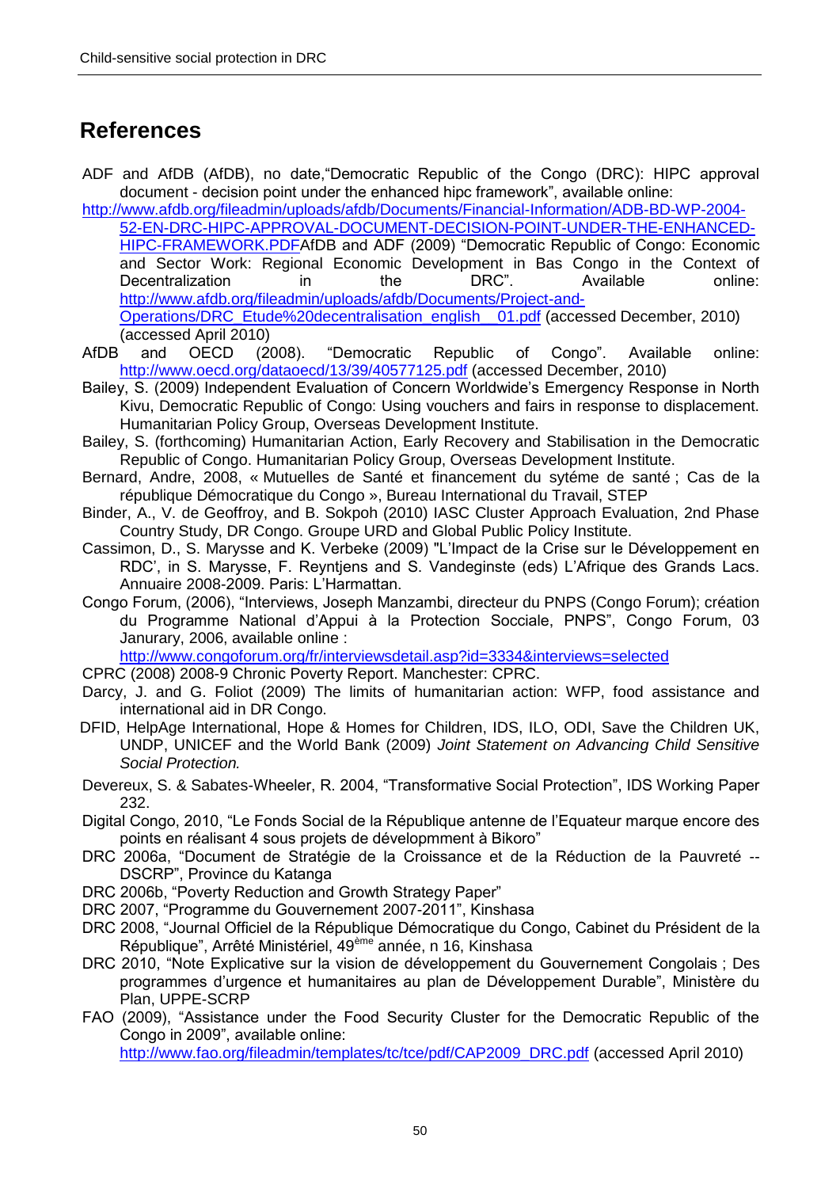# References

ADF and AfDB (AfDB), no date,"Democratic Republic of the Congo (DRC): HIPC approval document - decision point under the enhanced hipc framework", available online: http://www.afdb.org/fileadmin/uploads/afdb/Documents/Financial-Information/ADB-BD-WP-2004-52-EN-DRC-HIPC-APPROVAL-DOCUMENT-DECISION-POINT-UNDER-THE-ENHANCED-HIPC-FRAMEWORK.PDFAfDB and ADF (2009) "Democratic Republic of Congo: Economic and Sector Work: Regional Economic Development in Bas Congo in the Context of Decentralization in the DRC". Available online: http://www.afdb.org/fileadmin/uploads/afdb/Documents/Project-and-Operations/DRC_Etude%20decentralisation_english__01.pdf (accessed December, 2010) (accessed April 2010)

AfDB and OECD (2008). "Democratic Republic of Congo". Available online: http://www.oecd.org/dataoecd/13/39/40577125.pdf (accessed December, 2010)

Bailey, S. (2009) Independent Evaluation of Concern Worldwide's Emergency Response in North Kivu, Democratic Republic of Congo: Using vouchers and fairs in response to displacement. Humanitarian Policy Group, Overseas Development Institute.

Bailey, S. (forthcoming) Humanitarian Action, Early Recovery and Stabilisation in the Democratic Republic of Congo. Humanitarian Policy Group, Overseas Development Institute.

Bernard, Andre, 2008, « Mutuelles de Santé et financement du sytéme de santé ; Cas de la république Démocratique du Congo », Bureau International du Travail, STEP

Binder, A., V. de Geoffroy, and B. Sokpoh (2010) IASC Cluster Approach Evaluation, 2nd Phase Country Study, DR Congo. Groupe URD and Global Public Policy Institute.

Cassimon, D., S. Marysse and K. Verbeke (2009) "L'Impact de la Crise sur le Développement en RDC', in S. Marysse, F. Reyntjens and S. Vandeginste (eds) L'Afrique des Grands Lacs. Annuaire 2008-2009. Paris: L'Harmattan.

Congo Forum, (2006), "Interviews, Joseph Manzambi, directeur du PNPS (Congo Forum); création du Programme National d'Appui à la Protection Socciale, PNPS", Congo Forum, 03 Janurary, 2006, available online : http://www.congoforum.org/fr/interviewsdetail.asp?id=3334&interviews=selected

CPRC (2008) 2008-9 Chronic Poverty Report. Manchester: CPRC.

Darcy, J. and G. Foliot (2009) The limits of humanitarian action: WFP, food assistance and international aid in DR Congo.

DFID, HelpAge International, Hope & Homes for Children, IDS, ILO, ODI, Save the Children UK, UNDP, UNICEF and the World Bank (2009) *Joint Statement on Advancing Child Sensitive Social Protection.*

Devereux, S. & Sabates-Wheeler, R. 2004, "Transformative Social Protection", IDS Working Paper 232.

Digital Congo, 2010, "Le Fonds Social de la République antenne de l'Equateur marque encore des points en réalisant 4 sous projets de développment à Bikoro"

DRC 2006a, "Document de Stratégie de la Croissance et de la Réduction de la Pauvreté -- DSCRP", Province du Katanga

DRC 2006b, "Poverty Reduction and Growth Strategy Paper"

DRC 2007, "Programme du Gouvernement 2007-2011", Kinshasa

DRC 2008, "Journal Officiel de la République Démocratique du Congo, Cabinet du Président de la République", Arrêté Ministériel, 49ème année, n 16, Kinshasa

DRC 2010, "Note Explicative sur la vision de développement du Gouvernement Congolais ; Des programmes d'urgence et humanitaires au plan de Développement Durable", Ministère du Plan, UPPE-SCRP

FAO (2009), "Assistance under the Food Security Cluster for the Democratic Republic of the Congo in 2009", available online: http://www.fao.org/fileadmin/templates/tc/tce/pdf/CAP2009_DRC.pdf (accessed April 2010)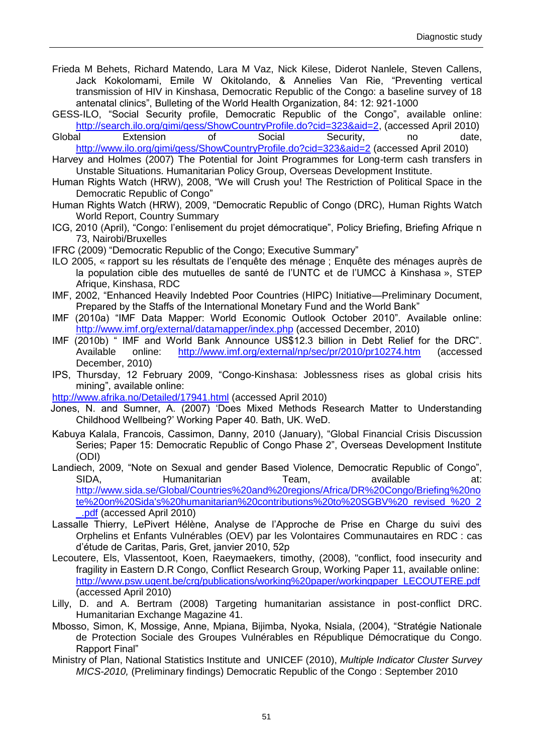Frieda M Behets, Richard Matendo, Lara M Vaz, Nick Kilese, Diderot Nanlele, Steven Callens, Jack Kokolomami, Emile W Okitolando, & Annelies Van Rie, "Preventing vertical transmission of HIV in Kinshasa, Democratic Republic of the Congo: a baseline survey of 18 antenatal clinics", Bulleting of the World Health Organization, 84: 12: 921-1000

GESS-ILO, "Social Security profile, Democratic Republic of the Congo", available online: http://search.ilo.org/gimi/gess/ShowCountryProfile.do?cid=323&aid=2, (accessed April 2010)

Global Extension of Social Security, no date, http://www.ilo.org/gimi/gess/ShowCountryProfile.do?cid=323&aid=2 (accessed April 2010)

Harvey and Holmes (2007) The Potential for Joint Programmes for Long-term cash transfers in Unstable Situations. Humanitarian Policy Group, Overseas Development Institute.

Human Rights Watch (HRW), 2008, "We will Crush you! The Restriction of Political Space in the Democratic Republic of Congo"

Human Rights Watch (HRW), 2009, "Democratic Republic of Congo (DRC), Human Rights Watch World Report, Country Summary

ICG, 2010 (April), "Congo: l'enlisement du projet démocratique", Policy Briefing, Briefing Afrique n 73, Nairobi/Bruxelles

IFRC (2009) "Democratic Republic of the Congo; Executive Summary"

ILO 2005, « rapport su les résultats de l'enquête des ménage ; Enquête des ménages auprès de la population cible des mutuelles de santé de l'UNTC et de l'UMCC à Kinshasa », STEP Afrique, Kinshasa, RDC

IMF, 2002, "Enhanced Heavily Indebted Poor Countries (HIPC) Initiative—Preliminary Document, Prepared by the Staffs of the International Monetary Fund and the World Bank"

IMF (2010a) "IMF Data Mapper: World Economic Outlook October 2010". Available online: http://www.imf.org/external/datamapper/index.php (accessed December, 2010)

IMF (2010b) " IMF and World Bank Announce US$12.3 billion in Debt Relief for the DRC". Available online: http://www.imf.org/external/np/sec/pr/2010/pr10274.htm (accessed December, 2010)

IPS, Thursday, 12 February 2009, "Congo-Kinshasa: Joblessness rises as global crisis hits mining", available online: http://www.afrika.no/Detailed/17941.html (accessed April 2010)

Jones, N. and Sumner, A. (2007) 'Does Mixed Methods Research Matter to Understanding Childhood Wellbeing?' Working Paper 40. Bath, UK. WeD.

Kabuya Kalala, Francois, Cassimon, Danny, 2010 (January), "Global Financial Crisis Discussion Series; Paper 15: Democratic Republic of Congo Phase 2", Overseas Development Institute (ODI)

Landiech, 2009, "Note on Sexual and gender Based Violence, Democratic Republic of Congo", SIDA, Humanitarian Team, available at: http://www.sida.se/Global/Countries%20and%20regions/Africa/DR%20Congo/Briefing%20note%20on%20Sida's%20humanitarian%20contributions%20to%20SGBV%20_revised_%20_2_.pdf (accessed April 2010)

Lassalle Thierry, LePivert Hélène, Analyse de l'Approche de Prise en Charge du suivi des Orphelins et Enfants Vulnérables (OEV) par les Volontaires Communautaires en RDC : cas d'étude de Caritas, Paris, Gret, janvier 2010, 52p

Lecoutere, Els, Vlassentoot, Koen, Raeymaekers, timothy, (2008), "conflict, food insecurity and fragility in Eastern D.R Congo, Conflict Research Group, Working Paper 11, available online: http://www.psw.ugent.be/crg/publications/working%20paper/workingpaper_LECOUTERE.pdf (accessed April 2010)

Lilly, D. and A. Bertram (2008) Targeting humanitarian assistance in post-conflict DRC. Humanitarian Exchange Magazine 41.

Mbosso, Simon, K, Mossige, Anne, Mpiana, Bijimba, Nyoka, Nsiala, (2004), "Stratégie Nationale de Protection Sociale des Groupes Vulnérables en République Démocratique du Congo. Rapport Final"

Ministry of Plan, National Statistics Institute and UNICEF (2010), *Multiple Indicator Cluster Survey MICS-2010,* (Preliminary findings) Democratic Republic of the Congo : September 2010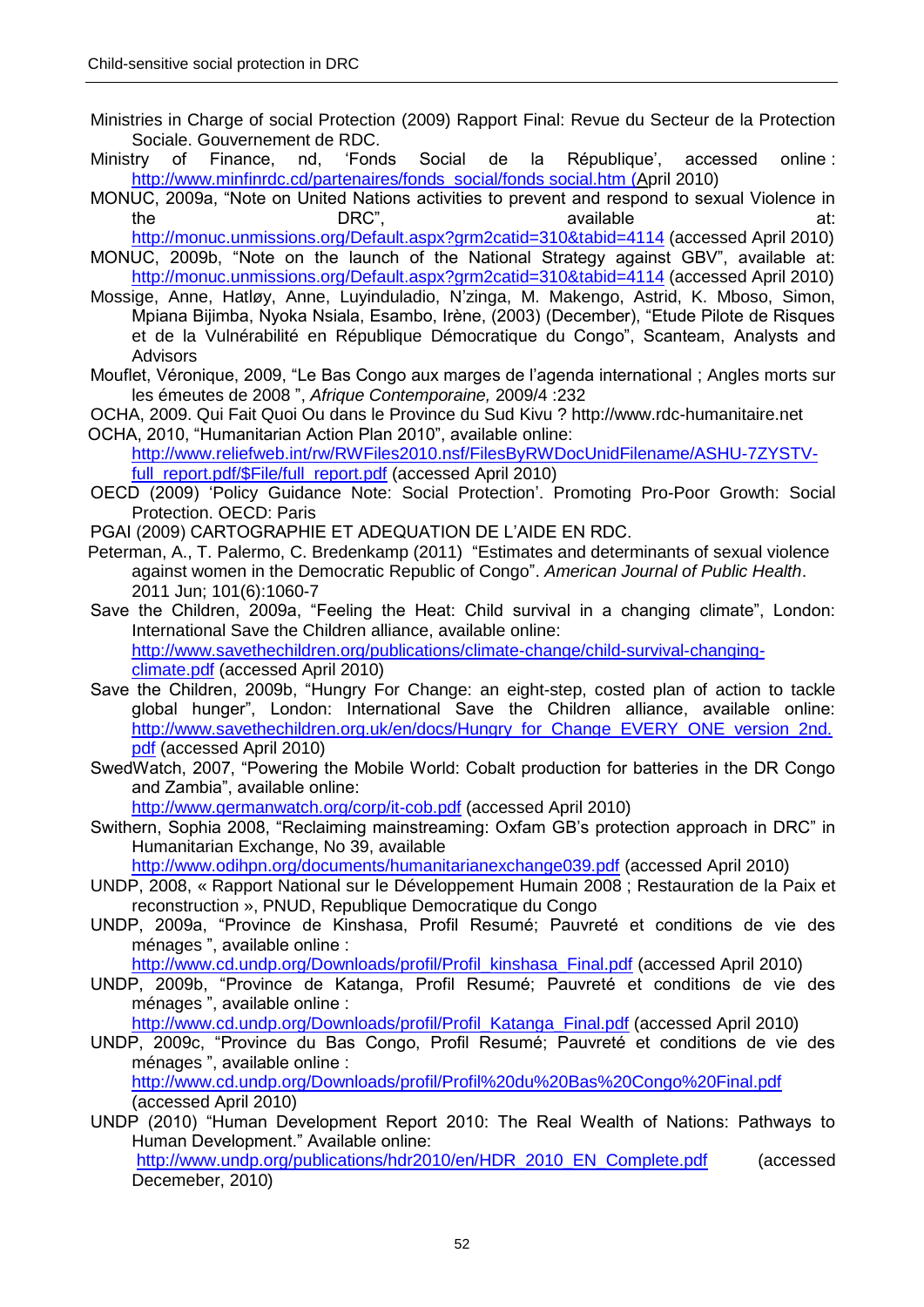Ministries in Charge of social Protection (2009) Rapport Final: Revue du Secteur de la Protection Sociale. Gouvernement de RDC.

Ministry of Finance, nd, 'Fonds Social de la République', accessed online : http://www.minfinrdc.cd/partenaires/fonds_social/fonds social.htm (April 2010)

MONUC, 2009a, "Note on United Nations activities to prevent and respond to sexual Violence in the DRC", available at: http://monuc.unmissions.org/Default.aspx?grm2catid=310&tabid=4114 (accessed April 2010)

MONUC, 2009b, "Note on the launch of the National Strategy against GBV", available at: http://monuc.unmissions.org/Default.aspx?grm2catid=310&tabid=4114 (accessed April 2010)

Mossige, Anne, Hatløy, Anne, Luyinduladio, N'zinga, M. Makengo, Astrid, K. Mboso, Simon, Mpiana Bijimba, Nyoka Nsiala, Esambo, Irène, (2003) (December), "Etude Pilote de Risques et de la Vulnérabilité en République Démocratique du Congo", Scanteam, Analysts and Advisors

Mouflet, Véronique, 2009, "Le Bas Congo aux marges de l'agenda international ; Angles morts sur les émeutes de 2008 ", *Afrique Contemporaine,* 2009/4 :232

OCHA, 2009. Qui Fait Quoi Ou dans le Province du Sud Kivu ? http://www.rdc-humanitaire.net

OCHA, 2010, "Humanitarian Action Plan 2010", available online: http://www.reliefweb.int/rw/RWFiles2010.nsf/FilesByRWDocUnidFilename/ASHU-7ZYSTV-full_report.pdf/$File/full_report.pdf (accessed April 2010)

OECD (2009) 'Policy Guidance Note: Social Protection'. Promoting Pro-Poor Growth: Social Protection. OECD: Paris

PGAI (2009) CARTOGRAPHIE ET ADEQUATION DE L'AIDE EN RDC.

Peterman, A., T. Palermo, C. Bredenkamp (2011) "Estimates and determinants of sexual violence against women in the Democratic Republic of Congo". *American Journal of Public Health*. 2011 Jun; 101(6):1060-7

Save the Children, 2009a, "Feeling the Heat: Child survival in a changing climate", London: International Save the Children alliance, available online: http://www.savethechildren.org/publications/climate-change/child-survival-changing-climate.pdf (accessed April 2010)

Save the Children, 2009b, "Hungry For Change: an eight-step, costed plan of action to tackle global hunger", London: International Save the Children alliance, available online: http://www.savethechildren.org.uk/en/docs/Hungry_for_Change_EVERY_ONE_version_2nd.pdf (accessed April 2010)

SwedWatch, 2007, "Powering the Mobile World: Cobalt production for batteries in the DR Congo and Zambia", available online: http://www.germanwatch.org/corp/it-cob.pdf (accessed April 2010)

Swithern, Sophia 2008, "Reclaiming mainstreaming: Oxfam GB's protection approach in DRC" in Humanitarian Exchange, No 39, available http://www.odihpn.org/documents/humanitarianexchange039.pdf (accessed April 2010)

UNDP, 2008, « Rapport National sur le Développement Humain 2008 ; Restauration de la Paix et reconstruction », PNUD, Republique Democratique du Congo

UNDP, 2009a, "Province de Kinshasa, Profil Resumé; Pauvreté et conditions de vie des ménages ", available online : http://www.cd.undp.org/Downloads/profil/Profil_kinshasa_Final.pdf (accessed April 2010)

UNDP, 2009b, "Province de Katanga, Profil Resumé; Pauvreté et conditions de vie des ménages ", available online : http://www.cd.undp.org/Downloads/profil/Profil_Katanga_Final.pdf (accessed April 2010)

UNDP, 2009c, "Province du Bas Congo, Profil Resumé; Pauvreté et conditions de vie des ménages ", available online : http://www.cd.undp.org/Downloads/profil/Profil%20du%20Bas%20Congo%20Final.pdf (accessed April 2010)

UNDP (2010) "Human Development Report 2010: The Real Wealth of Nations: Pathways to Human Development." Available online: http://www.undp.org/publications/hdr2010/en/HDR_2010_EN_Complete.pdf (accessed Decemeber, 2010)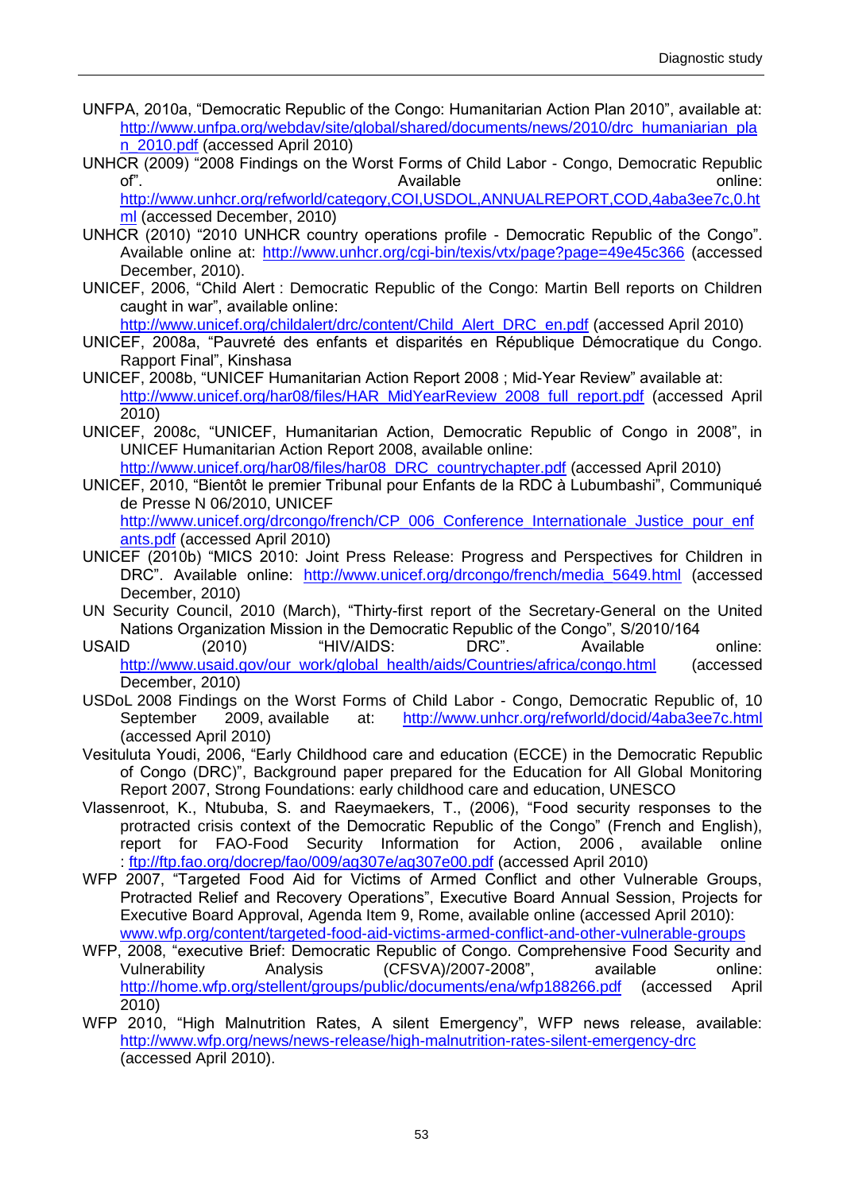UNFPA, 2010a, “Democratic Republic of the Congo: Humanitarian Action Plan 2010”, available at: http://www.unfpa.org/webdav/site/global/shared/documents/news/2010/drc_humaniarian_plan_2010.pdf (accessed April 2010)

UNHCR (2009) “2008 Findings on the Worst Forms of Child Labor - Congo, Democratic Republic of”. Available online: http://www.unhcr.org/refworld/category,COI,USDOL,ANNUALREPORT,COD,4aba3ee7c,0.html (accessed December, 2010)

UNHCR (2010) “2010 UNHCR country operations profile - Democratic Republic of the Congo”. Available online at: http://www.unhcr.org/cgi-bin/texis/vtx/page?page=49e45c366 (accessed December, 2010).

UNICEF, 2006, “Child Alert : Democratic Republic of the Congo: Martin Bell reports on Children caught in war”, available online: http://www.unicef.org/childalert/drc/content/Child_Alert_DRC_en.pdf (accessed April 2010)

UNICEF, 2008a, “Pauvreté des enfants et disparités en République Démocratique du Congo. Rapport Final”, Kinshasa

UNICEF, 2008b, “UNICEF Humanitarian Action Report 2008 ; Mid-Year Review” available at: http://www.unicef.org/har08/files/HAR_MidYearReview_2008_full_report.pdf (accessed April 2010)

UNICEF, 2008c, “UNICEF, Humanitarian Action, Democratic Republic of Congo in 2008”, in UNICEF Humanitarian Action Report 2008, available online: http://www.unicef.org/har08/files/har08_DRC_countrychapter.pdf (accessed April 2010)

UNICEF, 2010, “Bientôt le premier Tribunal pour Enfants de la RDC à Lubumbashi”, Communiqué de Presse N 06/2010, UNICEF http://www.unicef.org/drcongo/french/CP_006_Conference_Internationale_Justice_pour_enfants.pdf (accessed April 2010)

UNICEF (2010b) “MICS 2010: Joint Press Release: Progress and Perspectives for Children in DRC”. Available online: http://www.unicef.org/drcongo/french/media_5649.html (accessed December, 2010)

UN Security Council, 2010 (March), “Thirty-first report of the Secretary-General on the United Nations Organization Mission in the Democratic Republic of the Congo”, S/2010/164

USAID (2010) “HIV/AIDS: DRC”. Available online: http://www.usaid.gov/our_work/global_health/aids/Countries/africa/congo.html (accessed December, 2010)

USDoL 2008 Findings on the Worst Forms of Child Labor - Congo, Democratic Republic of, 10 September 2009, available at: http://www.unhcr.org/refworld/docid/4aba3ee7c.html (accessed April 2010)

Vesituluta Youdi, 2006, “Early Childhood care and education (ECCE) in the Democratic Republic of Congo (DRC)”, Background paper prepared for the Education for All Global Monitoring Report 2007, Strong Foundations: early childhood care and education, UNESCO

Vlassenroot, K., Ntububa, S. and Raeymaekers, T., (2006), “Food security responses to the protracted crisis context of the Democratic Republic of the Congo” (French and English), report for FAO-Food Security Information for Action, 2006 , available online : ftp://ftp.fao.org/docrep/fao/009/ag307e/ag307e00.pdf (accessed April 2010)

WFP 2007, “Targeted Food Aid for Victims of Armed Conflict and other Vulnerable Groups, Protracted Relief and Recovery Operations”, Executive Board Annual Session, Projects for Executive Board Approval, Agenda Item 9, Rome, available online (accessed April 2010): www.wfp.org/content/targeted-food-aid-victims-armed-conflict-and-other-vulnerable-groups

WFP, 2008, “executive Brief: Democratic Republic of Congo. Comprehensive Food Security and Vulnerability Analysis (CFSVA)/2007-2008”, available online: http://home.wfp.org/stellent/groups/public/documents/ena/wfp188266.pdf (accessed April 2010)

WFP 2010, “High Malnutrition Rates, A silent Emergency”, WFP news release, available: http://www.wfp.org/news/news-release/high-malnutrition-rates-silent-emergency-drc (accessed April 2010).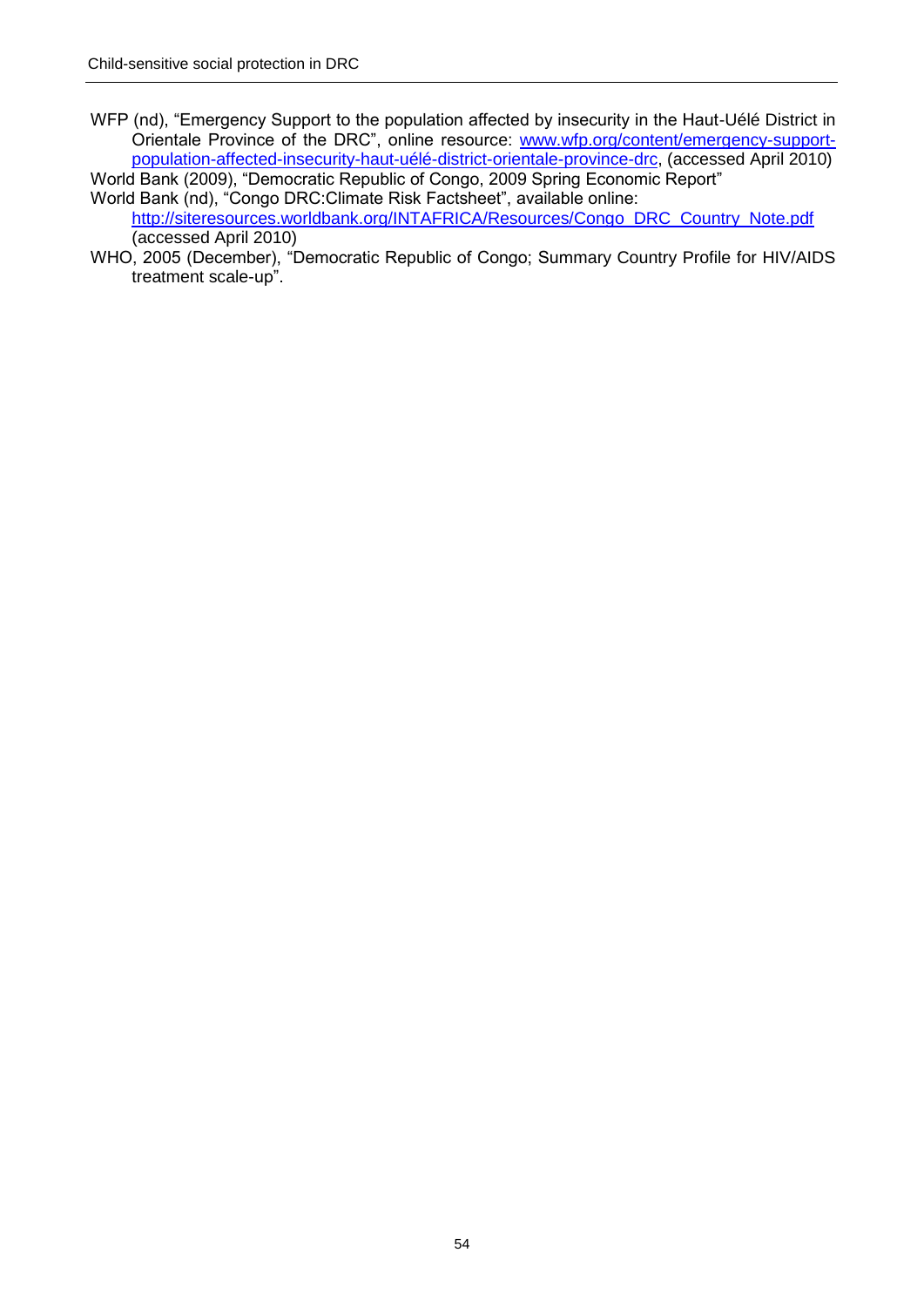WFP (nd), "Emergency Support to the population affected by insecurity in the Haut-Uélé District in Orientale Province of the DRC", online resource: www.wfp.org/content/emergency-support-population-affected-insecurity-haut-uélé-district-orientale-province-drc, (accessed April 2010)

World Bank (2009), "Democratic Republic of Congo, 2009 Spring Economic Report"

World Bank (nd), "Congo DRC:Climate Risk Factsheet", available online: http://siteresources.worldbank.org/INTAFRICA/Resources/Congo_DRC_Country_Note.pdf (accessed April 2010)

WHO, 2005 (December), "Democratic Republic of Congo; Summary Country Profile for HIV/AIDS treatment scale-up".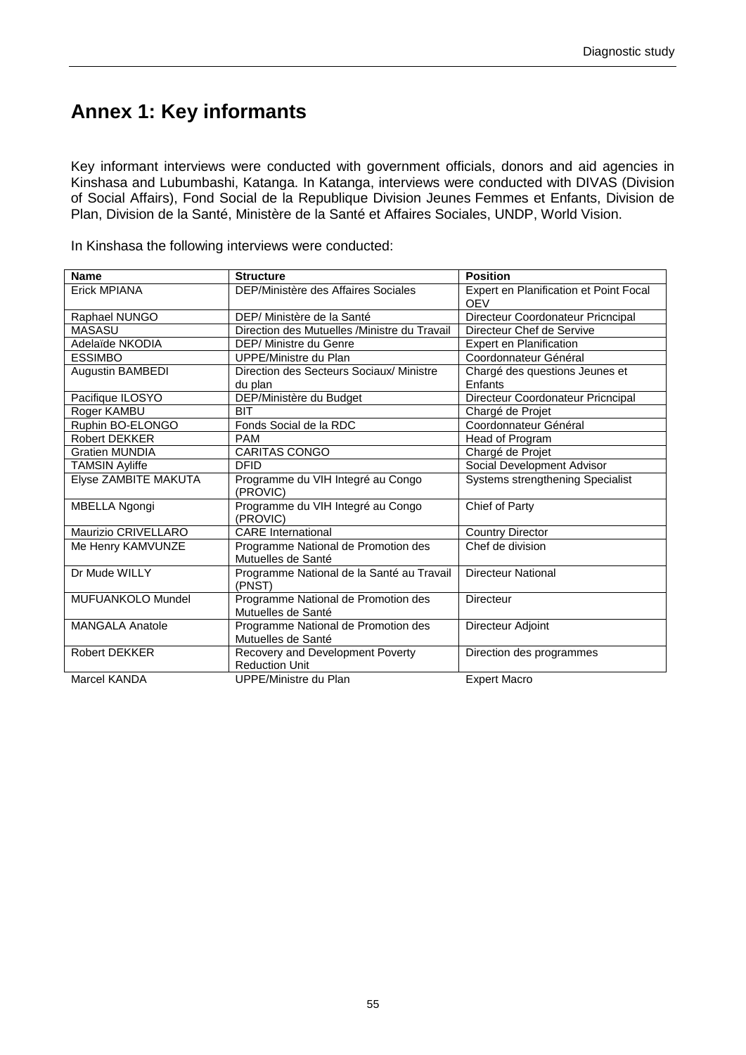# Annex 1: Key informants

Key informant interviews were conducted with government officials, donors and aid agencies in Kinshasa and Lubumbashi, Katanga. In Katanga, interviews were conducted with DIVAS (Division of Social Affairs), Fond Social de la Republique Division Jeunes Femmes et Enfants, Division de Plan, Division de la Santé, Ministère de la Santé et Affaires Sociales, UNDP, World Vision.

In Kinshasa the following interviews were conducted:

| Name | Structure | Position |
|---|---|---|
| Erick MPIANA | DEP/Ministère des Affaires Sociales | Expert en Planification et Point Focal OEV |
| Raphael NUNGO | DEP/ Ministère de la Santé | Directeur Coordonateur Pricncipal |
| MASASU | Direction des Mutuelles /Ministre du Travail | Directeur Chef de Servive |
| Adelaïde NKODIA | DEP/ Ministre du Genre | Expert en Planification |
| ESSIMBO | UPPE/Ministre du Plan | Coordonnateur Général |
| Augustin BAMBEDI | Direction des Secteurs Sociaux/ Ministre du plan | Chargé des questions Jeunes et Enfants |
| Pacifique ILOSYO | DEP/Ministère du Budget | Directeur Coordonateur Pricncipal |
| Roger KAMBU | BIT | Chargé de Projet |
| Ruphin BO-ELONGO | Fonds Social de la RDC | Coordonnateur Général |
| Robert DEKKER | PAM | Head of Program |
| Gratien MUNDIA | CARITAS CONGO | Chargé de Projet |
| TAMSIN Ayliffe | DFID | Social Development Advisor |
| Elyse ZAMBITE MAKUTA | Programme du VIH Integré au Congo (PROVIC) | Systems strengthening Specialist |
| MBELLA Ngongi | Programme du VIH Integré au Congo (PROVIC) | Chief of Party |
| Maurizio CRIVELLARO | CARE International | Country Director |
| Me Henry KAMVUNZE | Programme National de Promotion des Mutuelles de Santé | Chef de division |
| Dr Mude WILLY | Programme National de la Santé au Travail (PNST) | Directeur National |
| MUFUANKOLO Mundel | Programme National de Promotion des Mutuelles de Santé | Directeur |
| MANGALA Anatole | Programme National de Promotion des Mutuelles de Santé | Directeur Adjoint |
| Robert DEKKER | Recovery and Development Poverty Reduction Unit | Direction des programmes |
| Marcel KANDA | UPPE/Ministre du Plan | Expert Macro |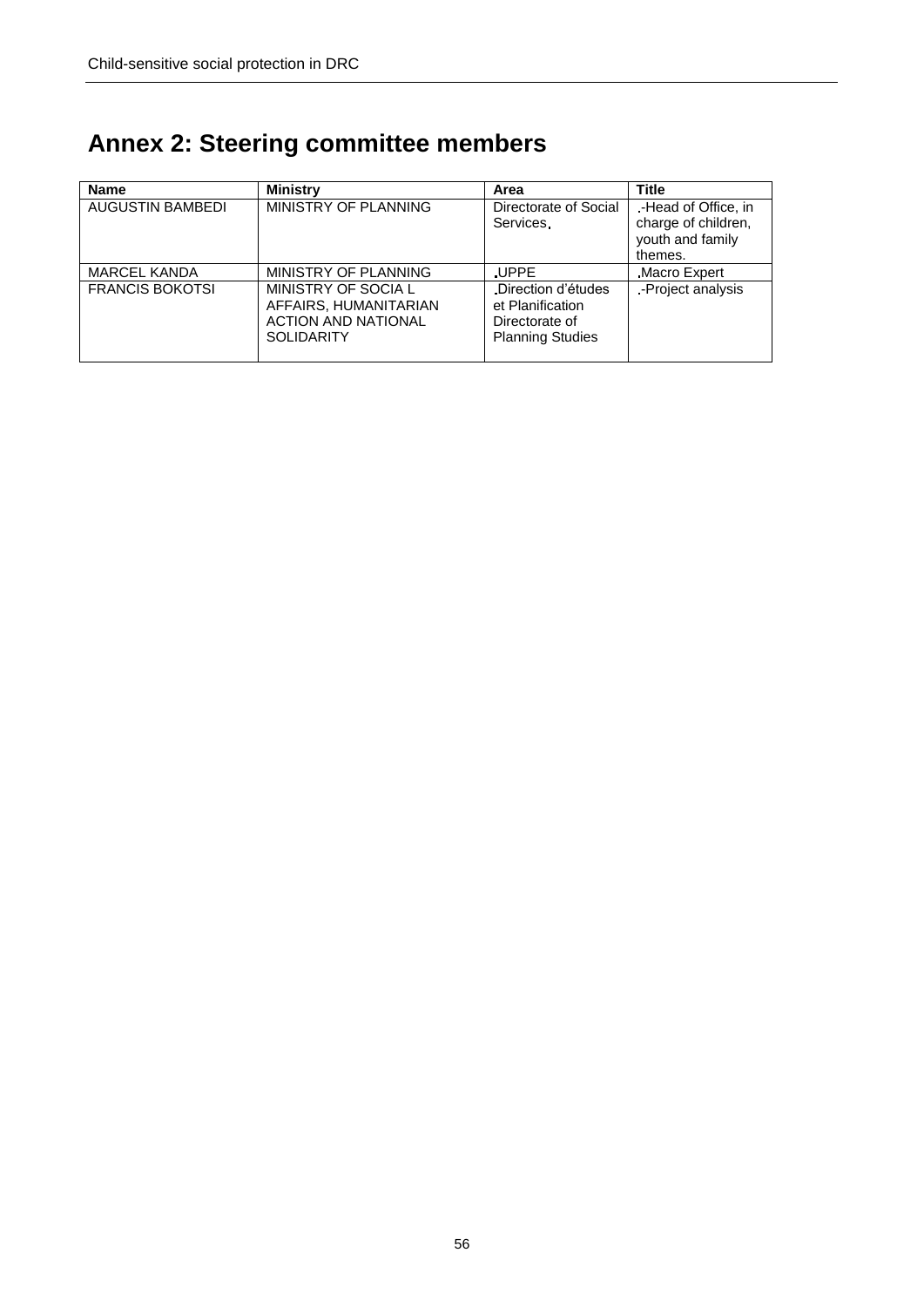# Annex 2: Steering committee members

| Name | Ministry | Area | Title |
|---|---|---|---|
| AUGUSTIN BAMBEDI | MINISTRY OF PLANNING | Directorate of Social Services. | .-Head of Office, in charge of children, youth and family themes. |
| MARCEL KANDA | MINISTRY OF PLANNING | .UPPE | .Macro Expert |
| FRANCIS BOKOTSI | MINISTRY OF SOCIA L AFFAIRS, HUMANITARIAN ACTION AND NATIONAL SOLIDARITY | .Direction d'études et Planification Directorate of Planning Studies | .-Project analysis |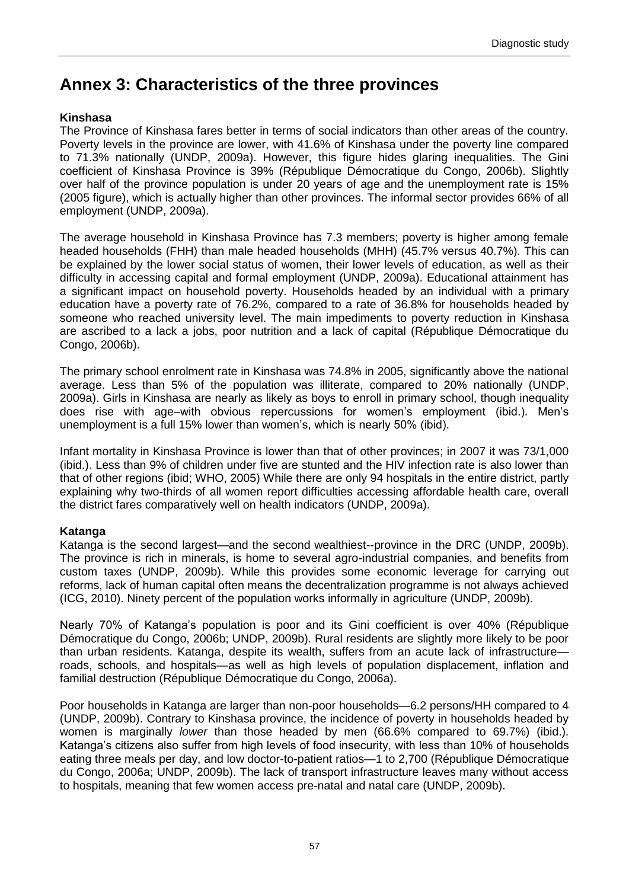# Annex 3: Characteristics of the three provinces

**Kinshasa**

The Province of Kinshasa fares better in terms of social indicators than other areas of the country. Poverty levels in the province are lower, with 41.6% of Kinshasa under the poverty line compared to 71.3% nationally (UNDP, 2009a). However, this figure hides glaring inequalities. The Gini coefficient of Kinshasa Province is 39% (République Démocratique du Congo, 2006b). Slightly over half of the province population is under 20 years of age and the unemployment rate is 15% (2005 figure), which is actually higher than other provinces. The informal sector provides 66% of all employment (UNDP, 2009a).

The average household in Kinshasa Province has 7.3 members; poverty is higher among female headed households (FHH) than male headed households (MHH) (45.7% versus 40.7%). This can be explained by the lower social status of women, their lower levels of education, as well as their difficulty in accessing capital and formal employment (UNDP, 2009a). Educational attainment has a significant impact on household poverty. Households headed by an individual with a primary education have a poverty rate of 76.2%, compared to a rate of 36.8% for households headed by someone who reached university level. The main impediments to poverty reduction in Kinshasa are ascribed to a lack a jobs, poor nutrition and a lack of capital (République Démocratique du Congo, 2006b).

The primary school enrolment rate in Kinshasa was 74.8% in 2005, significantly above the national average. Less than 5% of the population was illiterate, compared to 20% nationally (UNDP, 2009a). Girls in Kinshasa are nearly as likely as boys to enroll in primary school, though inequality does rise with age–with obvious repercussions for women's employment (ibid.). Men's unemployment is a full 15% lower than women's, which is nearly 50% (ibid).

Infant mortality in Kinshasa Province is lower than that of other provinces; in 2007 it was 73/1,000 (ibid.). Less than 9% of children under five are stunted and the HIV infection rate is also lower than that of other regions (ibid; WHO, 2005) While there are only 94 hospitals in the entire district, partly explaining why two-thirds of all women report difficulties accessing affordable health care, overall the district fares comparatively well on health indicators (UNDP, 2009a).

**Katanga**

Katanga is the second largest—and the second wealthiest--province in the DRC (UNDP, 2009b). The province is rich in minerals, is home to several agro-industrial companies, and benefits from custom taxes (UNDP, 2009b). While this provides some economic leverage for carrying out reforms, lack of human capital often means the decentralization programme is not always achieved (ICG, 2010). Ninety percent of the population works informally in agriculture (UNDP, 2009b).

Nearly 70% of Katanga's population is poor and its Gini coefficient is over 40% (République Démocratique du Congo, 2006b; UNDP, 2009b). Rural residents are slightly more likely to be poor than urban residents. Katanga, despite its wealth, suffers from an acute lack of infrastructure—roads, schools, and hospitals—as well as high levels of population displacement, inflation and familial destruction (République Démocratique du Congo, 2006a).

Poor households in Katanga are larger than non-poor households—6.2 persons/HH compared to 4 (UNDP, 2009b). Contrary to Kinshasa province, the incidence of poverty in households headed by women is marginally *lower* than those headed by men (66.6% compared to 69.7%) (ibid.). Katanga's citizens also suffer from high levels of food insecurity, with less than 10% of households eating three meals per day, and low doctor-to-patient ratios—1 to 2,700 (République Démocratique du Congo, 2006a; UNDP, 2009b). The lack of transport infrastructure leaves many without access to hospitals, meaning that few women access pre-natal and natal care (UNDP, 2009b).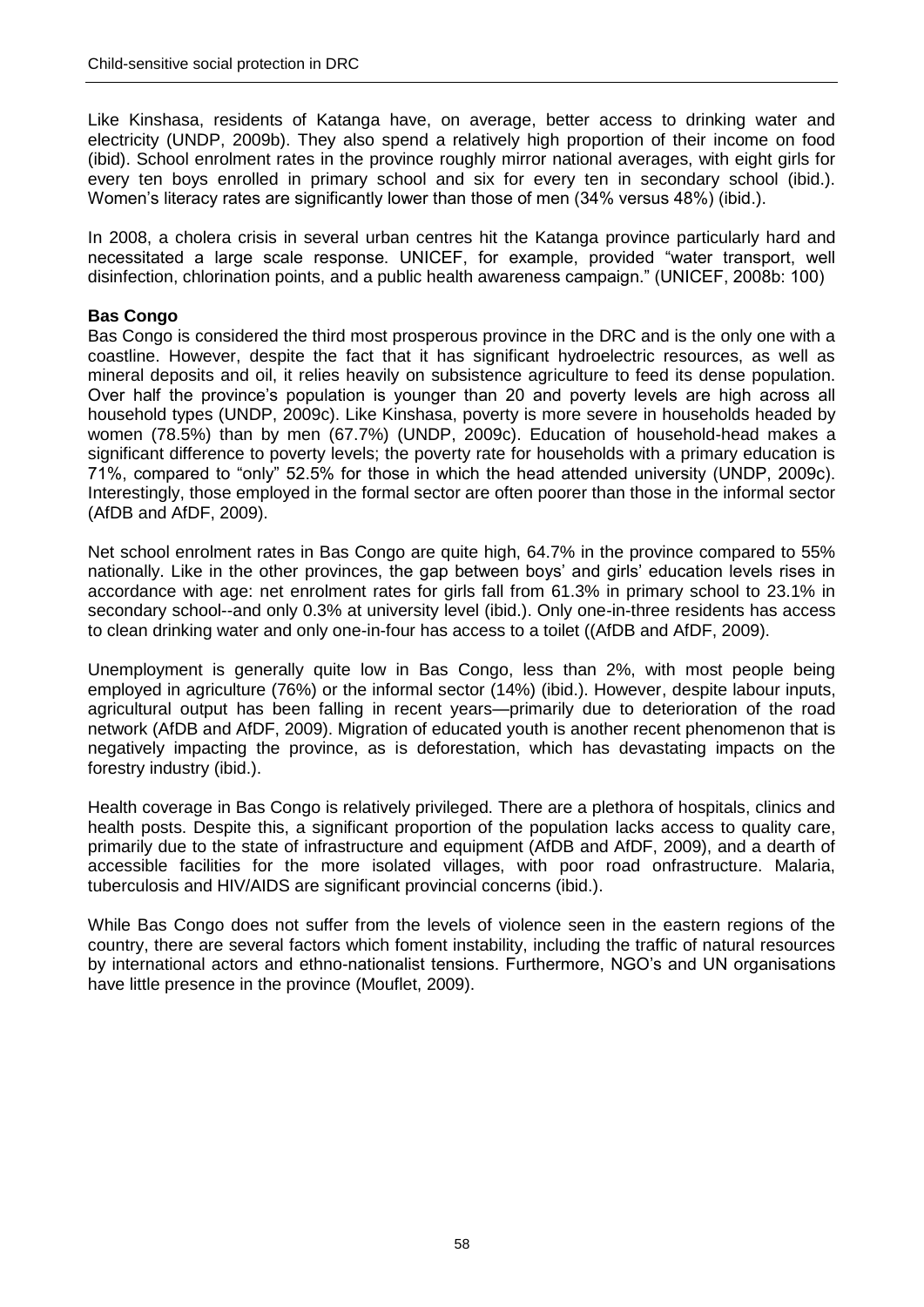Like Kinshasa, residents of Katanga have, on average, better access to drinking water and electricity (UNDP, 2009b). They also spend a relatively high proportion of their income on food (ibid). School enrolment rates in the province roughly mirror national averages, with eight girls for every ten boys enrolled in primary school and six for every ten in secondary school (ibid.). Women's literacy rates are significantly lower than those of men (34% versus 48%) (ibid.).

In 2008, a cholera crisis in several urban centres hit the Katanga province particularly hard and necessitated a large scale response. UNICEF, for example, provided "water transport, well disinfection, chlorination points, and a public health awareness campaign." (UNICEF, 2008b: 100)

**Bas Congo**

Bas Congo is considered the third most prosperous province in the DRC and is the only one with a coastline. However, despite the fact that it has significant hydroelectric resources, as well as mineral deposits and oil, it relies heavily on subsistence agriculture to feed its dense population. Over half the province's population is younger than 20 and poverty levels are high across all household types (UNDP, 2009c). Like Kinshasa, poverty is more severe in households headed by women (78.5%) than by men (67.7%) (UNDP, 2009c). Education of household-head makes a significant difference to poverty levels; the poverty rate for households with a primary education is 71%, compared to "only" 52.5% for those in which the head attended university (UNDP, 2009c). Interestingly, those employed in the formal sector are often poorer than those in the informal sector (AfDB and AfDF, 2009).

Net school enrolment rates in Bas Congo are quite high, 64.7% in the province compared to 55% nationally. Like in the other provinces, the gap between boys' and girls' education levels rises in accordance with age: net enrolment rates for girls fall from 61.3% in primary school to 23.1% in secondary school--and only 0.3% at university level (ibid.). Only one-in-three residents has access to clean drinking water and only one-in-four has access to a toilet ((AfDB and AfDF, 2009).

Unemployment is generally quite low in Bas Congo, less than 2%, with most people being employed in agriculture (76%) or the informal sector (14%) (ibid.). However, despite labour inputs, agricultural output has been falling in recent years—primarily due to deterioration of the road network (AfDB and AfDF, 2009). Migration of educated youth is another recent phenomenon that is negatively impacting the province, as is deforestation, which has devastating impacts on the forestry industry (ibid.).

Health coverage in Bas Congo is relatively privileged. There are a plethora of hospitals, clinics and health posts. Despite this, a significant proportion of the population lacks access to quality care, primarily due to the state of infrastructure and equipment (AfDB and AfDF, 2009), and a dearth of accessible facilities for the more isolated villages, with poor road onfrastructure. Malaria, tuberculosis and HIV/AIDS are significant provincial concerns (ibid.).

While Bas Congo does not suffer from the levels of violence seen in the eastern regions of the country, there are several factors which foment instability, including the traffic of natural resources by international actors and ethno-nationalist tensions. Furthermore, NGO's and UN organisations have little presence in the province (Mouflet, 2009).